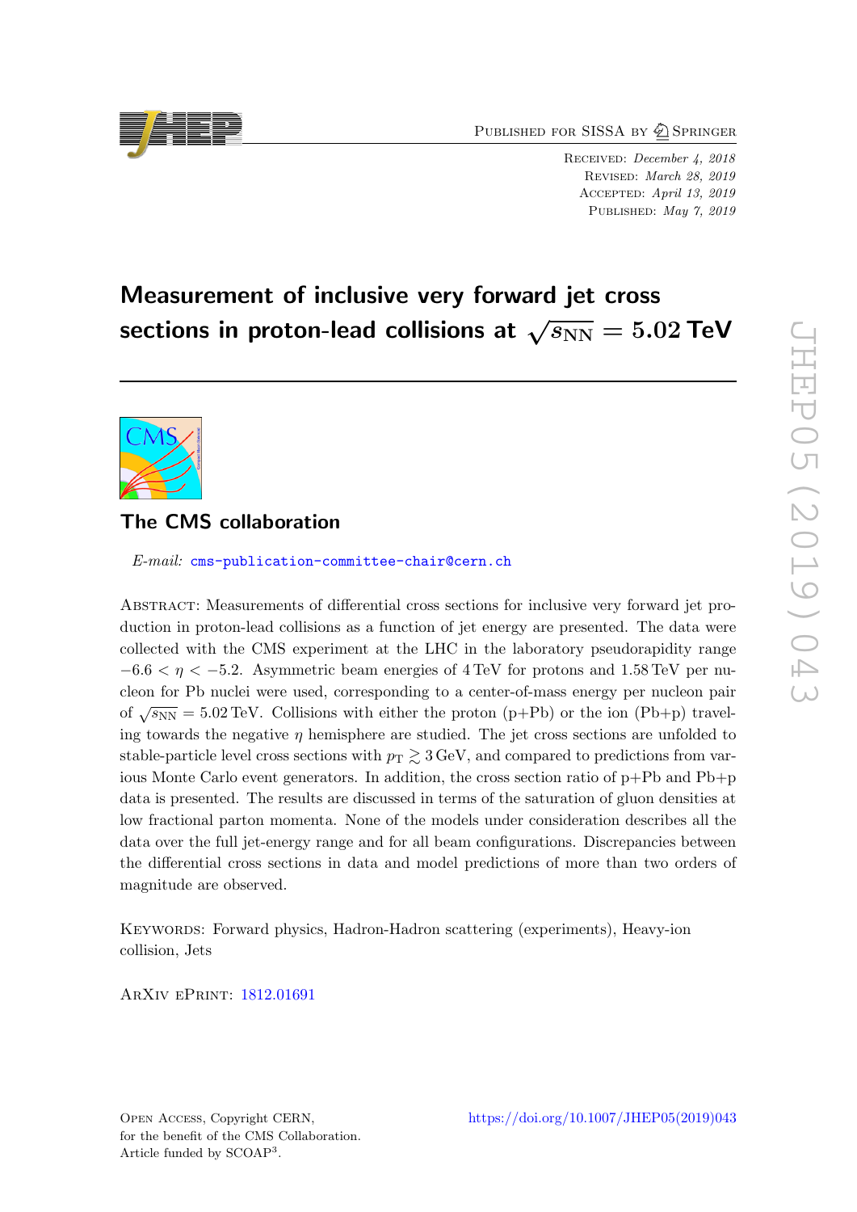Published for SISSA by Springer

Received: *December 4, 2018*
Revised: *March 28, 2019*
Accepted: *April 13, 2019*
Published: *May 7, 2019*

# Measurement of inclusive very forward jet cross sections in proton-lead collisions at $\sqrt{s_{\mathrm{NN}}} = 5.02$ TeV

## The CMS collaboration

*E-mail:* cms-publication-committee-chair@cern.ch

Abstract: Measurements of differential cross sections for inclusive very forward jet production in proton-lead collisions as a function of jet energy are presented. The data were collected with the CMS experiment at the LHC in the laboratory pseudorapidity range $-6.6 < \eta < -5.2$. Asymmetric beam energies of 4 TeV for protons and 1.58 TeV per nucleon for Pb nuclei were used, corresponding to a center-of-mass energy per nucleon pair of $\sqrt{s_{\mathrm{NN}}} = 5.02$ TeV. Collisions with either the proton (p+Pb) or the ion (Pb+p) traveling towards the negative $\eta$ hemisphere are studied. The jet cross sections are unfolded to stable-particle level cross sections with $p_{\mathrm{T}} \gtrsim 3$ GeV, and compared to predictions from various Monte Carlo event generators. In addition, the cross section ratio of p+Pb and Pb+p data is presented. The results are discussed in terms of the saturation of gluon densities at low fractional parton momenta. None of the models under consideration describes all the data over the full jet-energy range and for all beam configurations. Discrepancies between the differential cross sections in data and model predictions of more than two orders of magnitude are observed.

Keywords: Forward physics, Hadron-Hadron scattering (experiments), Heavy-ion collision, Jets

ArXiv ePrint: 1812.01691

Open Access, Copyright CERN,
for the benefit of the CMS Collaboration.
Article funded by SCOAP[3].

https://doi.org/10.1007/JHEP05(2019)043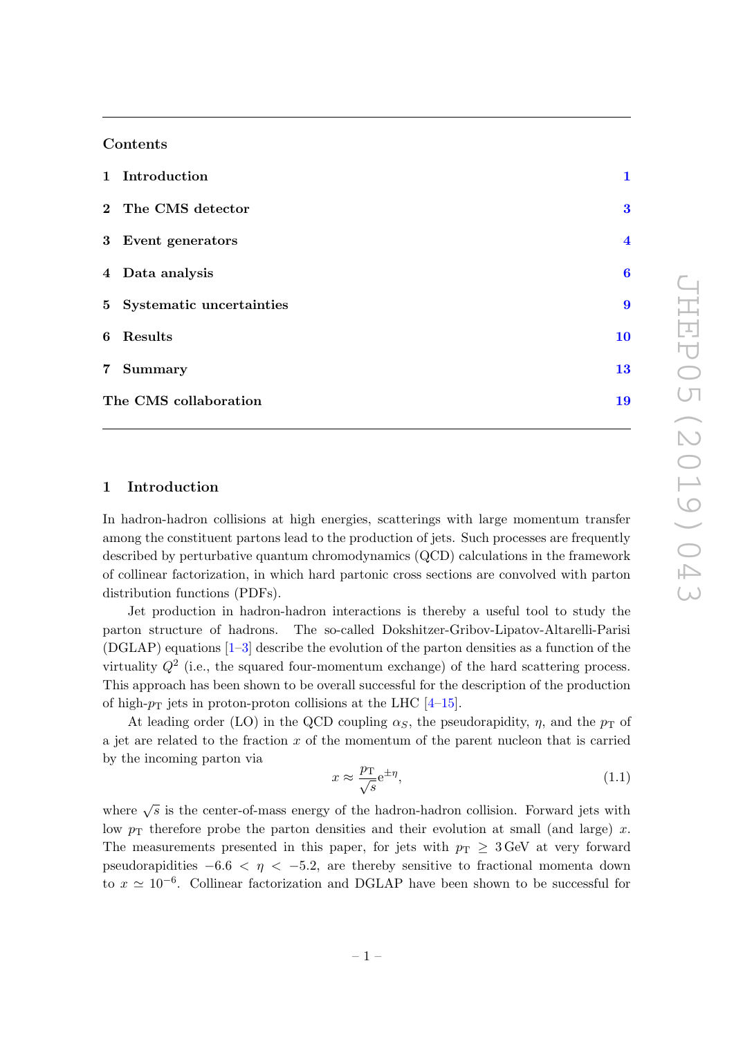## Contents

| | |
|---|---|
| **1 Introduction** | **1** |
| **2 The CMS detector** | **3** |
| **3 Event generators** | **4** |
| **4 Data analysis** | **6** |
| **5 Systematic uncertainties** | **9** |
| **6 Results** | **10** |
| **7 Summary** | **13** |
| **The CMS collaboration** | **19** |

## 1 Introduction

In hadron-hadron collisions at high energies, scatterings with large momentum transfer among the constituent partons lead to the production of jets. Such processes are frequently described by perturbative quantum chromodynamics (QCD) calculations in the framework of collinear factorization, in which hard partonic cross sections are convolved with parton distribution functions (PDFs).

Jet production in hadron-hadron interactions is thereby a useful tool to study the parton structure of hadrons. The so-called Dokshitzer-Gribov-Lipatov-Altarelli-Parisi (DGLAP) equations [1–3] describe the evolution of the parton densities as a function of the virtuality $Q^2$ (i.e., the squared four-momentum exchange) of the hard scattering process. This approach has been shown to be overall successful for the description of the production of high-$p_{\mathrm{T}}$ jets in proton-proton collisions at the LHC [4–15].

At leading order (LO) in the QCD coupling $\alpha_S$, the pseudorapidity, $\eta$, and the $p_{\mathrm{T}}$ of a jet are related to the fraction $x$ of the momentum of the parent nucleon that is carried by the incoming parton via

$$x \approx \frac{p_{\mathrm{T}}}{\sqrt{s}} \mathrm{e}^{\pm\eta}, \tag{1.1}$$

where $\sqrt{s}$ is the center-of-mass energy of the hadron-hadron collision. Forward jets with low $p_{\mathrm{T}}$ therefore probe the parton densities and their evolution at small (and large) $x$. The measurements presented in this paper, for jets with $p_{\mathrm{T}} \geq 3\,\mathrm{GeV}$ at very forward pseudorapidities $-6.6 < \eta < -5.2$, are thereby sensitive to fractional momenta down to $x \simeq 10^{-6}$. Collinear factorization and DGLAP have been shown to be successful for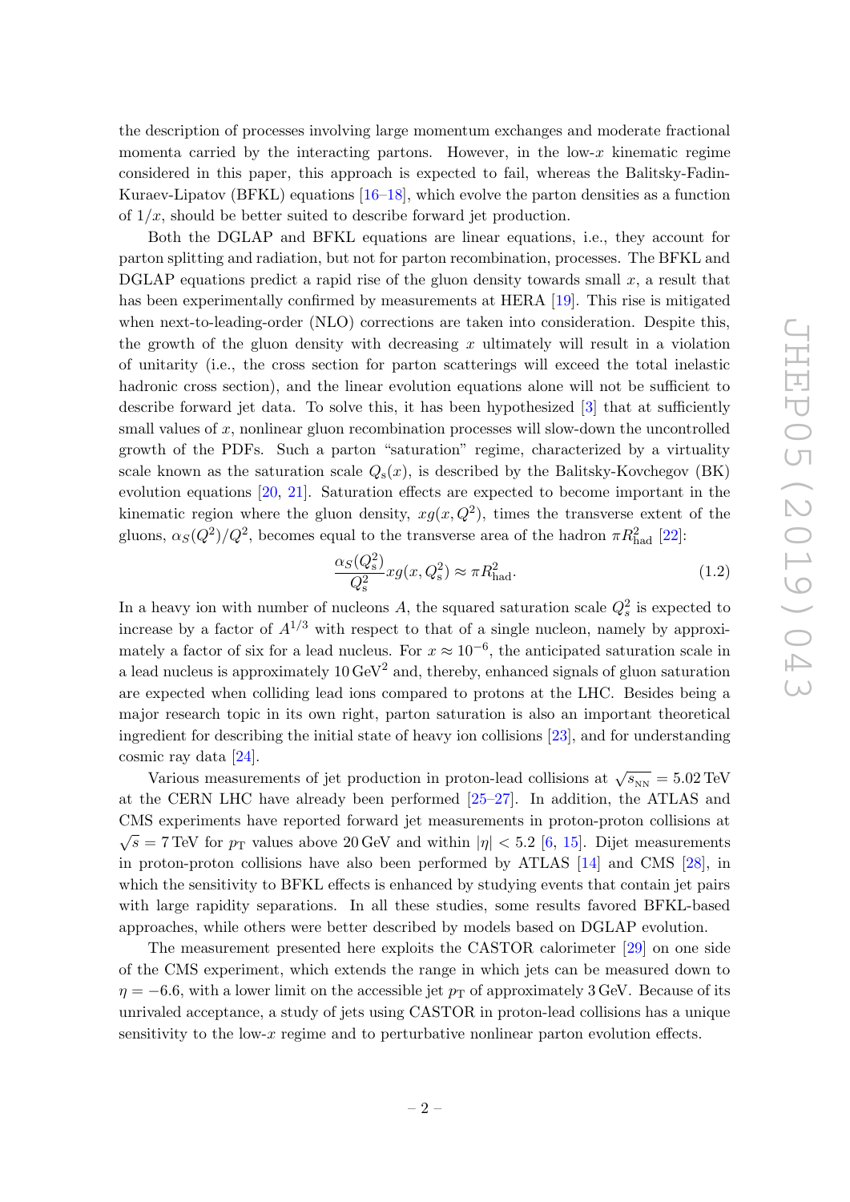the description of processes involving large momentum exchanges and moderate fractional momenta carried by the interacting partons. However, in the low-$x$ kinematic regime considered in this paper, this approach is expected to fail, whereas the Balitsky-Fadin-Kuraev-Lipatov (BFKL) equations [16–18], which evolve the parton densities as a function of $1/x$, should be better suited to describe forward jet production.

Both the DGLAP and BFKL equations are linear equations, i.e., they account for parton splitting and radiation, but not for parton recombination, processes. The BFKL and DGLAP equations predict a rapid rise of the gluon density towards small $x$, a result that has been experimentally confirmed by measurements at HERA [19]. This rise is mitigated when next-to-leading-order (NLO) corrections are taken into consideration. Despite this, the growth of the gluon density with decreasing $x$ ultimately will result in a violation of unitarity (i.e., the cross section for parton scatterings will exceed the total inelastic hadronic cross section), and the linear evolution equations alone will not be sufficient to describe forward jet data. To solve this, it has been hypothesized [3] that at sufficiently small values of $x$, nonlinear gluon recombination processes will slow-down the uncontrolled growth of the PDFs. Such a parton "saturation" regime, characterized by a virtuality scale known as the saturation scale $Q_\mathrm{s}(x)$, is described by the Balitsky-Kovchegov (BK) evolution equations [20, 21]. Saturation effects are expected to become important in the kinematic region where the gluon density, $xg(x, Q^2)$, times the transverse extent of the gluons, $\alpha_S(Q^2)/Q^2$, becomes equal to the transverse area of the hadron $\pi R^2_\mathrm{had}$ [22]:

$$\frac{\alpha_S(Q^2_\mathrm{s})}{Q^2_\mathrm{s}} xg(x, Q^2_\mathrm{s}) \approx \pi R^2_\mathrm{had}. \tag{1.2}$$

In a heavy ion with number of nucleons $A$, the squared saturation scale $Q^2_s$ is expected to increase by a factor of $A^{1/3}$ with respect to that of a single nucleon, namely by approximately a factor of six for a lead nucleus. For $x \approx 10^{-6}$, the anticipated saturation scale in a lead nucleus is approximately $10\,\mathrm{GeV}^2$ and, thereby, enhanced signals of gluon saturation are expected when colliding lead ions compared to protons at the LHC. Besides being a major research topic in its own right, parton saturation is also an important theoretical ingredient for describing the initial state of heavy ion collisions [23], and for understanding cosmic ray data [24].

Various measurements of jet production in proton-lead collisions at $\sqrt{s_{_\mathrm{NN}}} = 5.02\,\mathrm{TeV}$ at the CERN LHC have already been performed [25–27]. In addition, the ATLAS and CMS experiments have reported forward jet measurements in proton-proton collisions at $\sqrt{s} = 7\,\mathrm{TeV}$ for $p_\mathrm{T}$ values above $20\,\mathrm{GeV}$ and within $|\eta| < 5.2$ [6, 15]. Dijet measurements in proton-proton collisions have also been performed by ATLAS [14] and CMS [28], in which the sensitivity to BFKL effects is enhanced by studying events that contain jet pairs with large rapidity separations. In all these studies, some results favored BFKL-based approaches, while others were better described by models based on DGLAP evolution.

The measurement presented here exploits the CASTOR calorimeter [29] on one side of the CMS experiment, which extends the range in which jets can be measured down to $\eta = -6.6$, with a lower limit on the accessible jet $p_\mathrm{T}$ of approximately $3\,\mathrm{GeV}$. Because of its unrivaled acceptance, a study of jets using CASTOR in proton-lead collisions has a unique sensitivity to the low-$x$ regime and to perturbative nonlinear parton evolution effects.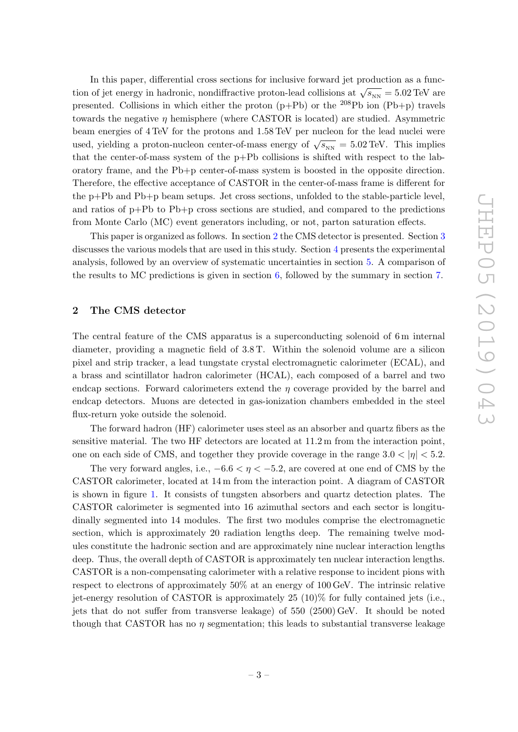In this paper, differential cross sections for inclusive forward jet production as a function of jet energy in hadronic, nondiffractive proton-lead collisions at $\sqrt{s_{\mathrm{NN}}} = 5.02\,\mathrm{TeV}$ are presented. Collisions in which either the proton (p+Pb) or the $^{208}$Pb ion (Pb+p) travels towards the negative $\eta$ hemisphere (where CASTOR is located) are studied. Asymmetric beam energies of 4 TeV for the protons and 1.58 TeV per nucleon for the lead nuclei were used, yielding a proton-nucleon center-of-mass energy of $\sqrt{s_{\mathrm{NN}}} = 5.02\,\mathrm{TeV}$. This implies that the center-of-mass system of the p+Pb collisions is shifted with respect to the laboratory frame, and the Pb+p center-of-mass system is boosted in the opposite direction. Therefore, the effective acceptance of CASTOR in the center-of-mass frame is different for the p+Pb and Pb+p beam setups. Jet cross sections, unfolded to the stable-particle level, and ratios of p+Pb to Pb+p cross sections are studied, and compared to the predictions from Monte Carlo (MC) event generators including, or not, parton saturation effects.

This paper is organized as follows. In section 2 the CMS detector is presented. Section 3 discusses the various models that are used in this study. Section 4 presents the experimental analysis, followed by an overview of systematic uncertainties in section 5. A comparison of the results to MC predictions is given in section 6, followed by the summary in section 7.

## 2 The CMS detector

The central feature of the CMS apparatus is a superconducting solenoid of 6 m internal diameter, providing a magnetic field of 3.8 T. Within the solenoid volume are a silicon pixel and strip tracker, a lead tungstate crystal electromagnetic calorimeter (ECAL), and a brass and scintillator hadron calorimeter (HCAL), each composed of a barrel and two endcap sections. Forward calorimeters extend the $\eta$ coverage provided by the barrel and endcap detectors. Muons are detected in gas-ionization chambers embedded in the steel flux-return yoke outside the solenoid.

The forward hadron (HF) calorimeter uses steel as an absorber and quartz fibers as the sensitive material. The two HF detectors are located at 11.2 m from the interaction point, one on each side of CMS, and together they provide coverage in the range $3.0 < |\eta| < 5.2$.

The very forward angles, i.e., $-6.6 < \eta < -5.2$, are covered at one end of CMS by the CASTOR calorimeter, located at 14 m from the interaction point. A diagram of CASTOR is shown in figure 1. It consists of tungsten absorbers and quartz detection plates. The CASTOR calorimeter is segmented into 16 azimuthal sectors and each sector is longitudinally segmented into 14 modules. The first two modules comprise the electromagnetic section, which is approximately 20 radiation lengths deep. The remaining twelve modules constitute the hadronic section and are approximately nine nuclear interaction lengths deep. Thus, the overall depth of CASTOR is approximately ten nuclear interaction lengths. CASTOR is a non-compensating calorimeter with a relative response to incident pions with respect to electrons of approximately 50% at an energy of 100 GeV. The intrinsic relative jet-energy resolution of CASTOR is approximately 25 (10)% for fully contained jets (i.e., jets that do not suffer from transverse leakage) of 550 (2500) GeV. It should be noted though that CASTOR has no $\eta$ segmentation; this leads to substantial transverse leakage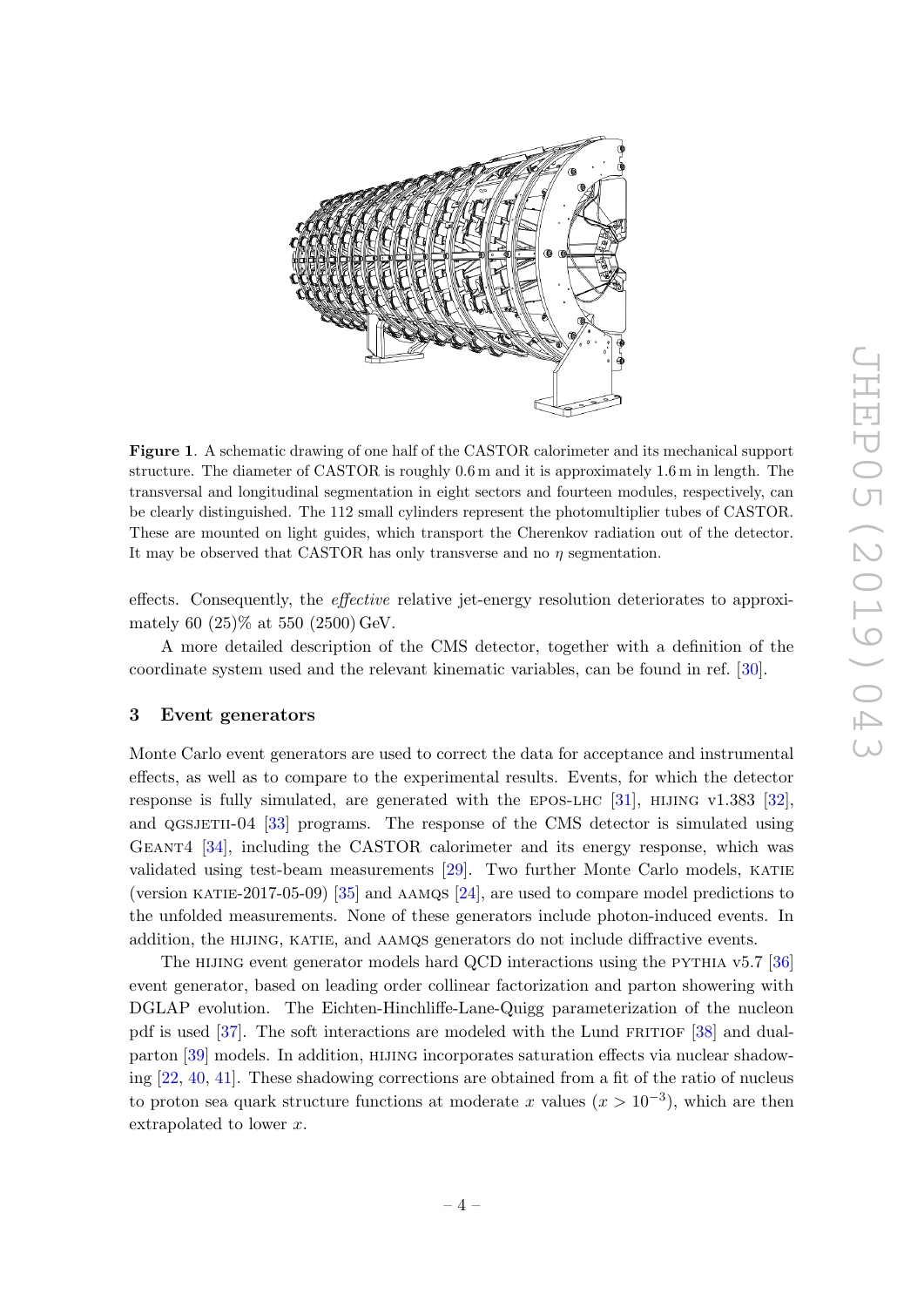**Figure 1**. A schematic drawing of one half of the CASTOR calorimeter and its mechanical support structure. The diameter of CASTOR is roughly 0.6 m and it is approximately 1.6 m in length. The transversal and longitudinal segmentation in eight sectors and fourteen modules, respectively, can be clearly distinguished. The 112 small cylinders represent the photomultiplier tubes of CASTOR. These are mounted on light guides, which transport the Cherenkov radiation out of the detector. It may be observed that CASTOR has only transverse and no $\eta$ segmentation.

effects. Consequently, the *effective* relative jet-energy resolution deteriorates to approximately 60 (25)% at 550 (2500) GeV.

A more detailed description of the CMS detector, together with a definition of the coordinate system used and the relevant kinematic variables, can be found in ref. [30].

## 3 Event generators

Monte Carlo event generators are used to correct the data for acceptance and instrumental effects, as well as to compare to the experimental results. Events, for which the detector response is fully simulated, are generated with the EPOS-LHC [31], HIJING v1.383 [32], and QGSJETII-04 [33] programs. The response of the CMS detector is simulated using GEANT4 [34], including the CASTOR calorimeter and its energy response, which was validated using test-beam measurements [29]. Two further Monte Carlo models, KATIE (version KATIE-2017-05-09) [35] and AAMQS [24], are used to compare model predictions to the unfolded measurements. None of these generators include photon-induced events. In addition, the HIJING, KATIE, and AAMQS generators do not include diffractive events.

The HIJING event generator models hard QCD interactions using the PYTHIA v5.7 [36] event generator, based on leading order collinear factorization and parton showering with DGLAP evolution. The Eichten-Hinchliffe-Lane-Quigg parameterization of the nucleon pdf is used [37]. The soft interactions are modeled with the Lund FRITIOF [38] and dual-parton [39] models. In addition, HIJING incorporates saturation effects via nuclear shadowing [22, 40, 41]. These shadowing corrections are obtained from a fit of the ratio of nucleus to proton sea quark structure functions at moderate $x$ values ($x > 10^{-3}$), which are then extrapolated to lower $x$.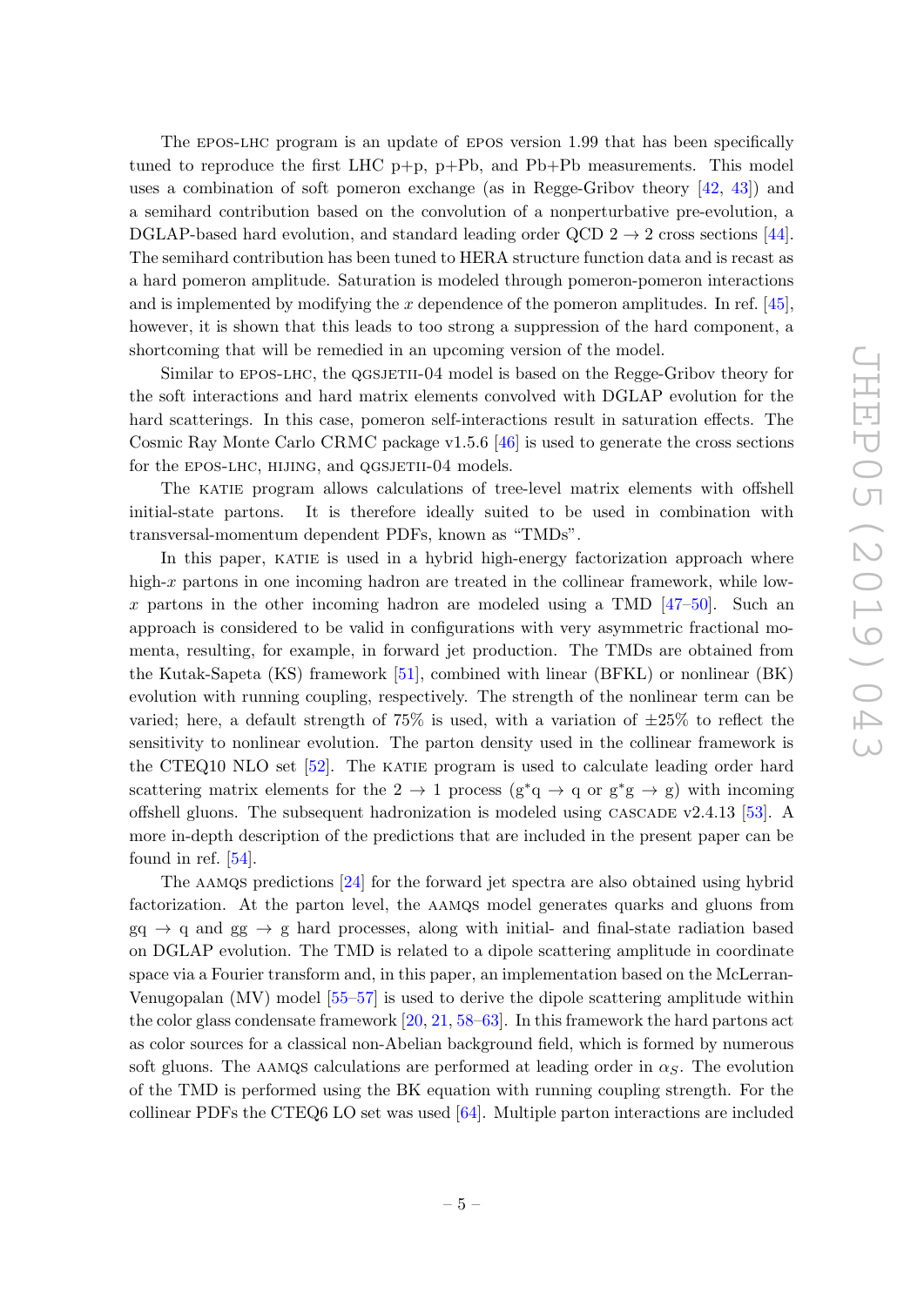The EPOS-LHC program is an update of EPOS version 1.99 that has been specifically tuned to reproduce the first LHC p+p, p+Pb, and Pb+Pb measurements. This model uses a combination of soft pomeron exchange (as in Regge-Gribov theory [42, 43]) and a semihard contribution based on the convolution of a nonperturbative pre-evolution, a DGLAP-based hard evolution, and standard leading order QCD $2 \to 2$ cross sections [44]. The semihard contribution has been tuned to HERA structure function data and is recast as a hard pomeron amplitude. Saturation is modeled through pomeron-pomeron interactions and is implemented by modifying the $x$ dependence of the pomeron amplitudes. In ref. [45], however, it is shown that this leads to too strong a suppression of the hard component, a shortcoming that will be remedied in an upcoming version of the model.

Similar to EPOS-LHC, the QGSJETII-04 model is based on the Regge-Gribov theory for the soft interactions and hard matrix elements convolved with DGLAP evolution for the hard scatterings. In this case, pomeron self-interactions result in saturation effects. The Cosmic Ray Monte Carlo CRMC package v1.5.6 [46] is used to generate the cross sections for the EPOS-LHC, HIJING, and QGSJETII-04 models.

The KATIE program allows calculations of tree-level matrix elements with offshell initial-state partons. It is therefore ideally suited to be used in combination with transversal-momentum dependent PDFs, known as "TMDs".

In this paper, KATIE is used in a hybrid high-energy factorization approach where high-$x$ partons in one incoming hadron are treated in the collinear framework, while low-$x$ partons in the other incoming hadron are modeled using a TMD [47–50]. Such an approach is considered to be valid in configurations with very asymmetric fractional momenta, resulting, for example, in forward jet production. The TMDs are obtained from the Kutak-Sapeta (KS) framework [51], combined with linear (BFKL) or nonlinear (BK) evolution with running coupling, respectively. The strength of the nonlinear term can be varied; here, a default strength of 75% is used, with a variation of $\pm 25\%$ to reflect the sensitivity to nonlinear evolution. The parton density used in the collinear framework is the CTEQ10 NLO set [52]. The KATIE program is used to calculate leading order hard scattering matrix elements for the $2 \to 1$ process ($g^{*}q \to q$ or $g^{*}g \to g$) with incoming offshell gluons. The subsequent hadronization is modeled using CASCADE v2.4.13 [53]. A more in-depth description of the predictions that are included in the present paper can be found in ref. [54].

The AAMQS predictions [24] for the forward jet spectra are also obtained using hybrid factorization. At the parton level, the AAMQS model generates quarks and gluons from $gq \to q$ and $gg \to g$ hard processes, along with initial- and final-state radiation based on DGLAP evolution. The TMD is related to a dipole scattering amplitude in coordinate space via a Fourier transform and, in this paper, an implementation based on the McLerran-Venugopalan (MV) model [55–57] is used to derive the dipole scattering amplitude within the color glass condensate framework [20, 21, 58–63]. In this framework the hard partons act as color sources for a classical non-Abelian background field, which is formed by numerous soft gluons. The AAMQS calculations are performed at leading order in $\alpha_S$. The evolution of the TMD is performed using the BK equation with running coupling strength. For the collinear PDFs the CTEQ6 LO set was used [64]. Multiple parton interactions are included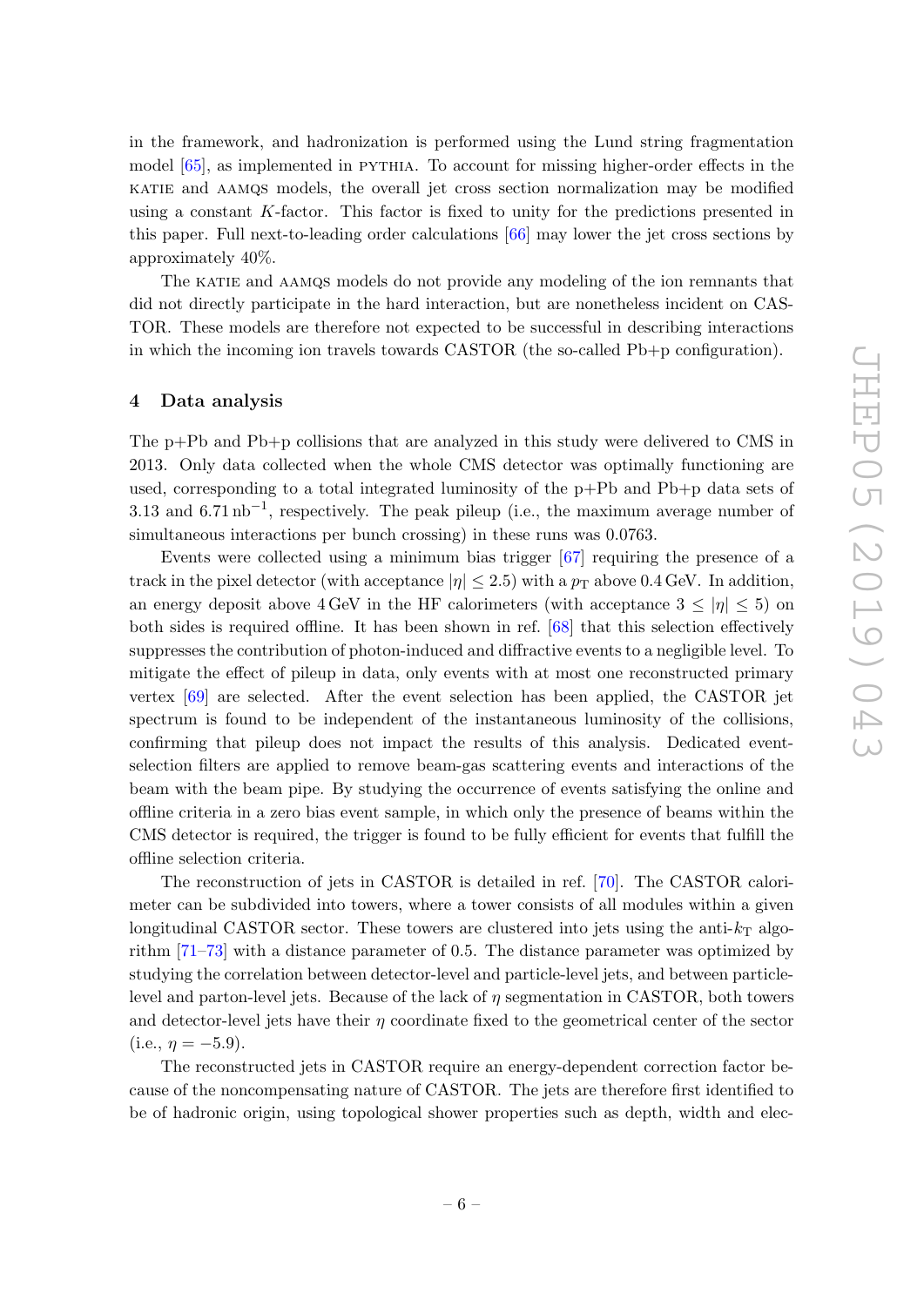in the framework, and hadronization is performed using the Lund string fragmentation model [65], as implemented in PYTHIA. To account for missing higher-order effects in the KATIE and AAMQS models, the overall jet cross section normalization may be modified using a constant $K$-factor. This factor is fixed to unity for the predictions presented in this paper. Full next-to-leading order calculations [66] may lower the jet cross sections by approximately 40%.

The KATIE and AAMQS models do not provide any modeling of the ion remnants that did not directly participate in the hard interaction, but are nonetheless incident on CASTOR. These models are therefore not expected to be successful in describing interactions in which the incoming ion travels towards CASTOR (the so-called Pb+p configuration).

## 4 Data analysis

The p+Pb and Pb+p collisions that are analyzed in this study were delivered to CMS in 2013. Only data collected when the whole CMS detector was optimally functioning are used, corresponding to a total integrated luminosity of the p+Pb and Pb+p data sets of 3.13 and $6.71\,\mathrm{nb}^{-1}$, respectively. The peak pileup (i.e., the maximum average number of simultaneous interactions per bunch crossing) in these runs was 0.0763.

Events were collected using a minimum bias trigger [67] requiring the presence of a track in the pixel detector (with acceptance $|\eta| \leq 2.5$) with a $p_{\mathrm{T}}$ above 0.4 GeV. In addition, an energy deposit above 4 GeV in the HF calorimeters (with acceptance $3 \leq |\eta| \leq 5$) on both sides is required offline. It has been shown in ref. [68] that this selection effectively suppresses the contribution of photon-induced and diffractive events to a negligible level. To mitigate the effect of pileup in data, only events with at most one reconstructed primary vertex [69] are selected. After the event selection has been applied, the CASTOR jet spectrum is found to be independent of the instantaneous luminosity of the collisions, confirming that pileup does not impact the results of this analysis. Dedicated event-selection filters are applied to remove beam-gas scattering events and interactions of the beam with the beam pipe. By studying the occurrence of events satisfying the online and offline criteria in a zero bias event sample, in which only the presence of beams within the CMS detector is required, the trigger is found to be fully efficient for events that fulfill the offline selection criteria.

The reconstruction of jets in CASTOR is detailed in ref. [70]. The CASTOR calorimeter can be subdivided into towers, where a tower consists of all modules within a given longitudinal CASTOR sector. These towers are clustered into jets using the anti-$k_{\mathrm{T}}$ algorithm [71–73] with a distance parameter of 0.5. The distance parameter was optimized by studying the correlation between detector-level and particle-level jets, and between particle-level and parton-level jets. Because of the lack of $\eta$ segmentation in CASTOR, both towers and detector-level jets have their $\eta$ coordinate fixed to the geometrical center of the sector (i.e., $\eta = -5.9$).

The reconstructed jets in CASTOR require an energy-dependent correction factor because of the noncompensating nature of CASTOR. The jets are therefore first identified to be of hadronic origin, using topological shower properties such as depth, width and elec-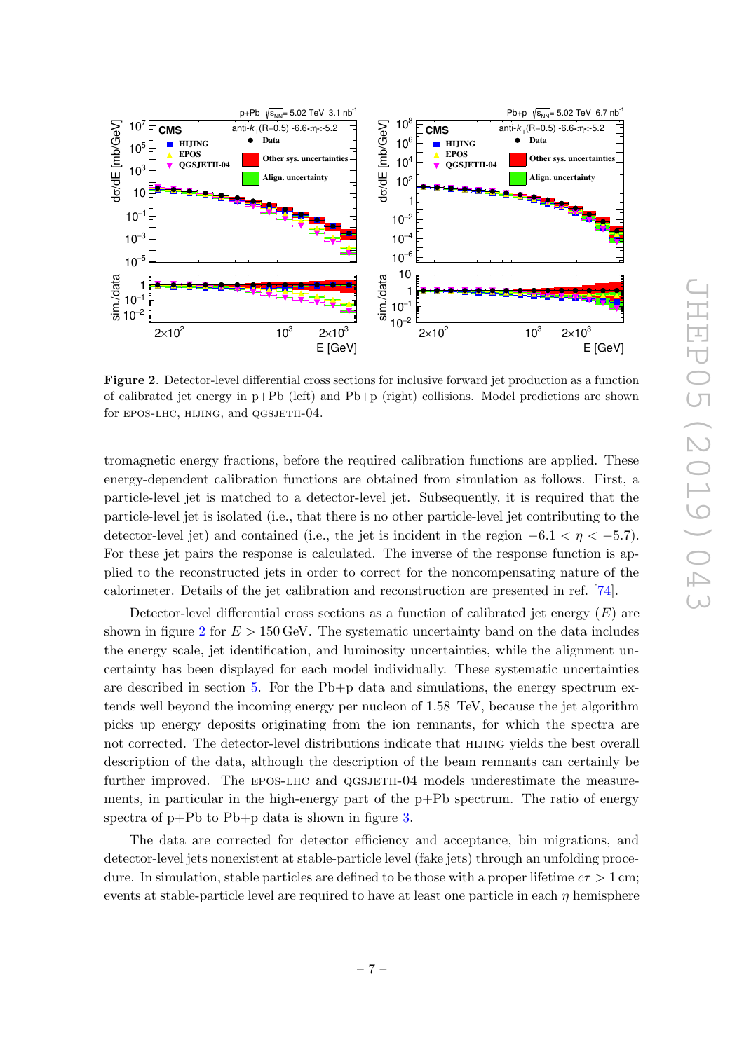**Figure 2**. Detector-level differential cross sections for inclusive forward jet production as a function of calibrated jet energy in p+Pb (left) and Pb+p (right) collisions. Model predictions are shown for EPOS-LHC, HIJING, and QGSJETII-04.

tromagnetic energy fractions, before the required calibration functions are applied. These energy-dependent calibration functions are obtained from simulation as follows. First, a particle-level jet is matched to a detector-level jet. Subsequently, it is required that the particle-level jet is isolated (i.e., that there is no other particle-level jet contributing to the detector-level jet) and contained (i.e., the jet is incident in the region $-6.1 < \eta < -5.7$). For these jet pairs the response is calculated. The inverse of the response function is applied to the reconstructed jets in order to correct for the noncompensating nature of the calorimeter. Details of the jet calibration and reconstruction are presented in ref. [74].

Detector-level differential cross sections as a function of calibrated jet energy ($E$) are shown in figure 2 for $E > 150\,\text{GeV}$. The systematic uncertainty band on the data includes the energy scale, jet identification, and luminosity uncertainties, while the alignment uncertainty has been displayed for each model individually. These systematic uncertainties are described in section 5. For the Pb+p data and simulations, the energy spectrum extends well beyond the incoming energy per nucleon of 1.58 TeV, because the jet algorithm picks up energy deposits originating from the ion remnants, for which the spectra are not corrected. The detector-level distributions indicate that HIJING yields the best overall description of the data, although the description of the beam remnants can certainly be further improved. The EPOS-LHC and QGSJETII-04 models underestimate the measurements, in particular in the high-energy part of the p+Pb spectrum. The ratio of energy spectra of p+Pb to Pb+p data is shown in figure 3.

The data are corrected for detector efficiency and acceptance, bin migrations, and detector-level jets nonexistent at stable-particle level (fake jets) through an unfolding procedure. In simulation, stable particles are defined to be those with a proper lifetime $c\tau > 1\,\text{cm}$; events at stable-particle level are required to have at least one particle in each $\eta$ hemisphere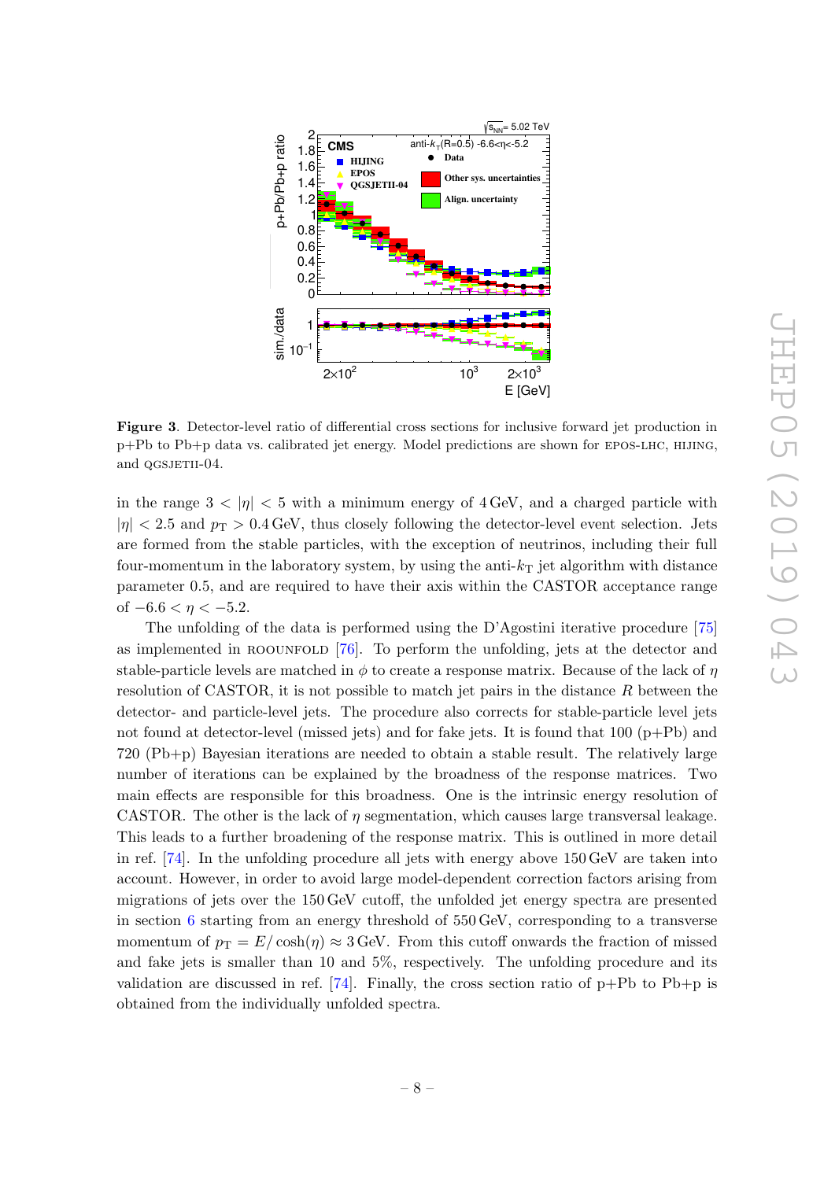**Figure 3**. Detector-level ratio of differential cross sections for inclusive forward jet production in p+Pb to Pb+p data vs. calibrated jet energy. Model predictions are shown for EPOS-LHC, HIJING, and QGSJETII-04.

in the range $3 < |\eta| < 5$ with a minimum energy of 4 GeV, and a charged particle with $|\eta| < 2.5$ and $p_T > 0.4$ GeV, thus closely following the detector-level event selection. Jets are formed from the stable particles, with the exception of neutrinos, including their full four-momentum in the laboratory system, by using the anti-$k_T$ jet algorithm with distance parameter 0.5, and are required to have their axis within the CASTOR acceptance range of $-6.6 < \eta < -5.2$.

The unfolding of the data is performed using the D'Agostini iterative procedure [75] as implemented in ROOUNFOLD [76]. To perform the unfolding, jets at the detector and stable-particle levels are matched in $\phi$ to create a response matrix. Because of the lack of $\eta$ resolution of CASTOR, it is not possible to match jet pairs in the distance $R$ between the detector- and particle-level jets. The procedure also corrects for stable-particle level jets not found at detector-level (missed jets) and for fake jets. It is found that 100 (p+Pb) and 720 (Pb+p) Bayesian iterations are needed to obtain a stable result. The relatively large number of iterations can be explained by the broadness of the response matrices. Two main effects are responsible for this broadness. One is the intrinsic energy resolution of CASTOR. The other is the lack of $\eta$ segmentation, which causes large transversal leakage. This leads to a further broadening of the response matrix. This is outlined in more detail in ref. [74]. In the unfolding procedure all jets with energy above 150 GeV are taken into account. However, in order to avoid large model-dependent correction factors arising from migrations of jets over the 150 GeV cutoff, the unfolded jet energy spectra are presented in section 6 starting from an energy threshold of 550 GeV, corresponding to a transverse momentum of $p_T = E/\cosh(\eta) \approx 3$ GeV. From this cutoff onwards the fraction of missed and fake jets is smaller than 10 and 5%, respectively. The unfolding procedure and its validation are discussed in ref. [74]. Finally, the cross section ratio of p+Pb to Pb+p is obtained from the individually unfolded spectra.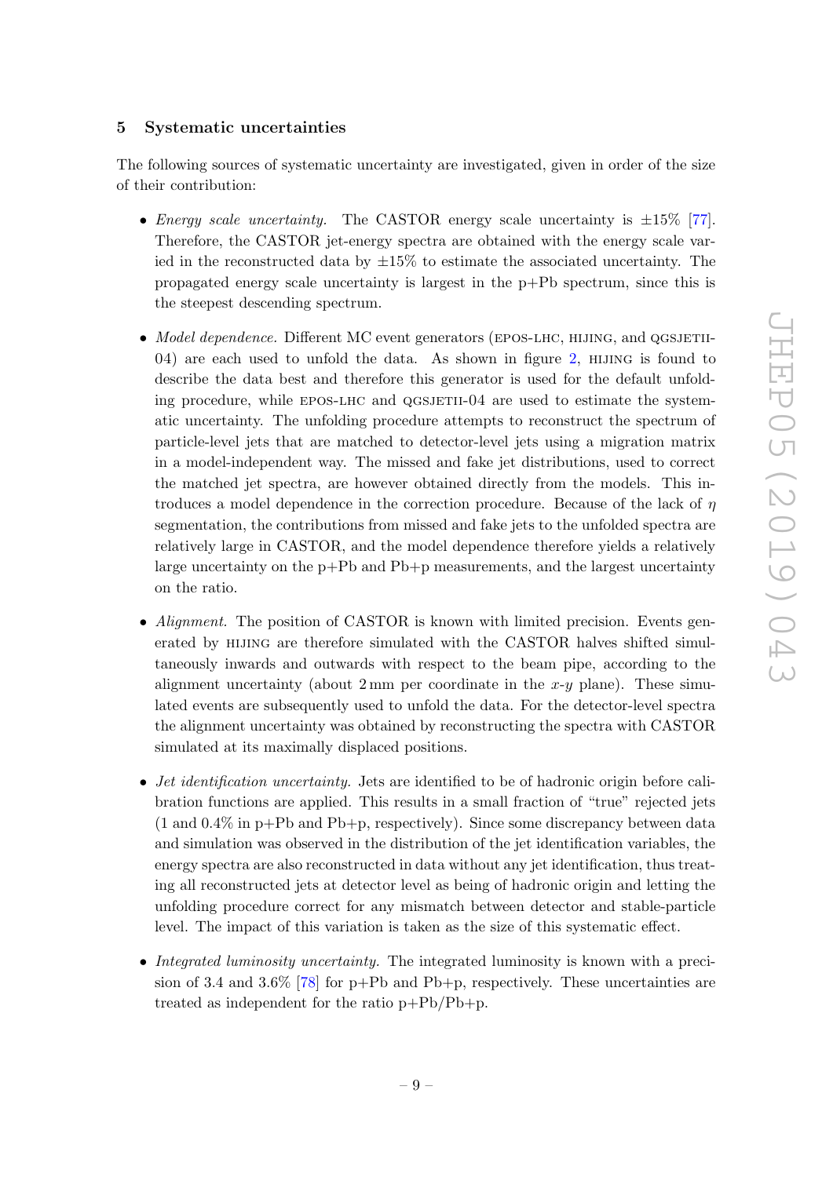## 5 Systematic uncertainties

The following sources of systematic uncertainty are investigated, given in order of the size of their contribution:

- *Energy scale uncertainty.* The CASTOR energy scale uncertainty is ±15% [77]. Therefore, the CASTOR jet-energy spectra are obtained with the energy scale varied in the reconstructed data by ±15% to estimate the associated uncertainty. The propagated energy scale uncertainty is largest in the p+Pb spectrum, since this is the steepest descending spectrum.

- *Model dependence.* Different MC event generators (EPOS-LHC, HIJING, and QGSJETII-04) are each used to unfold the data. As shown in figure 2, HIJING is found to describe the data best and therefore this generator is used for the default unfolding procedure, while EPOS-LHC and QGSJETII-04 are used to estimate the systematic uncertainty. The unfolding procedure attempts to reconstruct the spectrum of particle-level jets that are matched to detector-level jets using a migration matrix in a model-independent way. The missed and fake jet distributions, used to correct the matched jet spectra, are however obtained directly from the models. This introduces a model dependence in the correction procedure. Because of the lack of $\eta$ segmentation, the contributions from missed and fake jets to the unfolded spectra are relatively large in CASTOR, and the model dependence therefore yields a relatively large uncertainty on the p+Pb and Pb+p measurements, and the largest uncertainty on the ratio.

- *Alignment.* The position of CASTOR is known with limited precision. Events generated by HIJING are therefore simulated with the CASTOR halves shifted simultaneously inwards and outwards with respect to the beam pipe, according to the alignment uncertainty (about 2 mm per coordinate in the $x$-$y$ plane). These simulated events are subsequently used to unfold the data. For the detector-level spectra the alignment uncertainty was obtained by reconstructing the spectra with CASTOR simulated at its maximally displaced positions.

- *Jet identification uncertainty.* Jets are identified to be of hadronic origin before calibration functions are applied. This results in a small fraction of "true" rejected jets (1 and 0.4% in p+Pb and Pb+p, respectively). Since some discrepancy between data and simulation was observed in the distribution of the jet identification variables, the energy spectra are also reconstructed in data without any jet identification, thus treating all reconstructed jets at detector level as being of hadronic origin and letting the unfolding procedure correct for any mismatch between detector and stable-particle level. The impact of this variation is taken as the size of this systematic effect.

- *Integrated luminosity uncertainty.* The integrated luminosity is known with a precision of 3.4 and 3.6% [78] for p+Pb and Pb+p, respectively. These uncertainties are treated as independent for the ratio p+Pb/Pb+p.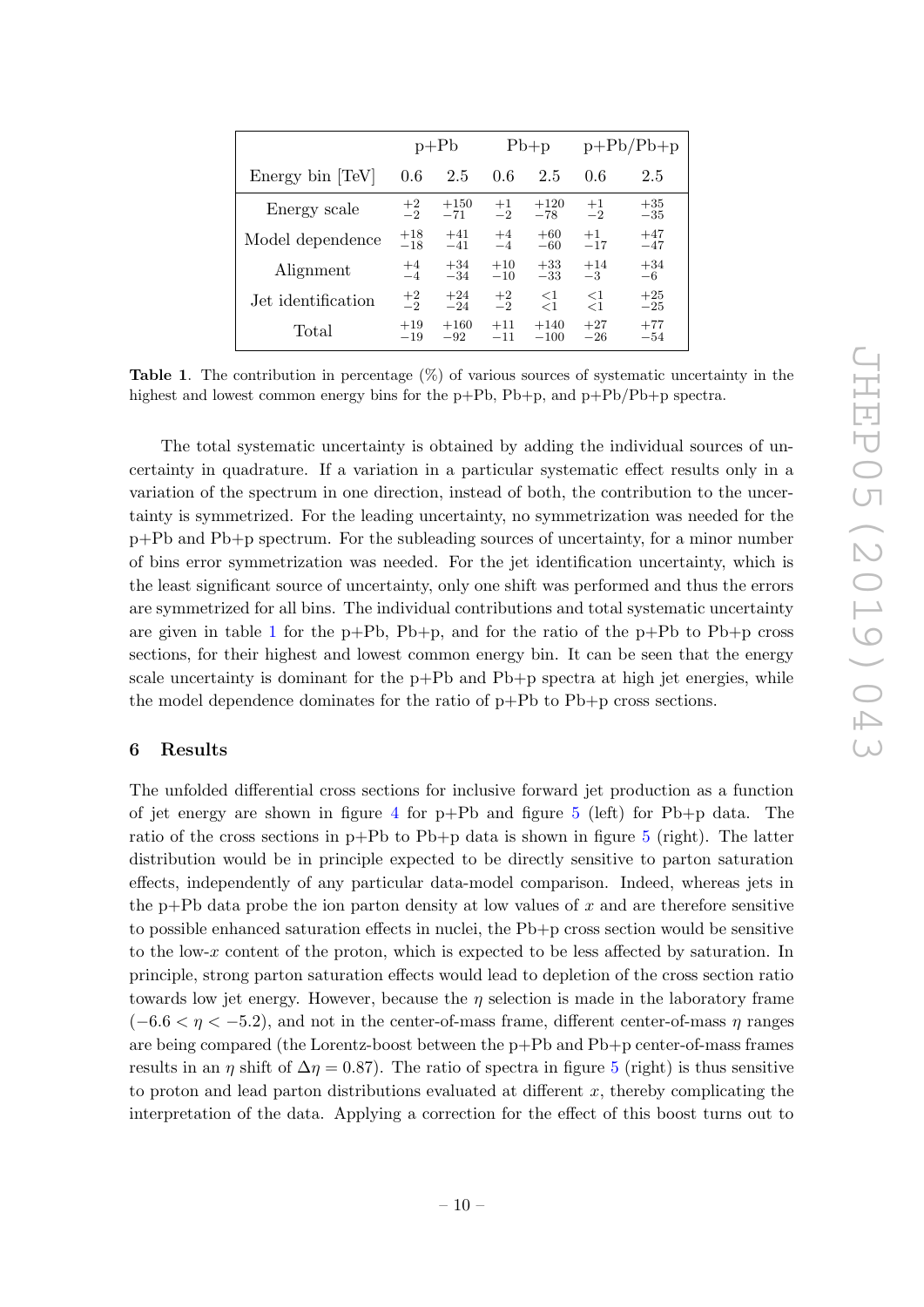| | p+Pb | | Pb+p | | p+Pb/Pb+p | |
|---|---|---|---|---|---|---|
| Energy bin [TeV] | 0.6 | 2.5 | 0.6 | 2.5 | 0.6 | 2.5 |
| Energy scale | $^{+2}_{-2}$ | $^{+150}_{-71}$ | $^{+1}_{-2}$ | $^{+120}_{-78}$ | $^{+1}_{-2}$ | $^{+35}_{-35}$ |
| Model dependence | $^{+18}_{-18}$ | $^{+41}_{-41}$ | $^{+4}_{-4}$ | $^{+60}_{-60}$ | $^{+1}_{-17}$ | $^{+47}_{-47}$ |
| Alignment | $^{+4}_{-4}$ | $^{+34}_{-34}$ | $^{+10}_{-10}$ | $^{+33}_{-33}$ | $^{+14}_{-3}$ | $^{+34}_{-6}$ |
| Jet identification | $^{+2}_{-2}$ | $^{+24}_{-24}$ | $^{+2}_{-2}$ | $^{<1}_{<1}$ | $^{<1}_{<1}$ | $^{+25}_{-25}$ |
| Total | $^{+19}_{-19}$ | $^{+160}_{-92}$ | $^{+11}_{-11}$ | $^{+140}_{-100}$ | $^{+27}_{-26}$ | $^{+77}_{-54}$ |

**Table 1**. The contribution in percentage (%) of various sources of systematic uncertainty in the highest and lowest common energy bins for the p+Pb, Pb+p, and p+Pb/Pb+p spectra.

The total systematic uncertainty is obtained by adding the individual sources of uncertainty in quadrature. If a variation in a particular systematic effect results only in a variation of the spectrum in one direction, instead of both, the contribution to the uncertainty is symmetrized. For the leading uncertainty, no symmetrization was needed for the p+Pb and Pb+p spectrum. For the subleading sources of uncertainty, for a minor number of bins error symmetrization was needed. For the jet identification uncertainty, which is the least significant source of uncertainty, only one shift was performed and thus the errors are symmetrized for all bins. The individual contributions and total systematic uncertainty are given in table 1 for the p+Pb, Pb+p, and for the ratio of the p+Pb to Pb+p cross sections, for their highest and lowest common energy bin. It can be seen that the energy scale uncertainty is dominant for the p+Pb and Pb+p spectra at high jet energies, while the model dependence dominates for the ratio of p+Pb to Pb+p cross sections.

## 6 Results

The unfolded differential cross sections for inclusive forward jet production as a function of jet energy are shown in figure 4 for p+Pb and figure 5 (left) for Pb+p data. The ratio of the cross sections in p+Pb to Pb+p data is shown in figure 5 (right). The latter distribution would be in principle expected to be directly sensitive to parton saturation effects, independently of any particular data-model comparison. Indeed, whereas jets in the p+Pb data probe the ion parton density at low values of $x$ and are therefore sensitive to possible enhanced saturation effects in nuclei, the Pb+p cross section would be sensitive to the low-$x$ content of the proton, which is expected to be less affected by saturation. In principle, strong parton saturation effects would lead to depletion of the cross section ratio towards low jet energy. However, because the $\eta$ selection is made in the laboratory frame ($-6.6 < \eta < -5.2$), and not in the center-of-mass frame, different center-of-mass $\eta$ ranges are being compared (the Lorentz-boost between the p+Pb and Pb+p center-of-mass frames results in an $\eta$ shift of $\Delta\eta = 0.87$). The ratio of spectra in figure 5 (right) is thus sensitive to proton and lead parton distributions evaluated at different $x$, thereby complicating the interpretation of the data. Applying a correction for the effect of this boost turns out to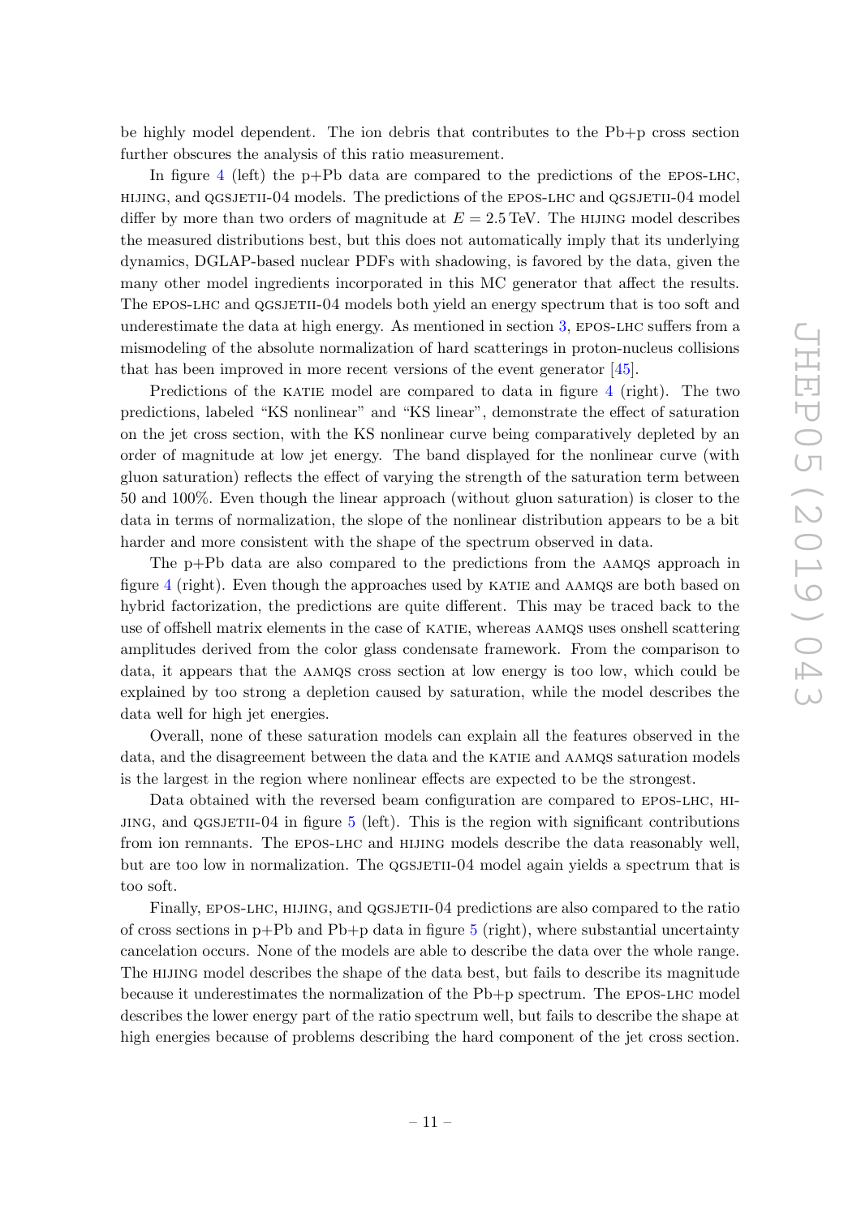be highly model dependent. The ion debris that contributes to the Pb+p cross section further obscures the analysis of this ratio measurement.

In figure 4 (left) the p+Pb data are compared to the predictions of the EPOS-LHC, HIJING, and QGSJETII-04 models. The predictions of the EPOS-LHC and QGSJETII-04 model differ by more than two orders of magnitude at $E = 2.5\,\mathrm{TeV}$. The HIJING model describes the measured distributions best, but this does not automatically imply that its underlying dynamics, DGLAP-based nuclear PDFs with shadowing, is favored by the data, given the many other model ingredients incorporated in this MC generator that affect the results. The EPOS-LHC and QGSJETII-04 models both yield an energy spectrum that is too soft and underestimate the data at high energy. As mentioned in section 3, EPOS-LHC suffers from a mismodeling of the absolute normalization of hard scatterings in proton-nucleus collisions that has been improved in more recent versions of the event generator [45].

Predictions of the KATIE model are compared to data in figure 4 (right). The two predictions, labeled "KS nonlinear" and "KS linear", demonstrate the effect of saturation on the jet cross section, with the KS nonlinear curve being comparatively depleted by an order of magnitude at low jet energy. The band displayed for the nonlinear curve (with gluon saturation) reflects the effect of varying the strength of the saturation term between 50 and 100%. Even though the linear approach (without gluon saturation) is closer to the data in terms of normalization, the slope of the nonlinear distribution appears to be a bit harder and more consistent with the shape of the spectrum observed in data.

The p+Pb data are also compared to the predictions from the AAMQS approach in figure 4 (right). Even though the approaches used by KATIE and AAMQS are both based on hybrid factorization, the predictions are quite different. This may be traced back to the use of offshell matrix elements in the case of KATIE, whereas AAMQS uses onshell scattering amplitudes derived from the color glass condensate framework. From the comparison to data, it appears that the AAMQS cross section at low energy is too low, which could be explained by too strong a depletion caused by saturation, while the model describes the data well for high jet energies.

Overall, none of these saturation models can explain all the features observed in the data, and the disagreement between the data and the KATIE and AAMQS saturation models is the largest in the region where nonlinear effects are expected to be the strongest.

Data obtained with the reversed beam configuration are compared to EPOS-LHC, HIJING, and QGSJETII-04 in figure 5 (left). This is the region with significant contributions from ion remnants. The EPOS-LHC and HIJING models describe the data reasonably well, but are too low in normalization. The QGSJETII-04 model again yields a spectrum that is too soft.

Finally, EPOS-LHC, HIJING, and QGSJETII-04 predictions are also compared to the ratio of cross sections in p+Pb and Pb+p data in figure 5 (right), where substantial uncertainty cancelation occurs. None of the models are able to describe the data over the whole range. The HIJING model describes the shape of the data best, but fails to describe its magnitude because it underestimates the normalization of the Pb+p spectrum. The EPOS-LHC model describes the lower energy part of the ratio spectrum well, but fails to describe the shape at high energies because of problems describing the hard component of the jet cross section.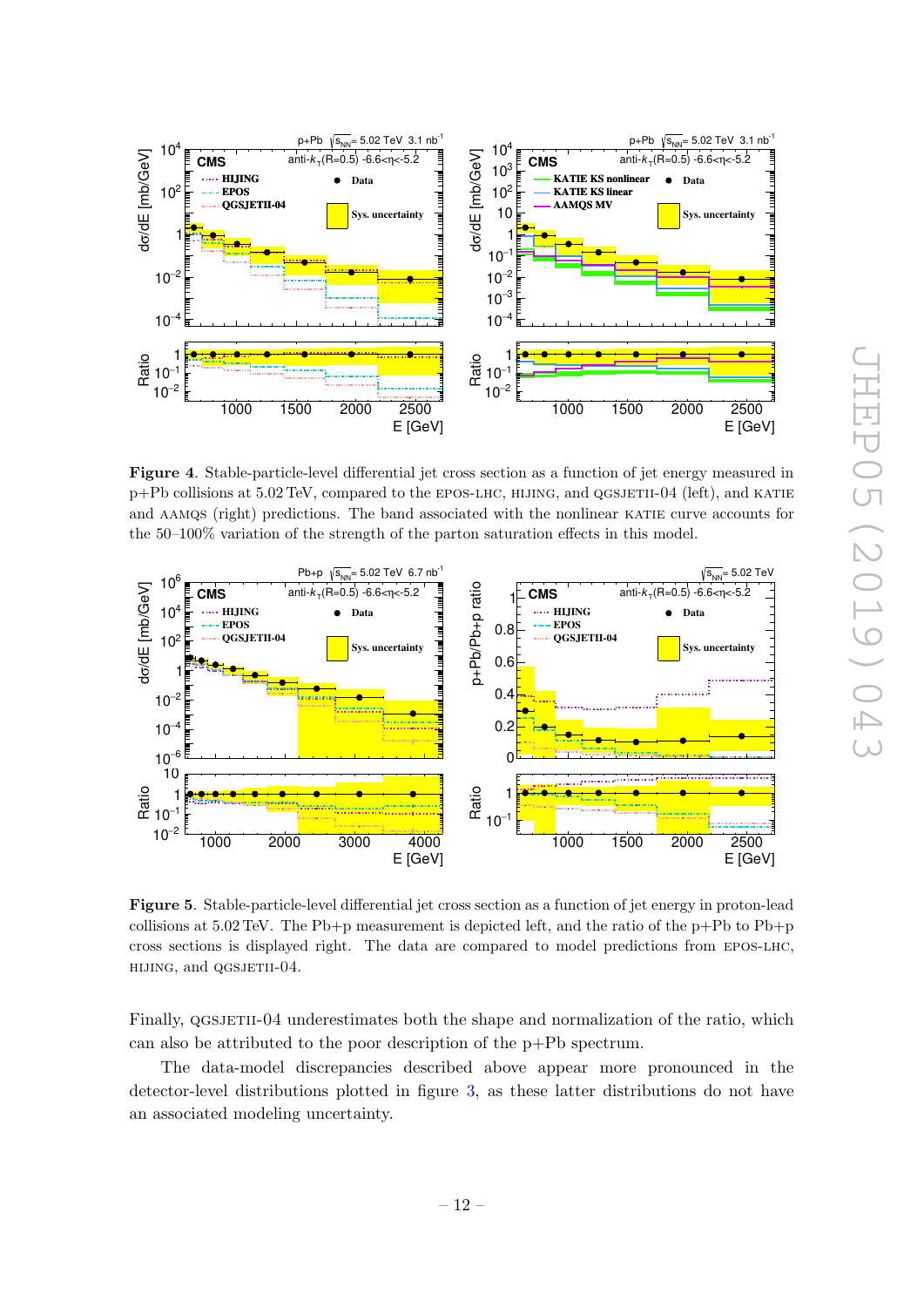**Figure 4**. Stable-particle-level differential jet cross section as a function of jet energy measured in p+Pb collisions at 5.02 TeV, compared to the EPOS-LHC, HIJING, and QGSJETII-04 (left), and KATIE and AAMQS (right) predictions. The band associated with the nonlinear KATIE curve accounts for the 50–100% variation of the strength of the parton saturation effects in this model.

**Figure 5**. Stable-particle-level differential jet cross section as a function of jet energy in proton-lead collisions at 5.02 TeV. The Pb+p measurement is depicted left, and the ratio of the p+Pb to Pb+p cross sections is displayed right. The data are compared to model predictions from EPOS-LHC, HIJING, and QGSJETII-04.

Finally, QGSJETII-04 underestimates both the shape and normalization of the ratio, which can also be attributed to the poor description of the p+Pb spectrum.

The data-model discrepancies described above appear more pronounced in the detector-level distributions plotted in figure 3, as these latter distributions do not have an associated modeling uncertainty.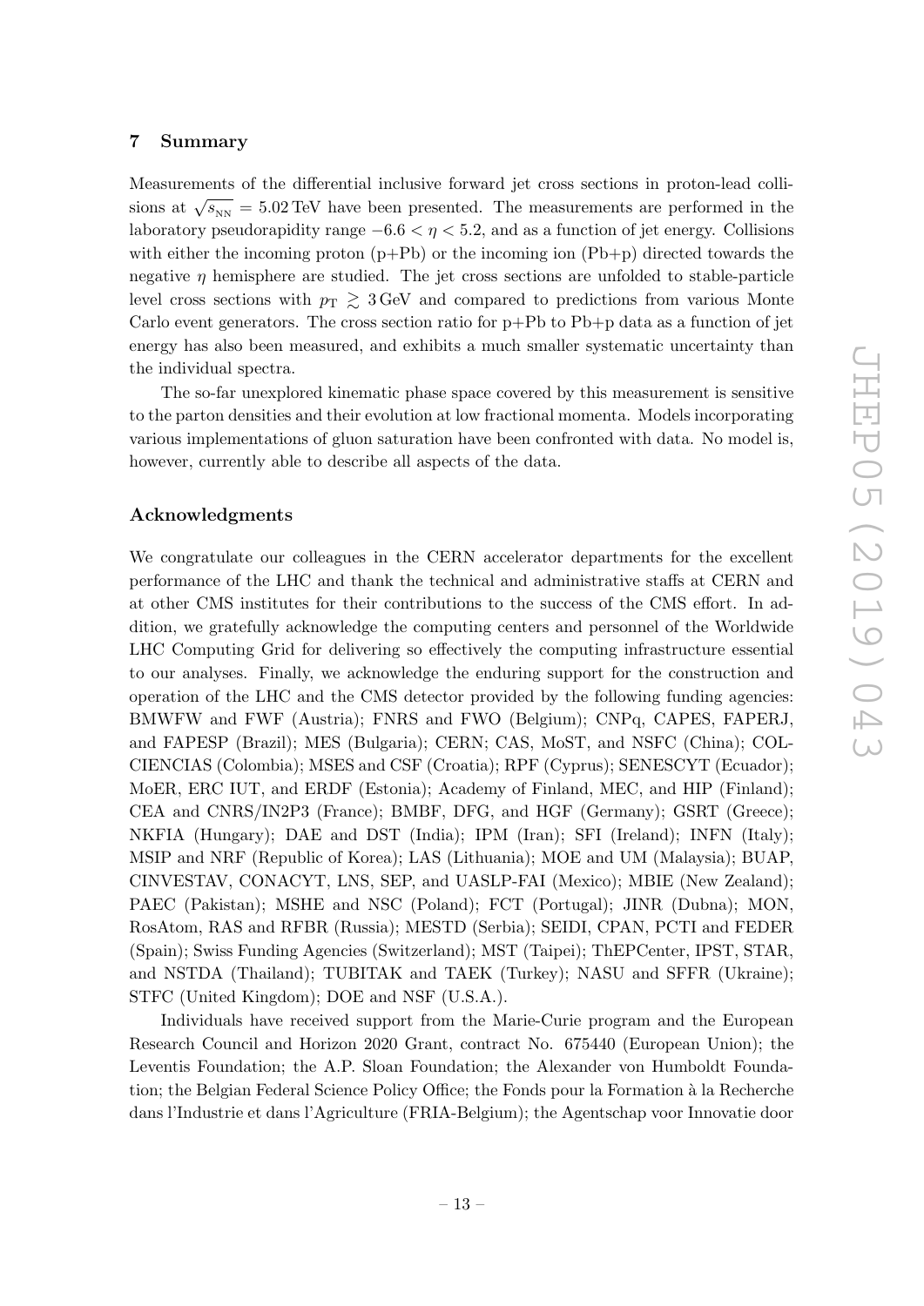## 7 Summary

Measurements of the differential inclusive forward jet cross sections in proton-lead collisions at $\sqrt{s_{\rm NN}} = 5.02\,\text{TeV}$ have been presented. The measurements are performed in the laboratory pseudorapidity range $-6.6 < \eta < 5.2$, and as a function of jet energy. Collisions with either the incoming proton (p+Pb) or the incoming ion (Pb+p) directed towards the negative $\eta$ hemisphere are studied. The jet cross sections are unfolded to stable-particle level cross sections with $p_{\rm T} \gtrsim 3\,\text{GeV}$ and compared to predictions from various Monte Carlo event generators. The cross section ratio for p+Pb to Pb+p data as a function of jet energy has also been measured, and exhibits a much smaller systematic uncertainty than the individual spectra.

The so-far unexplored kinematic phase space covered by this measurement is sensitive to the parton densities and their evolution at low fractional momenta. Models incorporating various implementations of gluon saturation have been confronted with data. No model is, however, currently able to describe all aspects of the data.

### Acknowledgments

We congratulate our colleagues in the CERN accelerator departments for the excellent performance of the LHC and thank the technical and administrative staffs at CERN and at other CMS institutes for their contributions to the success of the CMS effort. In addition, we gratefully acknowledge the computing centers and personnel of the Worldwide LHC Computing Grid for delivering so effectively the computing infrastructure essential to our analyses. Finally, we acknowledge the enduring support for the construction and operation of the LHC and the CMS detector provided by the following funding agencies: BMWFW and FWF (Austria); FNRS and FWO (Belgium); CNPq, CAPES, FAPERJ, and FAPESP (Brazil); MES (Bulgaria); CERN; CAS, MoST, and NSFC (China); COLCIENCIAS (Colombia); MSES and CSF (Croatia); RPF (Cyprus); SENESCYT (Ecuador); MoER, ERC IUT, and ERDF (Estonia); Academy of Finland, MEC, and HIP (Finland); CEA and CNRS/IN2P3 (France); BMBF, DFG, and HGF (Germany); GSRT (Greece); NKFIA (Hungary); DAE and DST (India); IPM (Iran); SFI (Ireland); INFN (Italy); MSIP and NRF (Republic of Korea); LAS (Lithuania); MOE and UM (Malaysia); BUAP, CINVESTAV, CONACYT, LNS, SEP, and UASLP-FAI (Mexico); MBIE (New Zealand); PAEC (Pakistan); MSHE and NSC (Poland); FCT (Portugal); JINR (Dubna); MON, RosAtom, RAS and RFBR (Russia); MESTD (Serbia); SEIDI, CPAN, PCTI and FEDER (Spain); Swiss Funding Agencies (Switzerland); MST (Taipei); ThEPCenter, IPST, STAR, and NSTDA (Thailand); TUBITAK and TAEK (Turkey); NASU and SFFR (Ukraine); STFC (United Kingdom); DOE and NSF (U.S.A.).

Individuals have received support from the Marie-Curie program and the European Research Council and Horizon 2020 Grant, contract No. 675440 (European Union); the Leventis Foundation; the A.P. Sloan Foundation; the Alexander von Humboldt Foundation; the Belgian Federal Science Policy Office; the Fonds pour la Formation à la Recherche dans l'Industrie et dans l'Agriculture (FRIA-Belgium); the Agentschap voor Innovatie door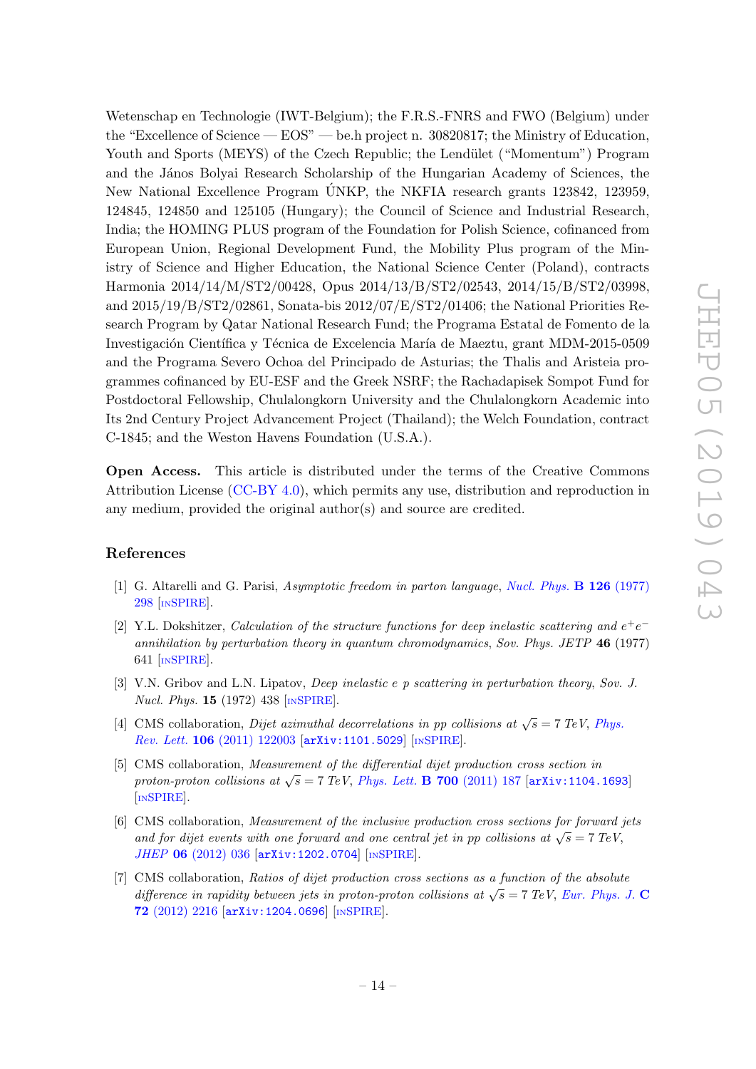Wetenschap en Technologie (IWT-Belgium); the F.R.S.-FNRS and FWO (Belgium) under the "Excellence of Science — EOS" — be.h project n. 30820817; the Ministry of Education, Youth and Sports (MEYS) of the Czech Republic; the Lendület ("Momentum") Program and the János Bolyai Research Scholarship of the Hungarian Academy of Sciences, the New National Excellence Program ÚNKP, the NKFIA research grants 123842, 123959, 124845, 124850 and 125105 (Hungary); the Council of Science and Industrial Research, India; the HOMING PLUS program of the Foundation for Polish Science, cofinanced from European Union, Regional Development Fund, the Mobility Plus program of the Ministry of Science and Higher Education, the National Science Center (Poland), contracts Harmonia 2014/14/M/ST2/00428, Opus 2014/13/B/ST2/02543, 2014/15/B/ST2/03998, and 2015/19/B/ST2/02861, Sonata-bis 2012/07/E/ST2/01406; the National Priorities Research Program by Qatar National Research Fund; the Programa Estatal de Fomento de la Investigación Científica y Técnica de Excelencia María de Maeztu, grant MDM-2015-0509 and the Programa Severo Ochoa del Principado de Asturias; the Thalis and Aristeia programmes cofinanced by EU-ESF and the Greek NSRF; the Rachadapisek Sompot Fund for Postdoctoral Fellowship, Chulalongkorn University and the Chulalongkorn Academic into Its 2nd Century Project Advancement Project (Thailand); the Welch Foundation, contract C-1845; and the Weston Havens Foundation (U.S.A.).

**Open Access.** This article is distributed under the terms of the Creative Commons Attribution License (CC-BY 4.0), which permits any use, distribution and reproduction in any medium, provided the original author(s) and source are credited.

## References

[1] G. Altarelli and G. Parisi, *Asymptotic freedom in parton language*, Nucl. Phys. **B 126** (1977) 298 [INSPIRE].

[2] Y.L. Dokshitzer, *Calculation of the structure functions for deep inelastic scattering and $e^+e^-$ annihilation by perturbation theory in quantum chromodynamics*, *Sov. Phys. JETP* **46** (1977) 641 [INSPIRE].

[3] V.N. Gribov and L.N. Lipatov, *Deep inelastic e p scattering in perturbation theory*, *Sov. J. Nucl. Phys.* **15** (1972) 438 [INSPIRE].

[4] CMS collaboration, *Dijet azimuthal decorrelations in pp collisions at $\sqrt{s} = 7$ TeV*, Phys. Rev. Lett. **106** (2011) 122003 [arXiv:1101.5029] [INSPIRE].

[5] CMS collaboration, *Measurement of the differential dijet production cross section in proton-proton collisions at $\sqrt{s} = 7$ TeV*, Phys. Lett. **B 700** (2011) 187 [arXiv:1104.1693] [INSPIRE].

[6] CMS collaboration, *Measurement of the inclusive production cross sections for forward jets and for dijet events with one forward and one central jet in pp collisions at $\sqrt{s} = 7$ TeV*, JHEP **06** (2012) 036 [arXiv:1202.0704] [INSPIRE].

[7] CMS collaboration, *Ratios of dijet production cross sections as a function of the absolute difference in rapidity between jets in proton-proton collisions at $\sqrt{s} = 7$ TeV*, Eur. Phys. J. **C 72** (2012) 2216 [arXiv:1204.0696] [INSPIRE].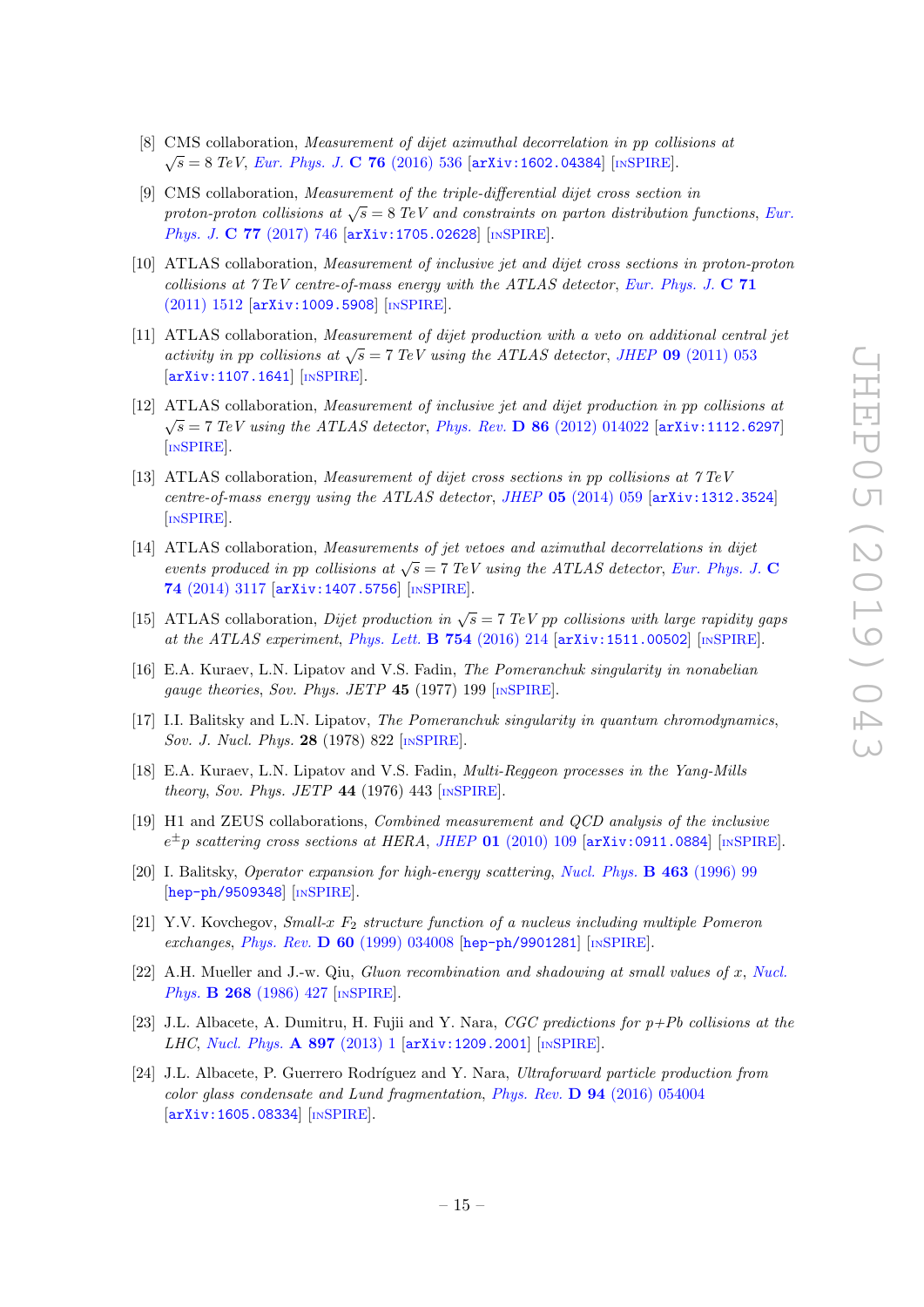[8] CMS collaboration, *Measurement of dijet azimuthal decorrelation in pp collisions at* $\sqrt{s} = 8$ *TeV*, *Eur. Phys. J.* **C 76** (2016) 536 [arXiv:1602.04384] [INSPIRE].

[9] CMS collaboration, *Measurement of the triple-differential dijet cross section in proton-proton collisions at* $\sqrt{s} = 8$ *TeV and constraints on parton distribution functions*, *Eur. Phys. J.* **C 77** (2017) 746 [arXiv:1705.02628] [INSPIRE].

[10] ATLAS collaboration, *Measurement of inclusive jet and dijet cross sections in proton-proton collisions at 7 TeV centre-of-mass energy with the ATLAS detector*, *Eur. Phys. J.* **C 71** (2011) 1512 [arXiv:1009.5908] [INSPIRE].

[11] ATLAS collaboration, *Measurement of dijet production with a veto on additional central jet activity in pp collisions at* $\sqrt{s} = 7$ *TeV using the ATLAS detector*, *JHEP* **09** (2011) 053 [arXiv:1107.1641] [INSPIRE].

[12] ATLAS collaboration, *Measurement of inclusive jet and dijet production in pp collisions at* $\sqrt{s} = 7$ *TeV using the ATLAS detector*, *Phys. Rev.* **D 86** (2012) 014022 [arXiv:1112.6297] [INSPIRE].

[13] ATLAS collaboration, *Measurement of dijet cross sections in pp collisions at 7 TeV centre-of-mass energy using the ATLAS detector*, *JHEP* **05** (2014) 059 [arXiv:1312.3524] [INSPIRE].

[14] ATLAS collaboration, *Measurements of jet vetoes and azimuthal decorrelations in dijet events produced in pp collisions at* $\sqrt{s} = 7$ *TeV using the ATLAS detector*, *Eur. Phys. J.* **C 74** (2014) 3117 [arXiv:1407.5756] [INSPIRE].

[15] ATLAS collaboration, *Dijet production in* $\sqrt{s} = 7$ *TeV pp collisions with large rapidity gaps at the ATLAS experiment*, *Phys. Lett.* **B 754** (2016) 214 [arXiv:1511.00502] [INSPIRE].

[16] E.A. Kuraev, L.N. Lipatov and V.S. Fadin, *The Pomeranchuk singularity in nonabelian gauge theories*, *Sov. Phys. JETP* **45** (1977) 199 [INSPIRE].

[17] I.I. Balitsky and L.N. Lipatov, *The Pomeranchuk singularity in quantum chromodynamics*, *Sov. J. Nucl. Phys.* **28** (1978) 822 [INSPIRE].

[18] E.A. Kuraev, L.N. Lipatov and V.S. Fadin, *Multi-Reggeon processes in the Yang-Mills theory*, *Sov. Phys. JETP* **44** (1976) 443 [INSPIRE].

[19] H1 and ZEUS collaborations, *Combined measurement and QCD analysis of the inclusive* $e^{\pm}p$ *scattering cross sections at HERA*, *JHEP* **01** (2010) 109 [arXiv:0911.0884] [INSPIRE].

[20] I. Balitsky, *Operator expansion for high-energy scattering*, *Nucl. Phys.* **B 463** (1996) 99 [hep-ph/9509348] [INSPIRE].

[21] Y.V. Kovchegov, *Small-x* $F_2$ *structure function of a nucleus including multiple Pomeron exchanges*, *Phys. Rev.* **D 60** (1999) 034008 [hep-ph/9901281] [INSPIRE].

[22] A.H. Mueller and J.-w. Qiu, *Gluon recombination and shadowing at small values of x*, *Nucl. Phys.* **B 268** (1986) 427 [INSPIRE].

[23] J.L. Albacete, A. Dumitru, H. Fujii and Y. Nara, *CGC predictions for p+Pb collisions at the LHC*, *Nucl. Phys.* **A 897** (2013) 1 [arXiv:1209.2001] [INSPIRE].

[24] J.L. Albacete, P. Guerrero Rodríguez and Y. Nara, *Ultraforward particle production from color glass condensate and Lund fragmentation*, *Phys. Rev.* **D 94** (2016) 054004 [arXiv:1605.08334] [INSPIRE].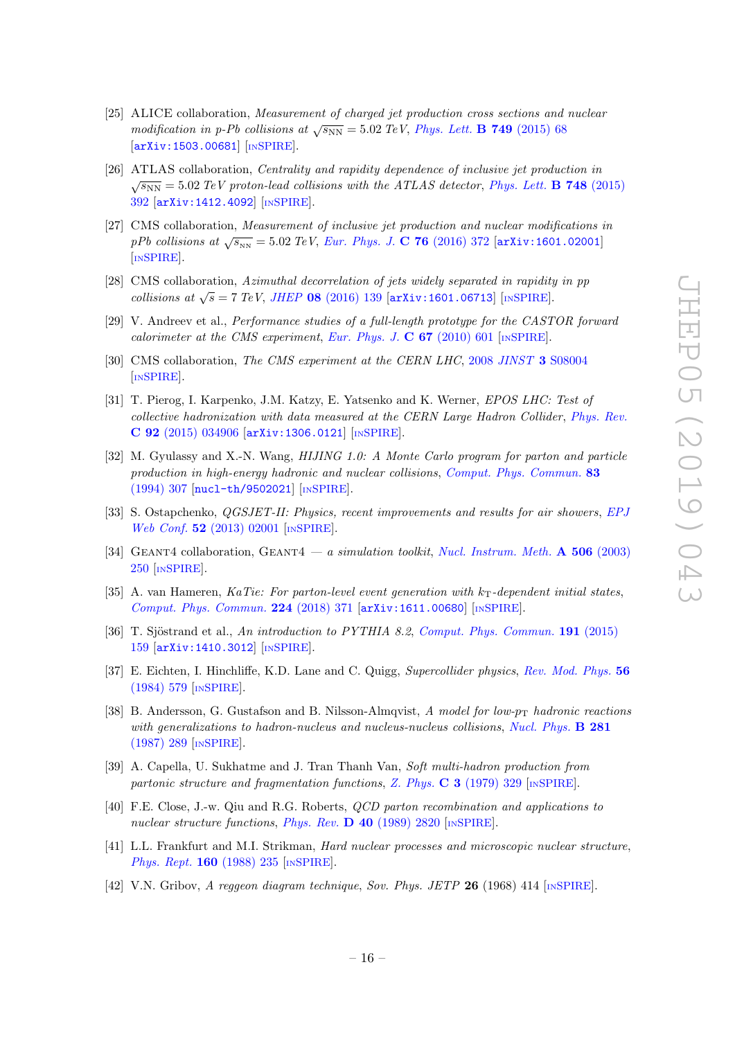[25] ALICE collaboration, *Measurement of charged jet production cross sections and nuclear modification in p-Pb collisions at* $\sqrt{s_{\rm NN}} = 5.02$ *TeV*, *Phys. Lett.* **B 749** (2015) 68 [arXiv:1503.00681] [INSPIRE].

[26] ATLAS collaboration, *Centrality and rapidity dependence of inclusive jet production in* $\sqrt{s_{\rm NN}} = 5.02$ *TeV proton-lead collisions with the ATLAS detector*, *Phys. Lett.* **B 748** (2015) 392 [arXiv:1412.4092] [INSPIRE].

[27] CMS collaboration, *Measurement of inclusive jet production and nuclear modifications in pPb collisions at* $\sqrt{s_{\rm NN}} = 5.02$ *TeV*, *Eur. Phys. J.* **C 76** (2016) 372 [arXiv:1601.02001] [INSPIRE].

[28] CMS collaboration, *Azimuthal decorrelation of jets widely separated in rapidity in pp collisions at* $\sqrt{s} = 7$ *TeV*, *JHEP* **08** (2016) 139 [arXiv:1601.06713] [INSPIRE].

[29] V. Andreev et al., *Performance studies of a full-length prototype for the CASTOR forward calorimeter at the CMS experiment*, *Eur. Phys. J.* **C 67** (2010) 601 [INSPIRE].

[30] CMS collaboration, *The CMS experiment at the CERN LHC*, 2008 *JINST* **3** S08004 [INSPIRE].

[31] T. Pierog, I. Karpenko, J.M. Katzy, E. Yatsenko and K. Werner, *EPOS LHC: Test of collective hadronization with data measured at the CERN Large Hadron Collider*, *Phys. Rev.* **C 92** (2015) 034906 [arXiv:1306.0121] [INSPIRE].

[32] M. Gyulassy and X.-N. Wang, *HIJING 1.0: A Monte Carlo program for parton and particle production in high-energy hadronic and nuclear collisions*, *Comput. Phys. Commun.* **83** (1994) 307 [nucl-th/9502021] [INSPIRE].

[33] S. Ostapchenko, *QGSJET-II: Physics, recent improvements and results for air showers*, *EPJ Web Conf.* **52** (2013) 02001 [INSPIRE].

[34] GEANT4 collaboration, GEANT4 — *a simulation toolkit*, *Nucl. Instrum. Meth.* **A 506** (2003) 250 [INSPIRE].

[35] A. van Hameren, *KaTie: For parton-level event generation with* $k_{\rm T}$*-dependent initial states*, *Comput. Phys. Commun.* **224** (2018) 371 [arXiv:1611.00680] [INSPIRE].

[36] T. Sjöstrand et al., *An introduction to PYTHIA 8.2*, *Comput. Phys. Commun.* **191** (2015) 159 [arXiv:1410.3012] [INSPIRE].

[37] E. Eichten, I. Hinchliffe, K.D. Lane and C. Quigg, *Supercollider physics*, *Rev. Mod. Phys.* **56** (1984) 579 [INSPIRE].

[38] B. Andersson, G. Gustafson and B. Nilsson-Almqvist, *A model for low-*$p_{\rm T}$ *hadronic reactions with generalizations to hadron-nucleus and nucleus-nucleus collisions*, *Nucl. Phys.* **B 281** (1987) 289 [INSPIRE].

[39] A. Capella, U. Sukhatme and J. Tran Thanh Van, *Soft multi-hadron production from partonic structure and fragmentation functions*, *Z. Phys.* **C 3** (1979) 329 [INSPIRE].

[40] F.E. Close, J.-w. Qiu and R.G. Roberts, *QCD parton recombination and applications to nuclear structure functions*, *Phys. Rev.* **D 40** (1989) 2820 [INSPIRE].

[41] L.L. Frankfurt and M.I. Strikman, *Hard nuclear processes and microscopic nuclear structure*, *Phys. Rept.* **160** (1988) 235 [INSPIRE].

[42] V.N. Gribov, *A reggeon diagram technique*, *Sov. Phys. JETP* **26** (1968) 414 [INSPIRE].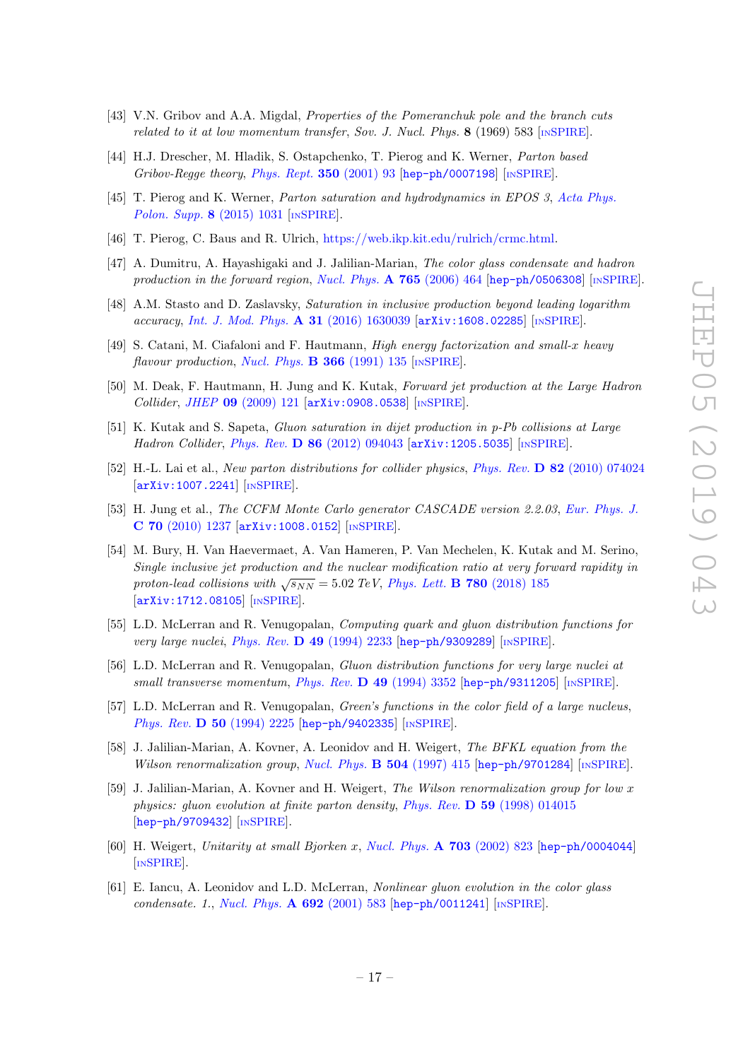[43] V.N. Gribov and A.A. Migdal, *Properties of the Pomeranchuk pole and the branch cuts related to it at low momentum transfer*, *Sov. J. Nucl. Phys.* **8** (1969) 583 [INSPIRE].

[44] H.J. Drescher, M. Hladik, S. Ostapchenko, T. Pierog and K. Werner, *Parton based Gribov-Regge theory*, *Phys. Rept.* **350** (2001) 93 [hep-ph/0007198] [INSPIRE].

[45] T. Pierog and K. Werner, *Parton saturation and hydrodynamics in EPOS 3*, *Acta Phys. Polon. Supp.* **8** (2015) 1031 [INSPIRE].

[46] T. Pierog, C. Baus and R. Ulrich, https://web.ikp.kit.edu/rulrich/crmc.html.

[47] A. Dumitru, A. Hayashigaki and J. Jalilian-Marian, *The color glass condensate and hadron production in the forward region*, *Nucl. Phys.* **A 765** (2006) 464 [hep-ph/0506308] [INSPIRE].

[48] A.M. Stasto and D. Zaslavsky, *Saturation in inclusive production beyond leading logarithm accuracy*, *Int. J. Mod. Phys.* **A 31** (2016) 1630039 [arXiv:1608.02285] [INSPIRE].

[49] S. Catani, M. Ciafaloni and F. Hautmann, *High energy factorization and small-x heavy flavour production*, *Nucl. Phys.* **B 366** (1991) 135 [INSPIRE].

[50] M. Deak, F. Hautmann, H. Jung and K. Kutak, *Forward jet production at the Large Hadron Collider*, *JHEP* **09** (2009) 121 [arXiv:0908.0538] [INSPIRE].

[51] K. Kutak and S. Sapeta, *Gluon saturation in dijet production in p-Pb collisions at Large Hadron Collider*, *Phys. Rev.* **D 86** (2012) 094043 [arXiv:1205.5035] [INSPIRE].

[52] H.-L. Lai et al., *New parton distributions for collider physics*, *Phys. Rev.* **D 82** (2010) 074024 [arXiv:1007.2241] [INSPIRE].

[53] H. Jung et al., *The CCFM Monte Carlo generator CASCADE version 2.2.03*, *Eur. Phys. J.* **C 70** (2010) 1237 [arXiv:1008.0152] [INSPIRE].

[54] M. Bury, H. Van Haevermaet, A. Van Hameren, P. Van Mechelen, K. Kutak and M. Serino, *Single inclusive jet production and the nuclear modification ratio at very forward rapidity in proton-lead collisions with* $\sqrt{s_{NN}} = 5.02$ *TeV*, *Phys. Lett.* **B 780** (2018) 185 [arXiv:1712.08105] [INSPIRE].

[55] L.D. McLerran and R. Venugopalan, *Computing quark and gluon distribution functions for very large nuclei*, *Phys. Rev.* **D 49** (1994) 2233 [hep-ph/9309289] [INSPIRE].

[56] L.D. McLerran and R. Venugopalan, *Gluon distribution functions for very large nuclei at small transverse momentum*, *Phys. Rev.* **D 49** (1994) 3352 [hep-ph/9311205] [INSPIRE].

[57] L.D. McLerran and R. Venugopalan, *Green's functions in the color field of a large nucleus*, *Phys. Rev.* **D 50** (1994) 2225 [hep-ph/9402335] [INSPIRE].

[58] J. Jalilian-Marian, A. Kovner, A. Leonidov and H. Weigert, *The BFKL equation from the Wilson renormalization group*, *Nucl. Phys.* **B 504** (1997) 415 [hep-ph/9701284] [INSPIRE].

[59] J. Jalilian-Marian, A. Kovner and H. Weigert, *The Wilson renormalization group for low x physics: gluon evolution at finite parton density*, *Phys. Rev.* **D 59** (1998) 014015 [hep-ph/9709432] [INSPIRE].

[60] H. Weigert, *Unitarity at small Bjorken x*, *Nucl. Phys.* **A 703** (2002) 823 [hep-ph/0004044] [INSPIRE].

[61] E. Iancu, A. Leonidov and L.D. McLerran, *Nonlinear gluon evolution in the color glass condensate. 1.*, *Nucl. Phys.* **A 692** (2001) 583 [hep-ph/0011241] [INSPIRE].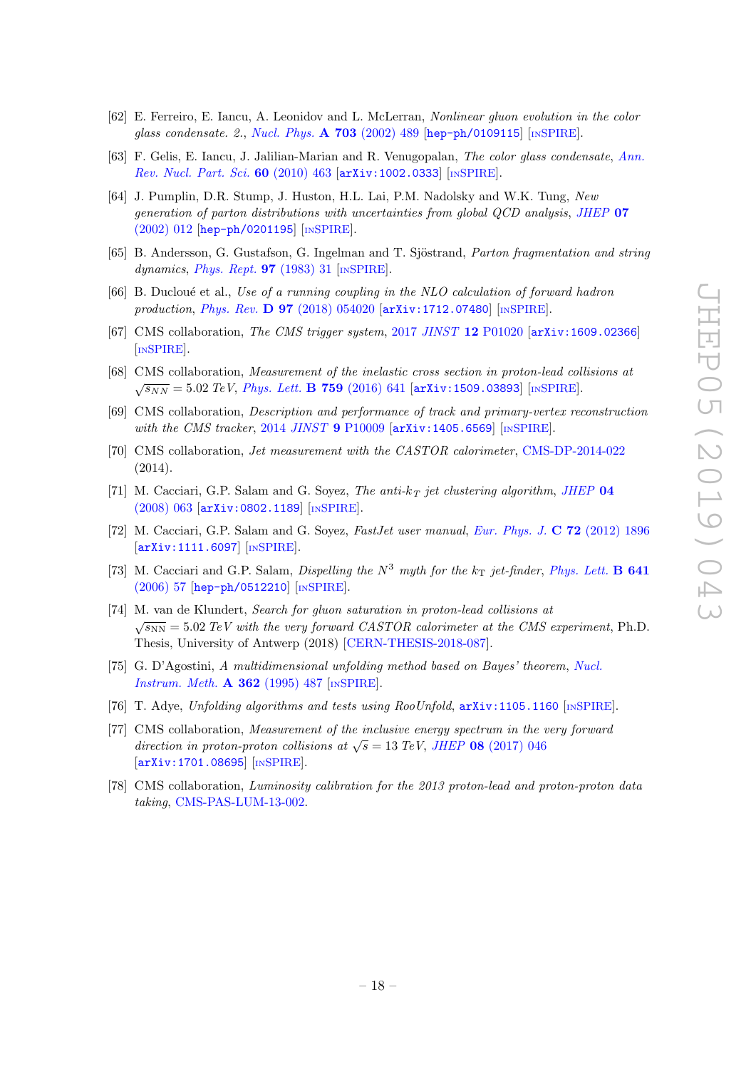[62] E. Ferreiro, E. Iancu, A. Leonidov and L. McLerran, *Nonlinear gluon evolution in the color glass condensate. 2.*, *Nucl. Phys.* **A 703** (2002) 489 [hep-ph/0109115] [INSPIRE].

[63] F. Gelis, E. Iancu, J. Jalilian-Marian and R. Venugopalan, *The color glass condensate*, *Ann. Rev. Nucl. Part. Sci.* **60** (2010) 463 [arXiv:1002.0333] [INSPIRE].

[64] J. Pumplin, D.R. Stump, J. Huston, H.L. Lai, P.M. Nadolsky and W.K. Tung, *New generation of parton distributions with uncertainties from global QCD analysis*, *JHEP* **07** (2002) 012 [hep-ph/0201195] [INSPIRE].

[65] B. Andersson, G. Gustafson, G. Ingelman and T. Sjöstrand, *Parton fragmentation and string dynamics*, *Phys. Rept.* **97** (1983) 31 [INSPIRE].

[66] B. Ducloué et al., *Use of a running coupling in the NLO calculation of forward hadron production*, *Phys. Rev.* **D 97** (2018) 054020 [arXiv:1712.07480] [INSPIRE].

[67] CMS collaboration, *The CMS trigger system*, 2017 *JINST* **12** P01020 [arXiv:1609.02366] [INSPIRE].

[68] CMS collaboration, *Measurement of the inelastic cross section in proton-lead collisions at* $\sqrt{s_{NN}} = 5.02$ *TeV*, *Phys. Lett.* **B 759** (2016) 641 [arXiv:1509.03893] [INSPIRE].

[69] CMS collaboration, *Description and performance of track and primary-vertex reconstruction with the CMS tracker*, 2014 *JINST* **9** P10009 [arXiv:1405.6569] [INSPIRE].

[70] CMS collaboration, *Jet measurement with the CASTOR calorimeter*, CMS-DP-2014-022 (2014).

[71] M. Cacciari, G.P. Salam and G. Soyez, *The anti-$k_T$ jet clustering algorithm*, *JHEP* **04** (2008) 063 [arXiv:0802.1189] [INSPIRE].

[72] M. Cacciari, G.P. Salam and G. Soyez, *FastJet user manual*, *Eur. Phys. J.* **C 72** (2012) 1896 [arXiv:1111.6097] [INSPIRE].

[73] M. Cacciari and G.P. Salam, *Dispelling the $N^3$ myth for the $k_T$ jet-finder*, *Phys. Lett.* **B 641** (2006) 57 [hep-ph/0512210] [INSPIRE].

[74] M. van de Klundert, *Search for gluon saturation in proton-lead collisions at* $\sqrt{s_{NN}} = 5.02$ *TeV with the very forward CASTOR calorimeter at the CMS experiment*, Ph.D. Thesis, University of Antwerp (2018) [CERN-THESIS-2018-087].

[75] G. D'Agostini, *A multidimensional unfolding method based on Bayes' theorem*, *Nucl. Instrum. Meth.* **A 362** (1995) 487 [INSPIRE].

[76] T. Adye, *Unfolding algorithms and tests using RooUnfold*, arXiv:1105.1160 [INSPIRE].

[77] CMS collaboration, *Measurement of the inclusive energy spectrum in the very forward direction in proton-proton collisions at* $\sqrt{s} = 13$ *TeV*, *JHEP* **08** (2017) 046 [arXiv:1701.08695] [INSPIRE].

[78] CMS collaboration, *Luminosity calibration for the 2013 proton-lead and proton-proton data taking*, CMS-PAS-LUM-13-002.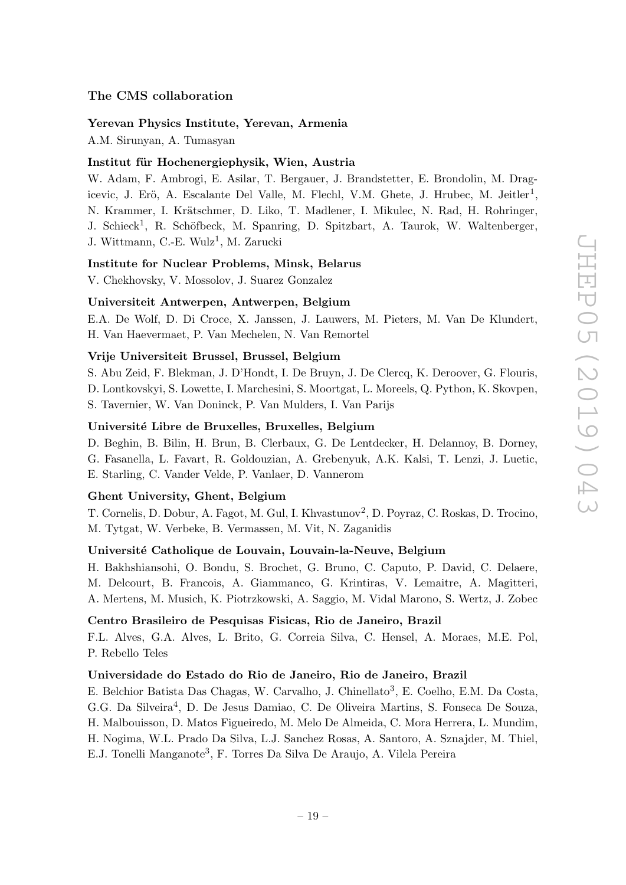## The CMS collaboration

**Yerevan Physics Institute, Yerevan, Armenia**

A.M. Sirunyan, A. Tumasyan

**Institut für Hochenergiephysik, Wien, Austria**

W. Adam, F. Ambrogi, E. Asilar, T. Bergauer, J. Brandstetter, E. Brondolin, M. Dragicevic, J. Erö, A. Escalante Del Valle, M. Flechl, V.M. Ghete, J. Hrubec, M. Jeitler[1], N. Krammer, I. Krätschmer, D. Liko, T. Madlener, I. Mikulec, N. Rad, H. Rohringer, J. Schieck[1], R. Schöfbeck, M. Spanring, D. Spitzbart, A. Taurok, W. Waltenberger, J. Wittmann, C.-E. Wulz[1], M. Zarucki

**Institute for Nuclear Problems, Minsk, Belarus**

V. Chekhovsky, V. Mossolov, J. Suarez Gonzalez

**Universiteit Antwerpen, Antwerpen, Belgium**

E.A. De Wolf, D. Di Croce, X. Janssen, J. Lauwers, M. Pieters, M. Van De Klundert, H. Van Haevermaet, P. Van Mechelen, N. Van Remortel

**Vrije Universiteit Brussel, Brussel, Belgium**

S. Abu Zeid, F. Blekman, J. D'Hondt, I. De Bruyn, J. De Clercq, K. Deroover, G. Flouris, D. Lontkovskyi, S. Lowette, I. Marchesini, S. Moortgat, L. Moreels, Q. Python, K. Skovpen, S. Tavernier, W. Van Doninck, P. Van Mulders, I. Van Parijs

**Université Libre de Bruxelles, Bruxelles, Belgium**

D. Beghin, B. Bilin, H. Brun, B. Clerbaux, G. De Lentdecker, H. Delannoy, B. Dorney, G. Fasanella, L. Favart, R. Goldouzian, A. Grebenyuk, A.K. Kalsi, T. Lenzi, J. Luetic, E. Starling, C. Vander Velde, P. Vanlaer, D. Vannerom

**Ghent University, Ghent, Belgium**

T. Cornelis, D. Dobur, A. Fagot, M. Gul, I. Khvastunov[2], D. Poyraz, C. Roskas, D. Trocino, M. Tytgat, W. Verbeke, B. Vermassen, M. Vit, N. Zaganidis

**Université Catholique de Louvain, Louvain-la-Neuve, Belgium**

H. Bakhshiansohi, O. Bondu, S. Brochet, G. Bruno, C. Caputo, P. David, C. Delaere, M. Delcourt, B. Francois, A. Giammanco, G. Krintiras, V. Lemaitre, A. Magitteri, A. Mertens, M. Musich, K. Piotrzkowski, A. Saggio, M. Vidal Marono, S. Wertz, J. Zobec

**Centro Brasileiro de Pesquisas Fisicas, Rio de Janeiro, Brazil**

F.L. Alves, G.A. Alves, L. Brito, G. Correia Silva, C. Hensel, A. Moraes, M.E. Pol, P. Rebello Teles

**Universidade do Estado do Rio de Janeiro, Rio de Janeiro, Brazil**

E. Belchior Batista Das Chagas, W. Carvalho, J. Chinellato[3], E. Coelho, E.M. Da Costa, G.G. Da Silveira[4], D. De Jesus Damiao, C. De Oliveira Martins, S. Fonseca De Souza, H. Malbouisson, D. Matos Figueiredo, M. Melo De Almeida, C. Mora Herrera, L. Mundim, H. Nogima, W.L. Prado Da Silva, L.J. Sanchez Rosas, A. Santoro, A. Sznajder, M. Thiel, E.J. Tonelli Manganote[3], F. Torres Da Silva De Araujo, A. Vilela Pereira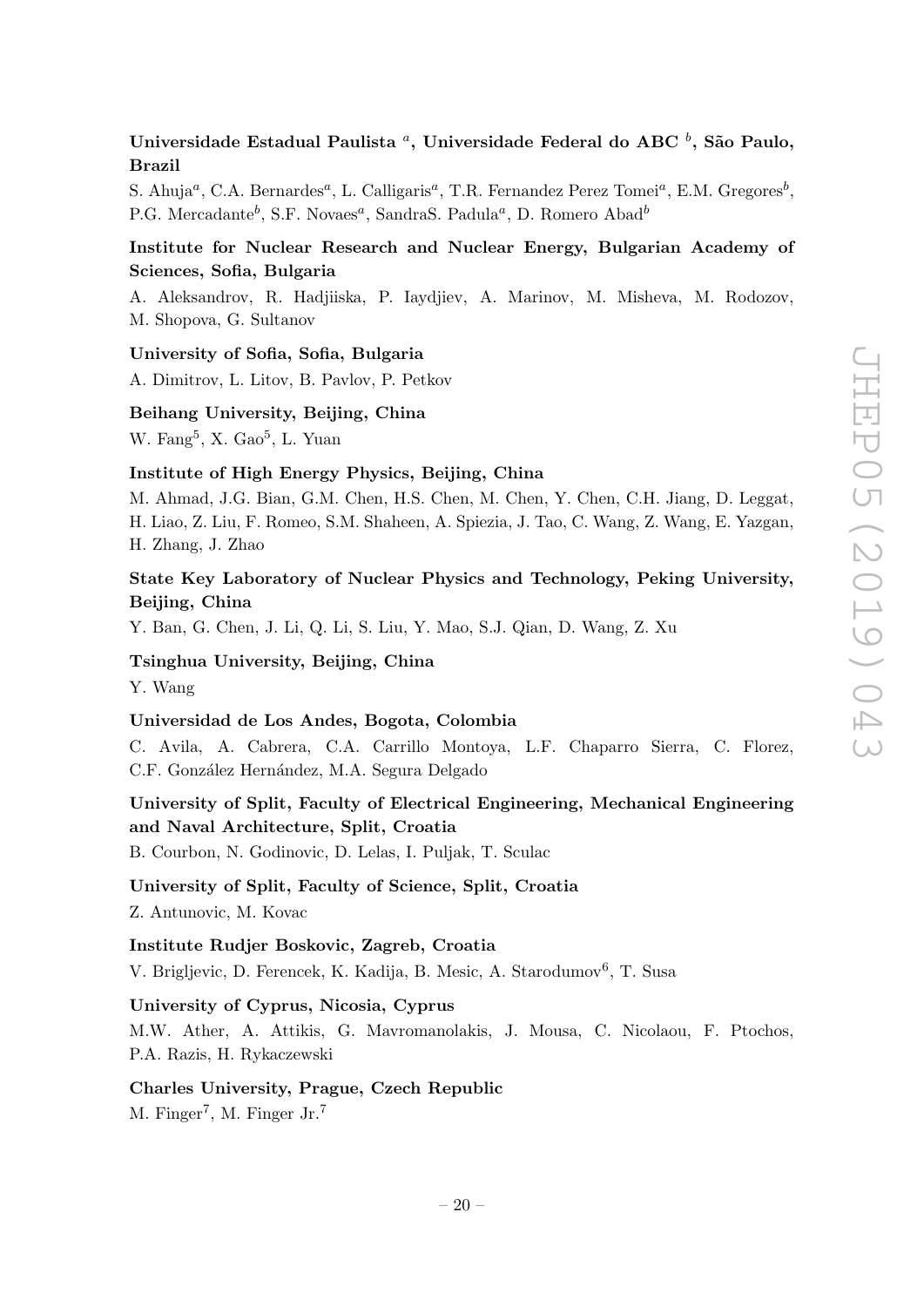**Universidade Estadual Paulista [a], Universidade Federal do ABC [b], São Paulo, Brazil**

S. Ahuja[a], C.A. Bernardes[a], L. Calligaris[a], T.R. Fernandez Perez Tomei[a], E.M. Gregores[b], P.G. Mercadante[b], S.F. Novaes[a], SandraS. Padula[a], D. Romero Abad[b]

**Institute for Nuclear Research and Nuclear Energy, Bulgarian Academy of Sciences, Sofia, Bulgaria**

A. Aleksandrov, R. Hadjiiska, P. Iaydjiev, A. Marinov, M. Misheva, M. Rodozov, M. Shopova, G. Sultanov

**University of Sofia, Sofia, Bulgaria**

A. Dimitrov, L. Litov, B. Pavlov, P. Petkov

**Beihang University, Beijing, China**

W. Fang[5], X. Gao[5], L. Yuan

**Institute of High Energy Physics, Beijing, China**

M. Ahmad, J.G. Bian, G.M. Chen, H.S. Chen, M. Chen, Y. Chen, C.H. Jiang, D. Leggat, H. Liao, Z. Liu, F. Romeo, S.M. Shaheen, A. Spiezia, J. Tao, C. Wang, Z. Wang, E. Yazgan, H. Zhang, J. Zhao

**State Key Laboratory of Nuclear Physics and Technology, Peking University, Beijing, China**

Y. Ban, G. Chen, J. Li, Q. Li, S. Liu, Y. Mao, S.J. Qian, D. Wang, Z. Xu

**Tsinghua University, Beijing, China**

Y. Wang

**Universidad de Los Andes, Bogota, Colombia**

C. Avila, A. Cabrera, C.A. Carrillo Montoya, L.F. Chaparro Sierra, C. Florez, C.F. González Hernández, M.A. Segura Delgado

**University of Split, Faculty of Electrical Engineering, Mechanical Engineering and Naval Architecture, Split, Croatia**

B. Courbon, N. Godinovic, D. Lelas, I. Puljak, T. Sculac

**University of Split, Faculty of Science, Split, Croatia**

Z. Antunovic, M. Kovac

**Institute Rudjer Boskovic, Zagreb, Croatia**

V. Brigljevic, D. Ferencek, K. Kadija, B. Mesic, A. Starodumov[6], T. Susa

**University of Cyprus, Nicosia, Cyprus**

M.W. Ather, A. Attikis, G. Mavromanolakis, J. Mousa, C. Nicolaou, F. Ptochos, P.A. Razis, H. Rykaczewski

**Charles University, Prague, Czech Republic**

M. Finger[7], M. Finger Jr.[7]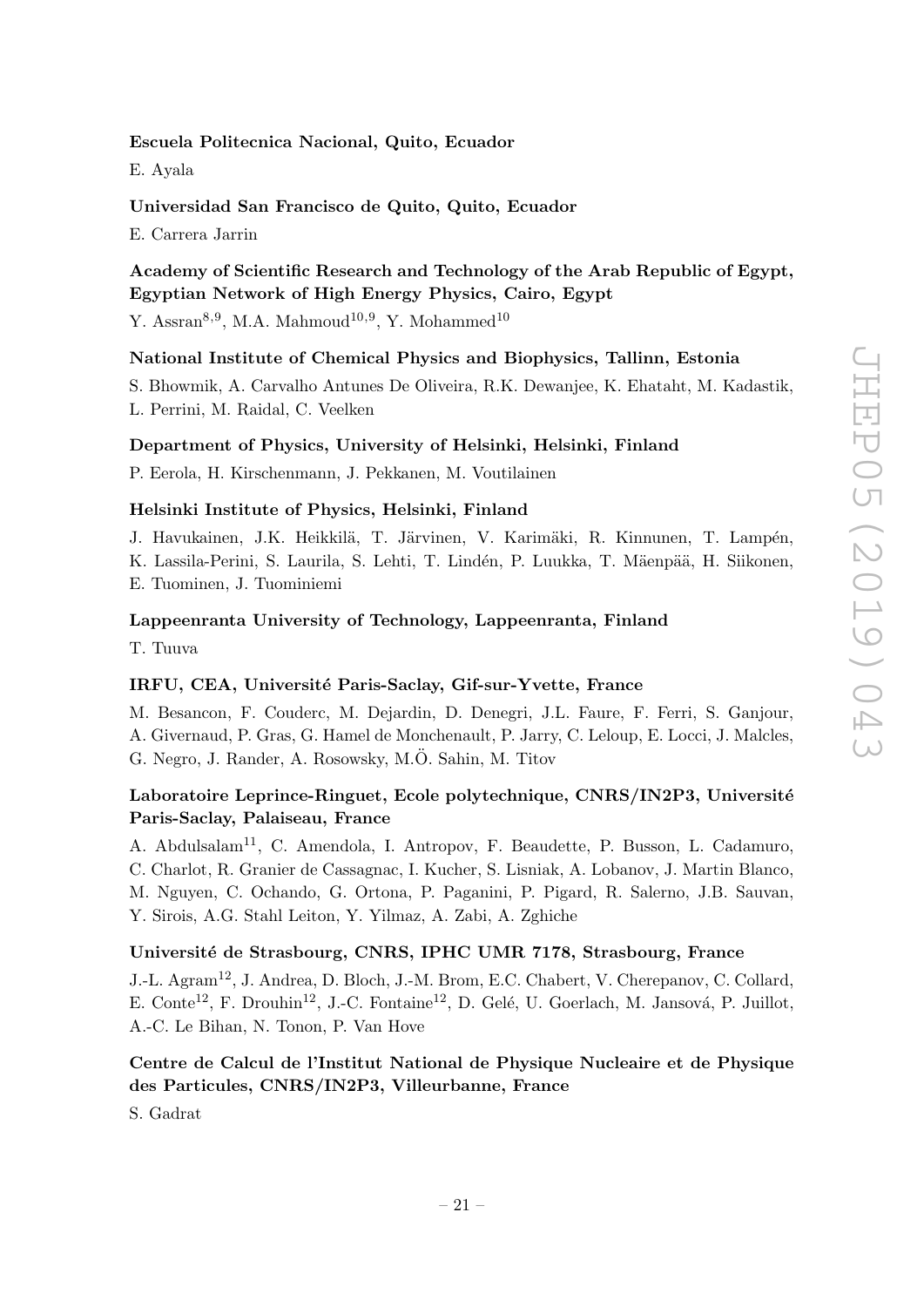**Escuela Politecnica Nacional, Quito, Ecuador**

E. Ayala

**Universidad San Francisco de Quito, Quito, Ecuador**

E. Carrera Jarrin

**Academy of Scientific Research and Technology of the Arab Republic of Egypt, Egyptian Network of High Energy Physics, Cairo, Egypt**

Y. Assran[8,9], M.A. Mahmoud[10,9], Y. Mohammed[10]

**National Institute of Chemical Physics and Biophysics, Tallinn, Estonia**

S. Bhowmik, A. Carvalho Antunes De Oliveira, R.K. Dewanjee, K. Ehataht, M. Kadastik, L. Perrini, M. Raidal, C. Veelken

**Department of Physics, University of Helsinki, Helsinki, Finland**

P. Eerola, H. Kirschenmann, J. Pekkanen, M. Voutilainen

**Helsinki Institute of Physics, Helsinki, Finland**

J. Havukainen, J.K. Heikkilä, T. Järvinen, V. Karimäki, R. Kinnunen, T. Lampén, K. Lassila-Perini, S. Laurila, S. Lehti, T. Lindén, P. Luukka, T. Mäenpää, H. Siikonen, E. Tuominen, J. Tuominiemi

**Lappeenranta University of Technology, Lappeenranta, Finland**

T. Tuuva

**IRFU, CEA, Université Paris-Saclay, Gif-sur-Yvette, France**

M. Besancon, F. Couderc, M. Dejardin, D. Denegri, J.L. Faure, F. Ferri, S. Ganjour, A. Givernaud, P. Gras, G. Hamel de Monchenault, P. Jarry, C. Leloup, E. Locci, J. Malcles, G. Negro, J. Rander, A. Rosowsky, M.Ö. Sahin, M. Titov

**Laboratoire Leprince-Ringuet, Ecole polytechnique, CNRS/IN2P3, Université Paris-Saclay, Palaiseau, France**

A. Abdulsalam[11], C. Amendola, I. Antropov, F. Beaudette, P. Busson, L. Cadamuro, C. Charlot, R. Granier de Cassagnac, I. Kucher, S. Lisniak, A. Lobanov, J. Martin Blanco, M. Nguyen, C. Ochando, G. Ortona, P. Paganini, P. Pigard, R. Salerno, J.B. Sauvan, Y. Sirois, A.G. Stahl Leiton, Y. Yilmaz, A. Zabi, A. Zghiche

**Université de Strasbourg, CNRS, IPHC UMR 7178, Strasbourg, France**

J.-L. Agram[12], J. Andrea, D. Bloch, J.-M. Brom, E.C. Chabert, V. Cherepanov, C. Collard, E. Conte[12], F. Drouhin[12], J.-C. Fontaine[12], D. Gelé, U. Goerlach, M. Jansová, P. Juillot, A.-C. Le Bihan, N. Tonon, P. Van Hove

**Centre de Calcul de l'Institut National de Physique Nucleaire et de Physique des Particules, CNRS/IN2P3, Villeurbanne, France**

S. Gadrat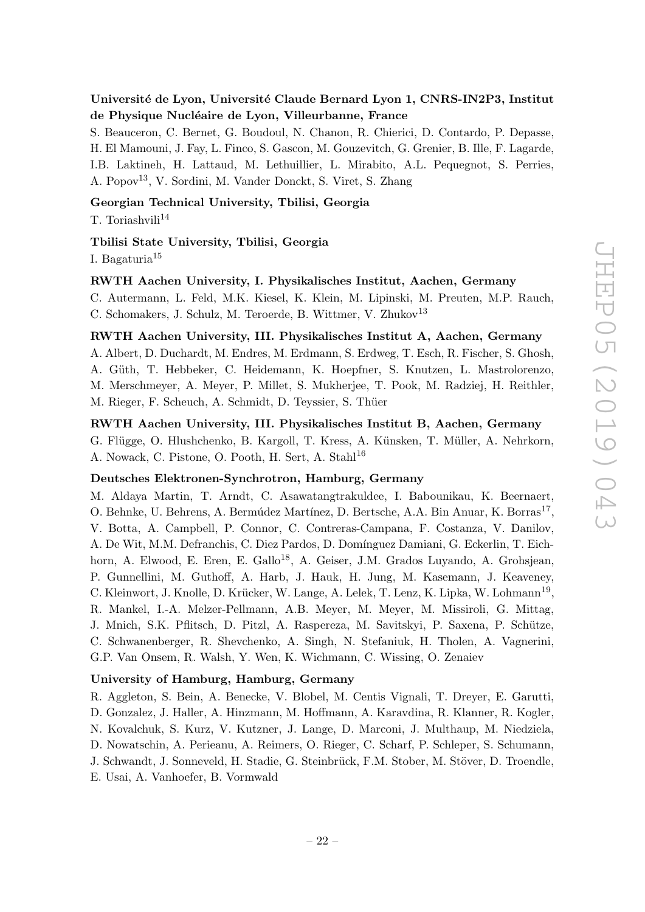**Université de Lyon, Université Claude Bernard Lyon 1, CNRS-IN2P3, Institut de Physique Nucléaire de Lyon, Villeurbanne, France**

S. Beauceron, C. Bernet, G. Boudoul, N. Chanon, R. Chierici, D. Contardo, P. Depasse, H. El Mamouni, J. Fay, L. Finco, S. Gascon, M. Gouzevitch, G. Grenier, B. Ille, F. Lagarde, I.B. Laktineh, H. Lattaud, M. Lethuillier, L. Mirabito, A.L. Pequegnot, S. Perries, A. Popov[13], V. Sordini, M. Vander Donckt, S. Viret, S. Zhang

**Georgian Technical University, Tbilisi, Georgia**

T. Toriashvili[14]

**Tbilisi State University, Tbilisi, Georgia**

I. Bagaturia[15]

**RWTH Aachen University, I. Physikalisches Institut, Aachen, Germany**

C. Autermann, L. Feld, M.K. Kiesel, K. Klein, M. Lipinski, M. Preuten, M.P. Rauch, C. Schomakers, J. Schulz, M. Teroerde, B. Wittmer, V. Zhukov[13]

**RWTH Aachen University, III. Physikalisches Institut A, Aachen, Germany**

A. Albert, D. Duchardt, M. Endres, M. Erdmann, S. Erdweg, T. Esch, R. Fischer, S. Ghosh, A. Güth, T. Hebbeker, C. Heidemann, K. Hoepfner, S. Knutzen, L. Mastrolorenzo, M. Merschmeyer, A. Meyer, P. Millet, S. Mukherjee, T. Pook, M. Radziej, H. Reithler, M. Rieger, F. Scheuch, A. Schmidt, D. Teyssier, S. Thüer

**RWTH Aachen University, III. Physikalisches Institut B, Aachen, Germany**

G. Flügge, O. Hlushchenko, B. Kargoll, T. Kress, A. Künsken, T. Müller, A. Nehrkorn, A. Nowack, C. Pistone, O. Pooth, H. Sert, A. Stahl[16]

**Deutsches Elektronen-Synchrotron, Hamburg, Germany**

M. Aldaya Martin, T. Arndt, C. Asawatangtrakuldee, I. Babounikau, K. Beernaert, O. Behnke, U. Behrens, A. Bermúdez Martínez, D. Bertsche, A.A. Bin Anuar, K. Borras[17], V. Botta, A. Campbell, P. Connor, C. Contreras-Campana, F. Costanza, V. Danilov, A. De Wit, M.M. Defranchis, C. Diez Pardos, D. Domínguez Damiani, G. Eckerlin, T. Eichhorn, A. Elwood, E. Eren, E. Gallo[18], A. Geiser, J.M. Grados Luyando, A. Grohsjean, P. Gunnellini, M. Guthoff, A. Harb, J. Hauk, H. Jung, M. Kasemann, J. Keaveney, C. Kleinwort, J. Knolle, D. Krücker, W. Lange, A. Lelek, T. Lenz, K. Lipka, W. Lohmann[19], R. Mankel, I.-A. Melzer-Pellmann, A.B. Meyer, M. Meyer, M. Missiroli, G. Mittag, J. Mnich, S.K. Pflitsch, D. Pitzl, A. Raspereza, M. Savitskyi, P. Saxena, P. Schütze, C. Schwanenberger, R. Shevchenko, A. Singh, N. Stefaniuk, H. Tholen, A. Vagnerini, G.P. Van Onsem, R. Walsh, Y. Wen, K. Wichmann, C. Wissing, O. Zenaiev

**University of Hamburg, Hamburg, Germany**

R. Aggleton, S. Bein, A. Benecke, V. Blobel, M. Centis Vignali, T. Dreyer, E. Garutti, D. Gonzalez, J. Haller, A. Hinzmann, M. Hoffmann, A. Karavdina, R. Klanner, R. Kogler, N. Kovalchuk, S. Kurz, V. Kutzner, J. Lange, D. Marconi, J. Multhaup, M. Niedziela, D. Nowatschin, A. Perieanu, A. Reimers, O. Rieger, C. Scharf, P. Schleper, S. Schumann, J. Schwandt, J. Sonneveld, H. Stadie, G. Steinbrück, F.M. Stober, M. Stöver, D. Troendle, E. Usai, A. Vanhoefer, B. Vormwald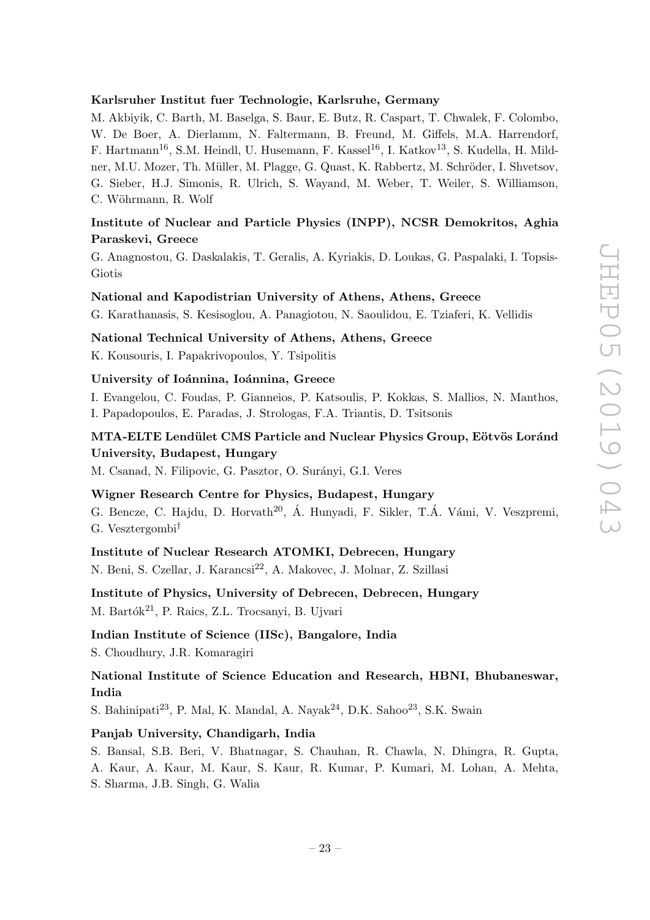**Karlsruher Institut fuer Technologie, Karlsruhe, Germany**

M. Akbiyik, C. Barth, M. Baselga, S. Baur, E. Butz, R. Caspart, T. Chwalek, F. Colombo, W. De Boer, A. Dierlamm, N. Faltermann, B. Freund, M. Giffels, M.A. Harrendorf, F. Hartmann[16], S.M. Heindl, U. Husemann, F. Kassel[16], I. Katkov[13], S. Kudella, H. Mildner, M.U. Mozer, Th. Müller, M. Plagge, G. Quast, K. Rabbertz, M. Schröder, I. Shvetsov, G. Sieber, H.J. Simonis, R. Ulrich, S. Wayand, M. Weber, T. Weiler, S. Williamson, C. Wöhrmann, R. Wolf

**Institute of Nuclear and Particle Physics (INPP), NCSR Demokritos, Aghia Paraskevi, Greece**

G. Anagnostou, G. Daskalakis, T. Geralis, A. Kyriakis, D. Loukas, G. Paspalaki, I. Topsis-Giotis

**National and Kapodistrian University of Athens, Athens, Greece**

G. Karathanasis, S. Kesisoglou, A. Panagiotou, N. Saoulidou, E. Tziaferi, K. Vellidis

**National Technical University of Athens, Athens, Greece**

K. Kousouris, I. Papakrivopoulos, Y. Tsipolitis

**University of Ioánnina, Ioánnina, Greece**

I. Evangelou, C. Foudas, P. Gianneios, P. Katsoulis, P. Kokkas, S. Mallios, N. Manthos, I. Papadopoulos, E. Paradas, J. Strologas, F.A. Triantis, D. Tsitsonis

**MTA-ELTE Lendület CMS Particle and Nuclear Physics Group, Eötvös Loránd University, Budapest, Hungary**

M. Csanad, N. Filipovic, G. Pasztor, O. Surányi, G.I. Veres

**Wigner Research Centre for Physics, Budapest, Hungary**

G. Bencze, C. Hajdu, D. Horvath[20], Á. Hunyadi, F. Sikler, T.Á. Vámi, V. Veszpremi, G. Vesztergombi[†]

**Institute of Nuclear Research ATOMKI, Debrecen, Hungary**

N. Beni, S. Czellar, J. Karancsi[22], A. Makovec, J. Molnar, Z. Szillasi

**Institute of Physics, University of Debrecen, Debrecen, Hungary**

M. Bartók[21], P. Raics, Z.L. Trocsanyi, B. Ujvari

**Indian Institute of Science (IISc), Bangalore, India**

S. Choudhury, J.R. Komaragiri

**National Institute of Science Education and Research, HBNI, Bhubaneswar, India**

S. Bahinipati[23], P. Mal, K. Mandal, A. Nayak[24], D.K. Sahoo[23], S.K. Swain

**Panjab University, Chandigarh, India**

S. Bansal, S.B. Beri, V. Bhatnagar, S. Chauhan, R. Chawla, N. Dhingra, R. Gupta, A. Kaur, A. Kaur, M. Kaur, S. Kaur, R. Kumar, P. Kumari, M. Lohan, A. Mehta, S. Sharma, J.B. Singh, G. Walia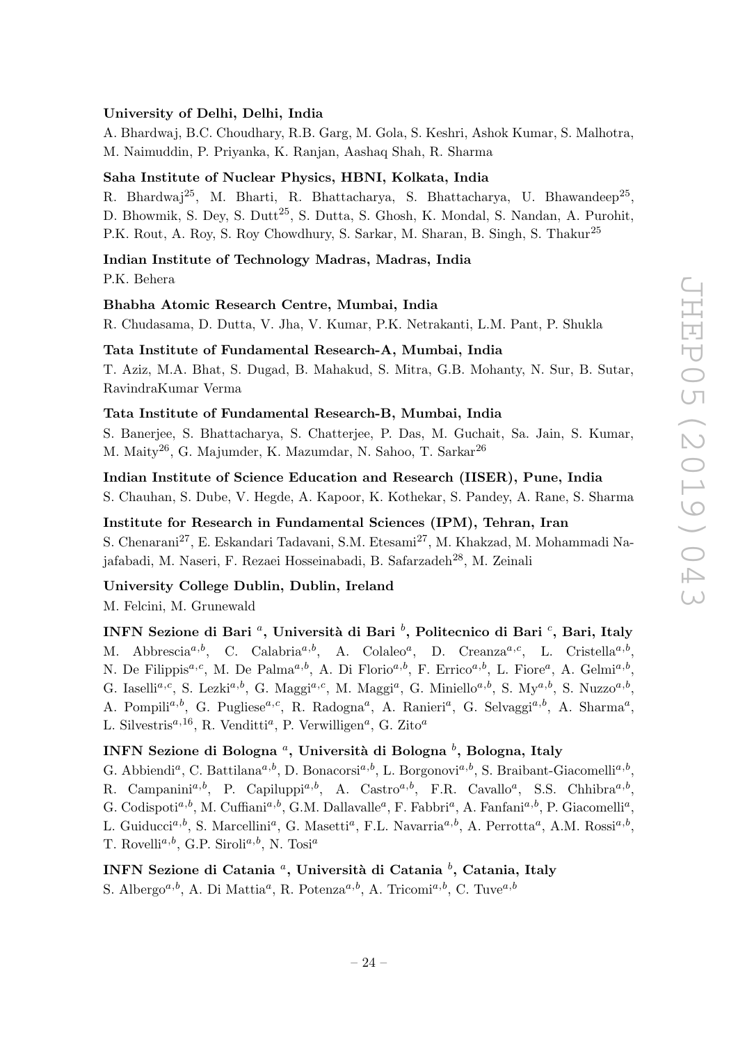**University of Delhi, Delhi, India**

A. Bhardwaj, B.C. Choudhary, R.B. Garg, M. Gola, S. Keshri, Ashok Kumar, S. Malhotra, M. Naimuddin, P. Priyanka, K. Ranjan, Aashaq Shah, R. Sharma

**Saha Institute of Nuclear Physics, HBNI, Kolkata, India**

R. Bhardwaj[25], M. Bharti, R. Bhattacharya, S. Bhattacharya, U. Bhawandeep[25], D. Bhowmik, S. Dey, S. Dutt[25], S. Dutta, S. Ghosh, K. Mondal, S. Nandan, A. Purohit, P.K. Rout, A. Roy, S. Roy Chowdhury, S. Sarkar, M. Sharan, B. Singh, S. Thakur[25]

**Indian Institute of Technology Madras, Madras, India**

P.K. Behera

**Bhabha Atomic Research Centre, Mumbai, India**

R. Chudasama, D. Dutta, V. Jha, V. Kumar, P.K. Netrakanti, L.M. Pant, P. Shukla

**Tata Institute of Fundamental Research-A, Mumbai, India**

T. Aziz, M.A. Bhat, S. Dugad, B. Mahakud, S. Mitra, G.B. Mohanty, N. Sur, B. Sutar, RavindraKumar Verma

**Tata Institute of Fundamental Research-B, Mumbai, India**

S. Banerjee, S. Bhattacharya, S. Chatterjee, P. Das, M. Guchait, Sa. Jain, S. Kumar, M. Maity[26], G. Majumder, K. Mazumdar, N. Sahoo, T. Sarkar[26]

**Indian Institute of Science Education and Research (IISER), Pune, India**

S. Chauhan, S. Dube, V. Hegde, A. Kapoor, K. Kothekar, S. Pandey, A. Rane, S. Sharma

**Institute for Research in Fundamental Sciences (IPM), Tehran, Iran**

S. Chenarani[27], E. Eskandari Tadavani, S.M. Etesami[27], M. Khakzad, M. Mohammadi Najafabadi, M. Naseri, F. Rezaei Hosseinabadi, B. Safarzadeh[28], M. Zeinali

**University College Dublin, Dublin, Ireland**

M. Felcini, M. Grunewald

**INFN Sezione di Bari [a], Università di Bari [b], Politecnico di Bari [c], Bari, Italy**

M. Abbrescia[a,b], C. Calabria[a,b], A. Colaleo[a], D. Creanza[a,c], L. Cristella[a,b], N. De Filippis[a,c], M. De Palma[a,b], A. Di Florio[a,b], F. Errico[a,b], L. Fiore[a], A. Gelmi[a,b], G. Iaselli[a,c], S. Lezki[a,b], G. Maggi[a,c], M. Maggi[a], G. Miniello[a,b], S. My[a,b], S. Nuzzo[a,b], A. Pompili[a,b], G. Pugliese[a,c], R. Radogna[a], A. Ranieri[a], G. Selvaggi[a,b], A. Sharma[a], L. Silvestris[a,16], R. Venditti[a], P. Verwilligen[a], G. Zito[a]

**INFN Sezione di Bologna [a], Università di Bologna [b], Bologna, Italy**

G. Abbiendi[a], C. Battilana[a,b], D. Bonacorsi[a,b], L. Borgonovi[a,b], S. Braibant-Giacomelli[a,b], R. Campanini[a,b], P. Capiluppi[a,b], A. Castro[a,b], F.R. Cavallo[a], S.S. Chhibra[a,b], G. Codispoti[a,b], M. Cuffiani[a,b], G.M. Dallavalle[a], F. Fabbri[a], A. Fanfani[a,b], P. Giacomelli[a], L. Guiducci[a,b], S. Marcellini[a], G. Masetti[a], F.L. Navarria[a,b], A. Perrotta[a], A.M. Rossi[a,b], T. Rovelli[a,b], G.P. Siroli[a,b], N. Tosi[a]

**INFN Sezione di Catania [a], Università di Catania [b], Catania, Italy**

S. Albergo[a,b], A. Di Mattia[a], R. Potenza[a,b], A. Tricomi[a,b], C. Tuve[a,b]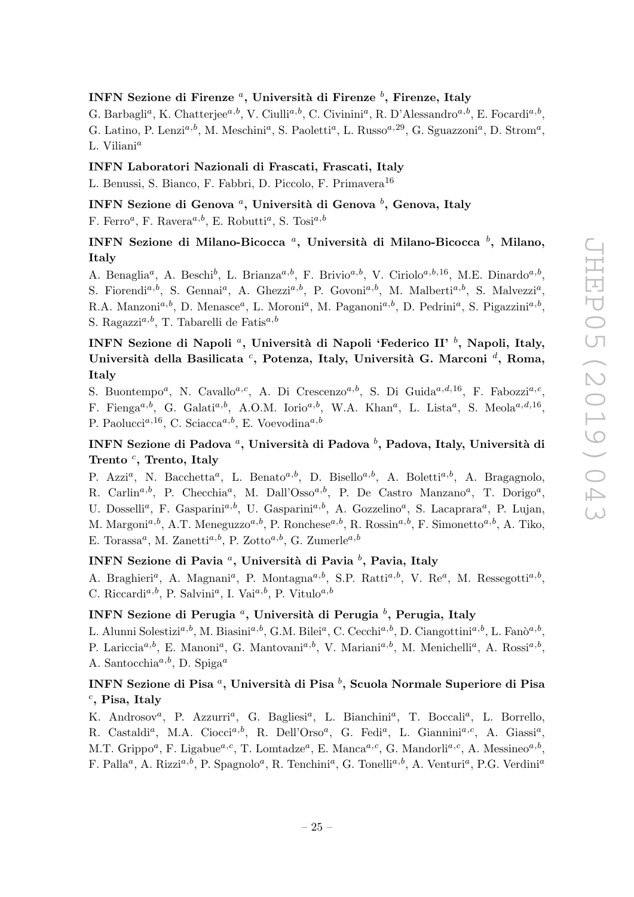**INFN Sezione di Firenze [a], Università di Firenze [b], Firenze, Italy**

G. Barbagli[a], K. Chatterjee[a,b], V. Ciulli[a,b], C. Civinini[a], R. D'Alessandro[a,b], E. Focardi[a,b], G. Latino, P. Lenzi[a,b], M. Meschini[a], S. Paoletti[a], L. Russo[a,29], G. Sguazzoni[a], D. Strom[a], L. Viliani[a]

**INFN Laboratori Nazionali di Frascati, Frascati, Italy**

L. Benussi, S. Bianco, F. Fabbri, D. Piccolo, F. Primavera[16]

**INFN Sezione di Genova [a], Università di Genova [b], Genova, Italy**

F. Ferro[a], F. Ravera[a,b], E. Robutti[a], S. Tosi[a,b]

**INFN Sezione di Milano-Bicocca [a], Università di Milano-Bicocca [b], Milano, Italy**

A. Benaglia[a], A. Beschi[b], L. Brianza[a,b], F. Brivio[a,b], V. Ciriolo[a,b,16], M.E. Dinardo[a,b], S. Fiorendi[a,b], S. Gennai[a], A. Ghezzi[a,b], P. Govoni[a,b], M. Malberti[a,b], S. Malvezzi[a], R.A. Manzoni[a,b], D. Menasce[a], L. Moroni[a], M. Paganoni[a,b], D. Pedrini[a], S. Pigazzini[a,b], S. Ragazzi[a,b], T. Tabarelli de Fatis[a,b]

**INFN Sezione di Napoli [a], Università di Napoli 'Federico II' [b], Napoli, Italy, Università della Basilicata [c], Potenza, Italy, Università G. Marconi [d], Roma, Italy**

S. Buontempo[a], N. Cavallo[a,c], A. Di Crescenzo[a,b], S. Di Guida[a,d,16], F. Fabozzi[a,c], F. Fienga[a,b], G. Galati[a,b], A.O.M. Iorio[a,b], W.A. Khan[a], L. Lista[a], S. Meola[a,d,16], P. Paolucci[a,16], C. Sciacca[a,b], E. Voevodina[a,b]

**INFN Sezione di Padova [a], Università di Padova [b], Padova, Italy, Università di Trento [c], Trento, Italy**

P. Azzi[a], N. Bacchetta[a], L. Benato[a,b], D. Bisello[a,b], A. Boletti[a,b], A. Bragagnolo, R. Carlin[a,b], P. Checchia[a], M. Dall'Osso[a,b], P. De Castro Manzano[a], T. Dorigo[a], U. Dosselli[a], F. Gasparini[a,b], U. Gasparini[a,b], A. Gozzelino[a], S. Lacaprara[a], P. Lujan, M. Margoni[a,b], A.T. Meneguzzo[a,b], P. Ronchese[a,b], R. Rossin[a,b], F. Simonetto[a,b], A. Tiko, E. Torassa[a], M. Zanetti[a,b], P. Zotto[a,b], G. Zumerle[a,b]

**INFN Sezione di Pavia [a], Università di Pavia [b], Pavia, Italy**

A. Braghieri[a], A. Magnani[a], P. Montagna[a,b], S.P. Ratti[a,b], V. Re[a], M. Ressegotti[a,b], C. Riccardi[a,b], P. Salvini[a], I. Vai[a,b], P. Vitulo[a,b]

**INFN Sezione di Perugia [a], Università di Perugia [b], Perugia, Italy**

L. Alunni Solestizi[a,b], M. Biasini[a,b], G.M. Bilei[a], C. Cecchi[a,b], D. Ciangottini[a,b], L. Fanò[a,b], P. Lariccia[a,b], E. Manoni[a], G. Mantovani[a,b], V. Mariani[a,b], M. Menichelli[a], A. Rossi[a,b], A. Santocchia[a,b], D. Spiga[a]

**INFN Sezione di Pisa [a], Università di Pisa [b], Scuola Normale Superiore di Pisa [c], Pisa, Italy**

K. Androsov[a], P. Azzurri[a], G. Bagliesi[a], L. Bianchini[a], T. Boccali[a], L. Borrello, R. Castaldi[a], M.A. Ciocci[a,b], R. Dell'Orso[a], G. Fedi[a], L. Giannini[a,c], A. Giassi[a], M.T. Grippo[a], F. Ligabue[a,c], T. Lomtadze[a], E. Manca[a,c], G. Mandorli[a,c], A. Messineo[a,b], F. Palla[a], A. Rizzi[a,b], P. Spagnolo[a], R. Tenchini[a], G. Tonelli[a,b], A. Venturi[a], P.G. Verdini[a]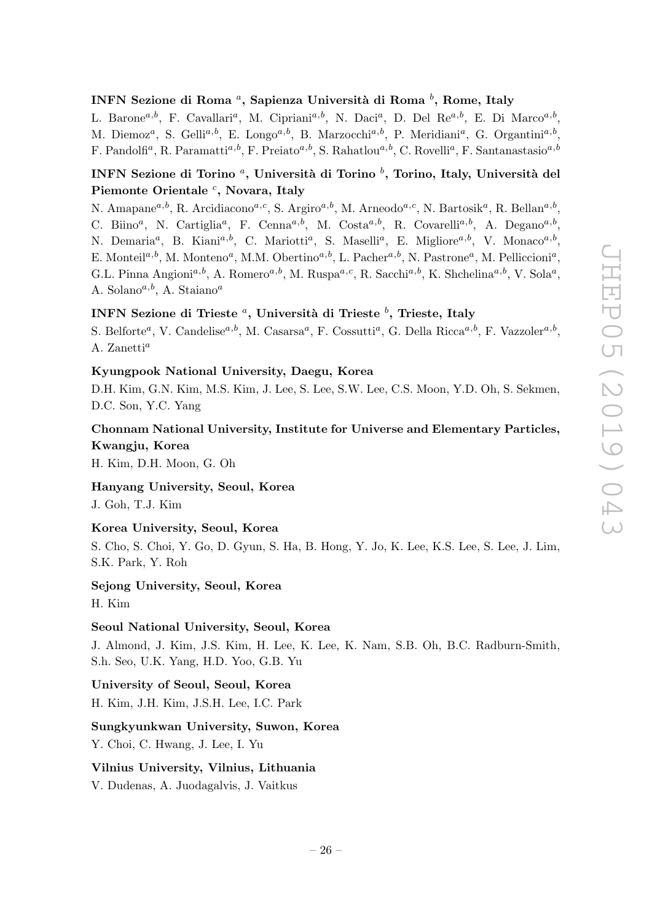**INFN Sezione di Roma [a], Sapienza Università di Roma [b], Rome, Italy**

L. Barone[a,b], F. Cavallari[a], M. Cipriani[a,b], N. Daci[a], D. Del Re[a,b], E. Di Marco[a,b], M. Diemoz[a], S. Gelli[a,b], E. Longo[a,b], B. Marzocchi[a,b], P. Meridiani[a], G. Organtini[a,b], F. Pandolfi[a], R. Paramatti[a,b], F. Preiato[a,b], S. Rahatlou[a,b], C. Rovelli[a], F. Santanastasio[a,b]

**INFN Sezione di Torino [a], Università di Torino [b], Torino, Italy, Università del Piemonte Orientale [c], Novara, Italy**

N. Amapane[a,b], R. Arcidiacono[a,c], S. Argiro[a,b], M. Arneodo[a,c], N. Bartosik[a], R. Bellan[a,b], C. Biino[a], N. Cartiglia[a], F. Cenna[a,b], M. Costa[a,b], R. Covarelli[a,b], A. Degano[a,b], N. Demaria[a], B. Kiani[a,b], C. Mariotti[a], S. Maselli[a], E. Migliore[a,b], V. Monaco[a,b], E. Monteil[a,b], M. Monteno[a], M.M. Obertino[a,b], L. Pacher[a,b], N. Pastrone[a], M. Pelliccioni[a], G.L. Pinna Angioni[a,b], A. Romero[a,b], M. Ruspa[a,c], R. Sacchi[a,b], K. Shchelina[a,b], V. Sola[a], A. Solano[a,b], A. Staiano[a]

**INFN Sezione di Trieste [a], Università di Trieste [b], Trieste, Italy**

S. Belforte[a], V. Candelise[a,b], M. Casarsa[a], F. Cossutti[a], G. Della Ricca[a,b], F. Vazzoler[a,b], A. Zanetti[a]

**Kyungpook National University, Daegu, Korea**

D.H. Kim, G.N. Kim, M.S. Kim, J. Lee, S. Lee, S.W. Lee, C.S. Moon, Y.D. Oh, S. Sekmen, D.C. Son, Y.C. Yang

**Chonnam National University, Institute for Universe and Elementary Particles, Kwangju, Korea**

H. Kim, D.H. Moon, G. Oh

**Hanyang University, Seoul, Korea**

J. Goh, T.J. Kim

**Korea University, Seoul, Korea**

S. Cho, S. Choi, Y. Go, D. Gyun, S. Ha, B. Hong, Y. Jo, K. Lee, K.S. Lee, S. Lee, J. Lim, S.K. Park, Y. Roh

**Sejong University, Seoul, Korea**

H. Kim

**Seoul National University, Seoul, Korea**

J. Almond, J. Kim, J.S. Kim, H. Lee, K. Lee, K. Nam, S.B. Oh, B.C. Radburn-Smith, S.h. Seo, U.K. Yang, H.D. Yoo, G.B. Yu

**University of Seoul, Seoul, Korea**

H. Kim, J.H. Kim, J.S.H. Lee, I.C. Park

**Sungkyunkwan University, Suwon, Korea**

Y. Choi, C. Hwang, J. Lee, I. Yu

**Vilnius University, Vilnius, Lithuania**

V. Dudenas, A. Juodagalvis, J. Vaitkus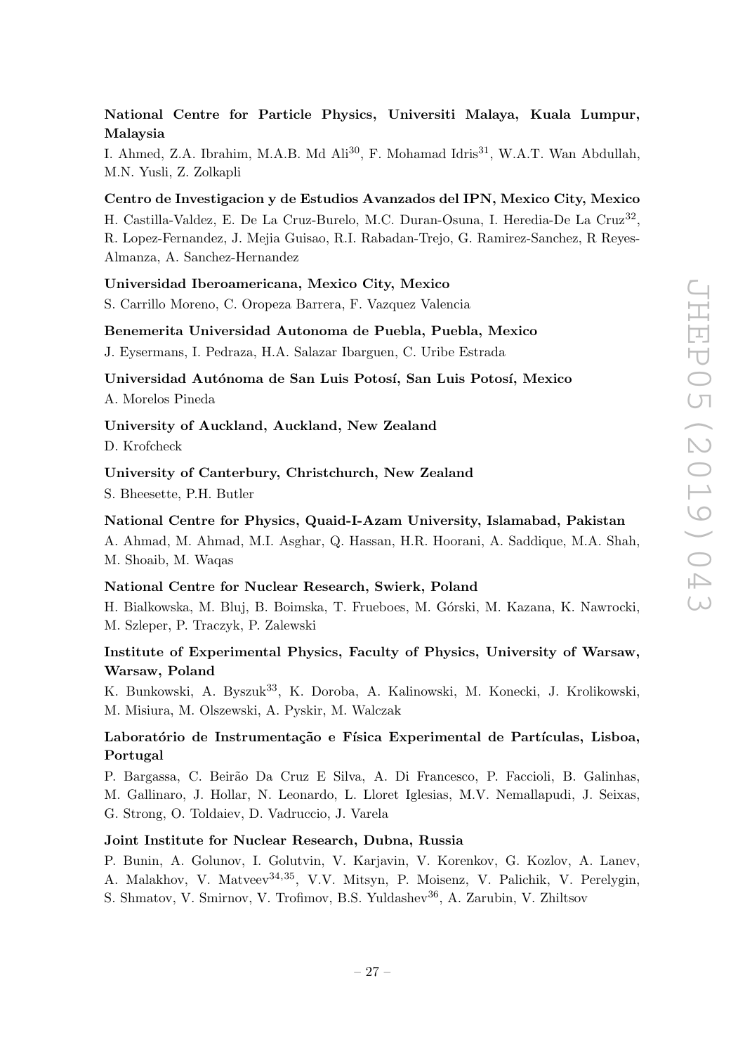**National Centre for Particle Physics, Universiti Malaya, Kuala Lumpur, Malaysia**

I. Ahmed, Z.A. Ibrahim, M.A.B. Md Ali[30], F. Mohamad Idris[31], W.A.T. Wan Abdullah, M.N. Yusli, Z. Zolkapli

**Centro de Investigacion y de Estudios Avanzados del IPN, Mexico City, Mexico**

H. Castilla-Valdez, E. De La Cruz-Burelo, M.C. Duran-Osuna, I. Heredia-De La Cruz[32], R. Lopez-Fernandez, J. Mejia Guisao, R.I. Rabadan-Trejo, G. Ramirez-Sanchez, R Reyes-Almanza, A. Sanchez-Hernandez

**Universidad Iberoamericana, Mexico City, Mexico**

S. Carrillo Moreno, C. Oropeza Barrera, F. Vazquez Valencia

**Benemerita Universidad Autonoma de Puebla, Puebla, Mexico**

J. Eysermans, I. Pedraza, H.A. Salazar Ibarguen, C. Uribe Estrada

**Universidad Autónoma de San Luis Potosí, San Luis Potosí, Mexico**

A. Morelos Pineda

**University of Auckland, Auckland, New Zealand**

D. Krofcheck

**University of Canterbury, Christchurch, New Zealand**

S. Bheesette, P.H. Butler

**National Centre for Physics, Quaid-I-Azam University, Islamabad, Pakistan**

A. Ahmad, M. Ahmad, M.I. Asghar, Q. Hassan, H.R. Hoorani, A. Saddique, M.A. Shah, M. Shoaib, M. Waqas

**National Centre for Nuclear Research, Swierk, Poland**

H. Bialkowska, M. Bluj, B. Boimska, T. Frueboes, M. Górski, M. Kazana, K. Nawrocki, M. Szleper, P. Traczyk, P. Zalewski

**Institute of Experimental Physics, Faculty of Physics, University of Warsaw, Warsaw, Poland**

K. Bunkowski, A. Byszuk[33], K. Doroba, A. Kalinowski, M. Konecki, J. Krolikowski, M. Misiura, M. Olszewski, A. Pyskir, M. Walczak

**Laboratório de Instrumentação e Física Experimental de Partículas, Lisboa, Portugal**

P. Bargassa, C. Beirão Da Cruz E Silva, A. Di Francesco, P. Faccioli, B. Galinhas, M. Gallinaro, J. Hollar, N. Leonardo, L. Lloret Iglesias, M.V. Nemallapudi, J. Seixas, G. Strong, O. Toldaiev, D. Vadruccio, J. Varela

**Joint Institute for Nuclear Research, Dubna, Russia**

P. Bunin, A. Golunov, I. Golutvin, V. Karjavin, V. Korenkov, G. Kozlov, A. Lanev, A. Malakhov, V. Matveev[34,35], V.V. Mitsyn, P. Moisenz, V. Palichik, V. Perelygin, S. Shmatov, V. Smirnov, V. Trofimov, B.S. Yuldashev[36], A. Zarubin, V. Zhiltsov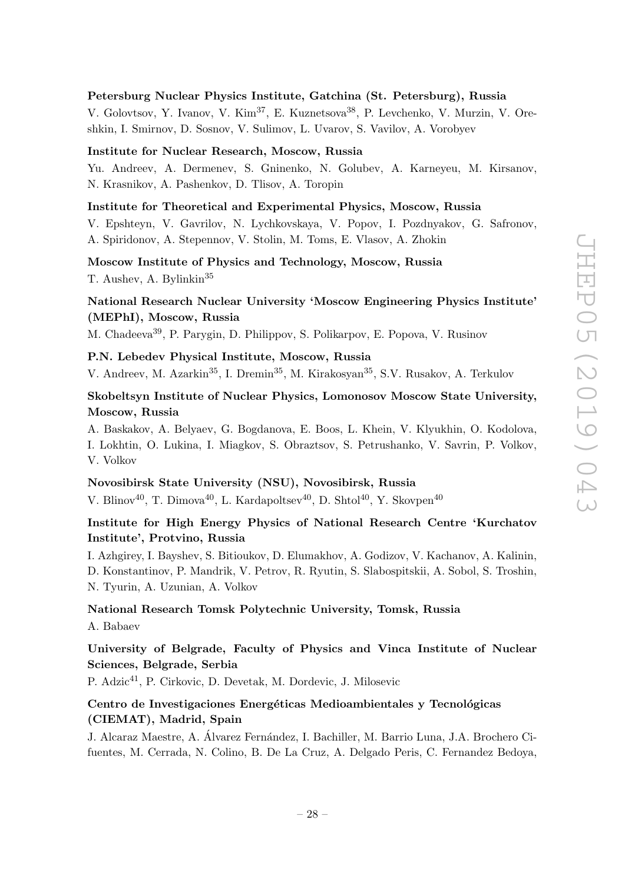**Petersburg Nuclear Physics Institute, Gatchina (St. Petersburg), Russia**

V. Golovtsov, Y. Ivanov, V. Kim[37], E. Kuznetsova[38], P. Levchenko, V. Murzin, V. Oreshkin, I. Smirnov, D. Sosnov, V. Sulimov, L. Uvarov, S. Vavilov, A. Vorobyev

**Institute for Nuclear Research, Moscow, Russia**

Yu. Andreev, A. Dermenev, S. Gninenko, N. Golubev, A. Karneyeu, M. Kirsanov, N. Krasnikov, A. Pashenkov, D. Tlisov, A. Toropin

**Institute for Theoretical and Experimental Physics, Moscow, Russia**

V. Epshteyn, V. Gavrilov, N. Lychkovskaya, V. Popov, I. Pozdnyakov, G. Safronov, A. Spiridonov, A. Stepennov, V. Stolin, M. Toms, E. Vlasov, A. Zhokin

**Moscow Institute of Physics and Technology, Moscow, Russia**

T. Aushev, A. Bylinkin[35]

**National Research Nuclear University 'Moscow Engineering Physics Institute' (MEPhI), Moscow, Russia**

M. Chadeeva[39], P. Parygin, D. Philippov, S. Polikarpov, E. Popova, V. Rusinov

**P.N. Lebedev Physical Institute, Moscow, Russia**

V. Andreev, M. Azarkin[35], I. Dremin[35], M. Kirakosyan[35], S.V. Rusakov, A. Terkulov

**Skobeltsyn Institute of Nuclear Physics, Lomonosov Moscow State University, Moscow, Russia**

A. Baskakov, A. Belyaev, G. Bogdanova, E. Boos, L. Khein, V. Klyukhin, O. Kodolova, I. Lokhtin, O. Lukina, I. Miagkov, S. Obraztsov, S. Petrushanko, V. Savrin, P. Volkov, V. Volkov

**Novosibirsk State University (NSU), Novosibirsk, Russia**

V. Blinov[40], T. Dimova[40], L. Kardapoltsev[40], D. Shtol[40], Y. Skovpen[40]

**Institute for High Energy Physics of National Research Centre 'Kurchatov Institute', Protvino, Russia**

I. Azhgirey, I. Bayshev, S. Bitioukov, D. Elumakhov, A. Godizov, V. Kachanov, A. Kalinin, D. Konstantinov, P. Mandrik, V. Petrov, R. Ryutin, S. Slabospitskii, A. Sobol, S. Troshin, N. Tyurin, A. Uzunian, A. Volkov

**National Research Tomsk Polytechnic University, Tomsk, Russia**

A. Babaev

**University of Belgrade, Faculty of Physics and Vinca Institute of Nuclear Sciences, Belgrade, Serbia**

P. Adzic[41], P. Cirkovic, D. Devetak, M. Dordevic, J. Milosevic

**Centro de Investigaciones Energéticas Medioambientales y Tecnológicas (CIEMAT), Madrid, Spain**

J. Alcaraz Maestre, A. Álvarez Fernández, I. Bachiller, M. Barrio Luna, J.A. Brochero Cifuentes, M. Cerrada, N. Colino, B. De La Cruz, A. Delgado Peris, C. Fernandez Bedoya,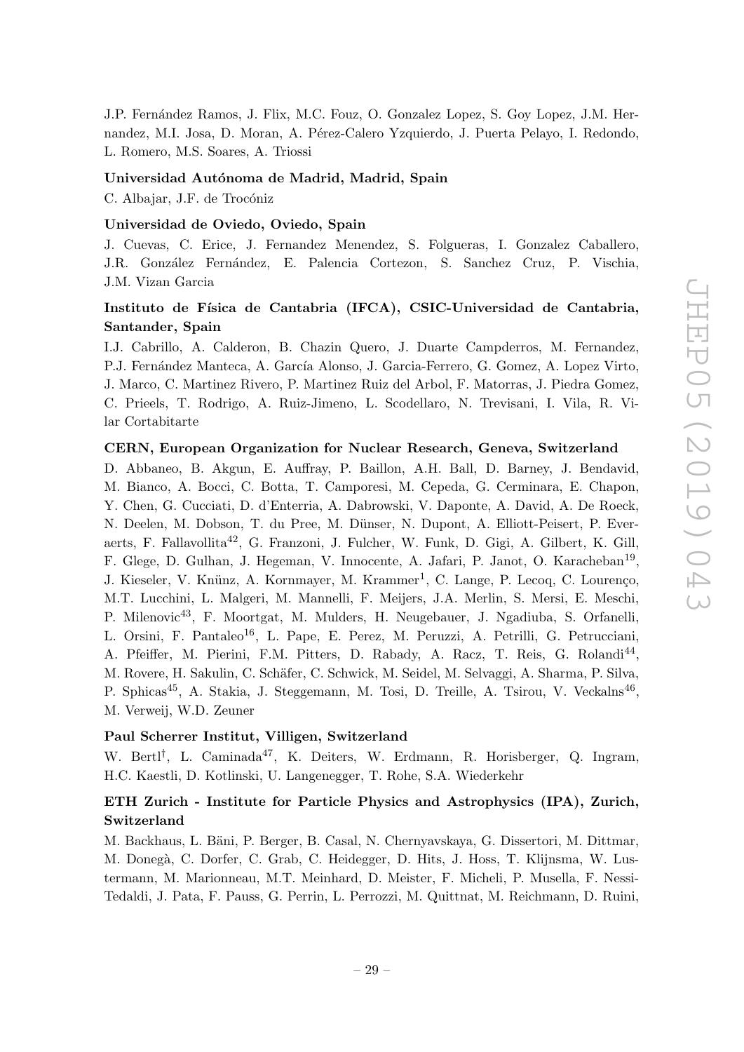J.P. Fernández Ramos, J. Flix, M.C. Fouz, O. Gonzalez Lopez, S. Goy Lopez, J.M. Hernandez, M.I. Josa, D. Moran, A. Pérez-Calero Yzquierdo, J. Puerta Pelayo, I. Redondo, L. Romero, M.S. Soares, A. Triossi

**Universidad Autónoma de Madrid, Madrid, Spain**

C. Albajar, J.F. de Trocóniz

**Universidad de Oviedo, Oviedo, Spain**

J. Cuevas, C. Erice, J. Fernandez Menendez, S. Folgueras, I. Gonzalez Caballero, J.R. González Fernández, E. Palencia Cortezon, S. Sanchez Cruz, P. Vischia, J.M. Vizan Garcia

**Instituto de Física de Cantabria (IFCA), CSIC-Universidad de Cantabria, Santander, Spain**

I.J. Cabrillo, A. Calderon, B. Chazin Quero, J. Duarte Campderros, M. Fernandez, P.J. Fernández Manteca, A. García Alonso, J. Garcia-Ferrero, G. Gomez, A. Lopez Virto, J. Marco, C. Martinez Rivero, P. Martinez Ruiz del Arbol, F. Matorras, J. Piedra Gomez, C. Prieels, T. Rodrigo, A. Ruiz-Jimeno, L. Scodellaro, N. Trevisani, I. Vila, R. Vilar Cortabitarte

**CERN, European Organization for Nuclear Research, Geneva, Switzerland**

D. Abbaneo, B. Akgun, E. Auffray, P. Baillon, A.H. Ball, D. Barney, J. Bendavid, M. Bianco, A. Bocci, C. Botta, T. Camporesi, M. Cepeda, G. Cerminara, E. Chapon, Y. Chen, G. Cucciati, D. d'Enterria, A. Dabrowski, V. Daponte, A. David, A. De Roeck, N. Deelen, M. Dobson, T. du Pree, M. Dünser, N. Dupont, A. Elliott-Peisert, P. Everaerts, F. Fallavollita[42], G. Franzoni, J. Fulcher, W. Funk, D. Gigi, A. Gilbert, K. Gill, F. Glege, D. Gulhan, J. Hegeman, V. Innocente, A. Jafari, P. Janot, O. Karacheban[19], J. Kieseler, V. Knünz, A. Kornmayer, M. Krammer[1], C. Lange, P. Lecoq, C. Lourenço, M.T. Lucchini, L. Malgeri, M. Mannelli, F. Meijers, J.A. Merlin, S. Mersi, E. Meschi, P. Milenovic[43], F. Moortgat, M. Mulders, H. Neugebauer, J. Ngadiuba, S. Orfanelli, L. Orsini, F. Pantaleo[16], L. Pape, E. Perez, M. Peruzzi, A. Petrilli, G. Petrucciani, A. Pfeiffer, M. Pierini, F.M. Pitters, D. Rabady, A. Racz, T. Reis, G. Rolandi[44], M. Rovere, H. Sakulin, C. Schäfer, C. Schwick, M. Seidel, M. Selvaggi, A. Sharma, P. Silva, P. Sphicas[45], A. Stakia, J. Steggemann, M. Tosi, D. Treille, A. Tsirou, V. Veckalns[46], M. Verweij, W.D. Zeuner

**Paul Scherrer Institut, Villigen, Switzerland**

W. Bertl[†], L. Caminada[47], K. Deiters, W. Erdmann, R. Horisberger, Q. Ingram, H.C. Kaestli, D. Kotlinski, U. Langenegger, T. Rohe, S.A. Wiederkehr

**ETH Zurich - Institute for Particle Physics and Astrophysics (IPA), Zurich, Switzerland**

M. Backhaus, L. Bäni, P. Berger, B. Casal, N. Chernyavskaya, G. Dissertori, M. Dittmar, M. Donegà, C. Dorfer, C. Grab, C. Heidegger, D. Hits, J. Hoss, T. Klijnsma, W. Lustermann, M. Marionneau, M.T. Meinhard, D. Meister, F. Micheli, P. Musella, F. Nessi-Tedaldi, J. Pata, F. Pauss, G. Perrin, L. Perrozzi, M. Quittnat, M. Reichmann, D. Ruini,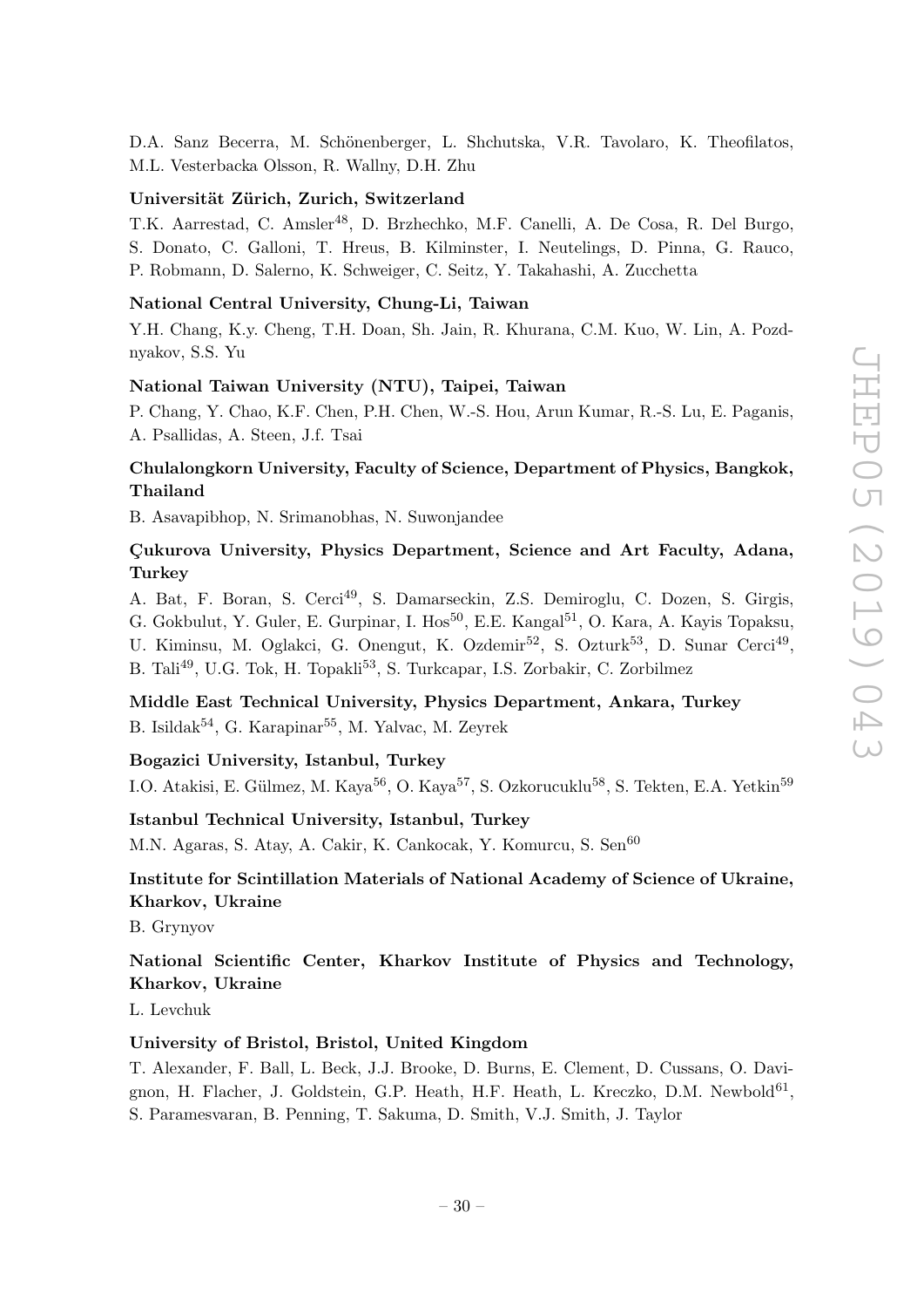D.A. Sanz Becerra, M. Schönenberger, L. Shchutska, V.R. Tavolaro, K. Theofilatos, M.L. Vesterbacka Olsson, R. Wallny, D.H. Zhu

**Universität Zürich, Zurich, Switzerland**

T.K. Aarrestad, C. Amsler[48], D. Brzhechko, M.F. Canelli, A. De Cosa, R. Del Burgo, S. Donato, C. Galloni, T. Hreus, B. Kilminster, I. Neutelings, D. Pinna, G. Rauco, P. Robmann, D. Salerno, K. Schweiger, C. Seitz, Y. Takahashi, A. Zucchetta

**National Central University, Chung-Li, Taiwan**

Y.H. Chang, K.y. Cheng, T.H. Doan, Sh. Jain, R. Khurana, C.M. Kuo, W. Lin, A. Pozdnyakov, S.S. Yu

**National Taiwan University (NTU), Taipei, Taiwan**

P. Chang, Y. Chao, K.F. Chen, P.H. Chen, W.-S. Hou, Arun Kumar, R.-S. Lu, E. Paganis, A. Psallidas, A. Steen, J.f. Tsai

**Chulalongkorn University, Faculty of Science, Department of Physics, Bangkok, Thailand**

B. Asavapibhop, N. Srimanobhas, N. Suwonjandee

**Çukurova University, Physics Department, Science and Art Faculty, Adana, Turkey**

A. Bat, F. Boran, S. Cerci[49], S. Damarseckin, Z.S. Demiroglu, C. Dozen, S. Girgis, G. Gokbulut, Y. Guler, E. Gurpinar, I. Hos[50], E.E. Kangal[51], O. Kara, A. Kayis Topaksu, U. Kiminsu, M. Oglakci, G. Onengut, K. Ozdemir[52], S. Ozturk[53], D. Sunar Cerci[49], B. Tali[49], U.G. Tok, H. Topakli[53], S. Turkcapar, I.S. Zorbakir, C. Zorbilmez

**Middle East Technical University, Physics Department, Ankara, Turkey**

B. Isildak[54], G. Karapinar[55], M. Yalvac, M. Zeyrek

**Bogazici University, Istanbul, Turkey**

I.O. Atakisi, E. Gülmez, M. Kaya[56], O. Kaya[57], S. Ozkorucuklu[58], S. Tekten, E.A. Yetkin[59]

**Istanbul Technical University, Istanbul, Turkey**

M.N. Agaras, S. Atay, A. Cakir, K. Cankocak, Y. Komurcu, S. Sen[60]

**Institute for Scintillation Materials of National Academy of Science of Ukraine, Kharkov, Ukraine**

B. Grynyov

**National Scientific Center, Kharkov Institute of Physics and Technology, Kharkov, Ukraine**

L. Levchuk

**University of Bristol, Bristol, United Kingdom**

T. Alexander, F. Ball, L. Beck, J.J. Brooke, D. Burns, E. Clement, D. Cussans, O. Davignon, H. Flacher, J. Goldstein, G.P. Heath, H.F. Heath, L. Kreczko, D.M. Newbold[61], S. Paramesvaran, B. Penning, T. Sakuma, D. Smith, V.J. Smith, J. Taylor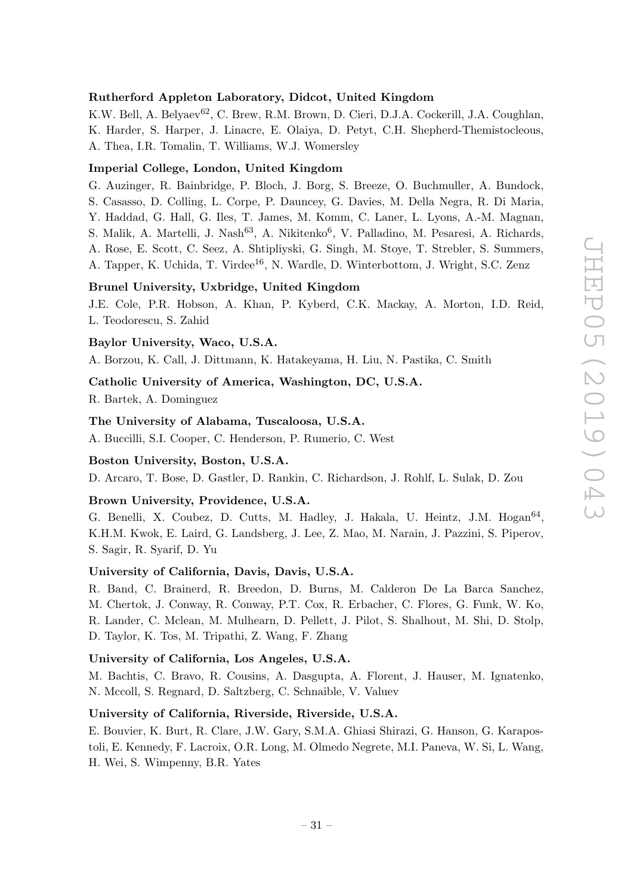**Rutherford Appleton Laboratory, Didcot, United Kingdom**

K.W. Bell, A. Belyaev[62], C. Brew, R.M. Brown, D. Cieri, D.J.A. Cockerill, J.A. Coughlan, K. Harder, S. Harper, J. Linacre, E. Olaiya, D. Petyt, C.H. Shepherd-Themistocleous, A. Thea, I.R. Tomalin, T. Williams, W.J. Womersley

**Imperial College, London, United Kingdom**

G. Auzinger, R. Bainbridge, P. Bloch, J. Borg, S. Breeze, O. Buchmuller, A. Bundock, S. Casasso, D. Colling, L. Corpe, P. Dauncey, G. Davies, M. Della Negra, R. Di Maria, Y. Haddad, G. Hall, G. Iles, T. James, M. Komm, C. Laner, L. Lyons, A.-M. Magnan, S. Malik, A. Martelli, J. Nash[63], A. Nikitenko[6], V. Palladino, M. Pesaresi, A. Richards, A. Rose, E. Scott, C. Seez, A. Shtipliyski, G. Singh, M. Stoye, T. Strebler, S. Summers, A. Tapper, K. Uchida, T. Virdee[16], N. Wardle, D. Winterbottom, J. Wright, S.C. Zenz

**Brunel University, Uxbridge, United Kingdom**

J.E. Cole, P.R. Hobson, A. Khan, P. Kyberd, C.K. Mackay, A. Morton, I.D. Reid, L. Teodorescu, S. Zahid

**Baylor University, Waco, U.S.A.**

A. Borzou, K. Call, J. Dittmann, K. Hatakeyama, H. Liu, N. Pastika, C. Smith

**Catholic University of America, Washington, DC, U.S.A.**

R. Bartek, A. Dominguez

**The University of Alabama, Tuscaloosa, U.S.A.**

A. Buccilli, S.I. Cooper, C. Henderson, P. Rumerio, C. West

**Boston University, Boston, U.S.A.**

D. Arcaro, T. Bose, D. Gastler, D. Rankin, C. Richardson, J. Rohlf, L. Sulak, D. Zou

**Brown University, Providence, U.S.A.**

G. Benelli, X. Coubez, D. Cutts, M. Hadley, J. Hakala, U. Heintz, J.M. Hogan[64], K.H.M. Kwok, E. Laird, G. Landsberg, J. Lee, Z. Mao, M. Narain, J. Pazzini, S. Piperov, S. Sagir, R. Syarif, D. Yu

**University of California, Davis, Davis, U.S.A.**

R. Band, C. Brainerd, R. Breedon, D. Burns, M. Calderon De La Barca Sanchez, M. Chertok, J. Conway, R. Conway, P.T. Cox, R. Erbacher, C. Flores, G. Funk, W. Ko, R. Lander, C. Mclean, M. Mulhearn, D. Pellett, J. Pilot, S. Shalhout, M. Shi, D. Stolp, D. Taylor, K. Tos, M. Tripathi, Z. Wang, F. Zhang

**University of California, Los Angeles, U.S.A.**

M. Bachtis, C. Bravo, R. Cousins, A. Dasgupta, A. Florent, J. Hauser, M. Ignatenko, N. Mccoll, S. Regnard, D. Saltzberg, C. Schnaible, V. Valuev

**University of California, Riverside, Riverside, U.S.A.**

E. Bouvier, K. Burt, R. Clare, J.W. Gary, S.M.A. Ghiasi Shirazi, G. Hanson, G. Karapostoli, E. Kennedy, F. Lacroix, O.R. Long, M. Olmedo Negrete, M.I. Paneva, W. Si, L. Wang, H. Wei, S. Wimpenny, B.R. Yates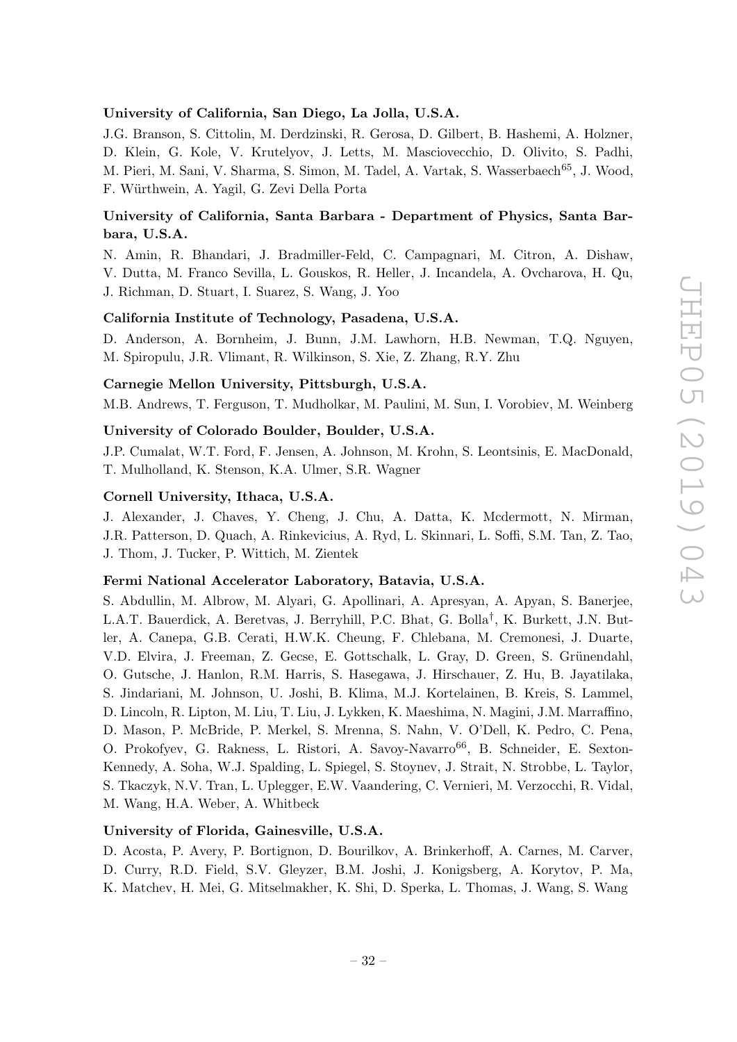**University of California, San Diego, La Jolla, U.S.A.**

J.G. Branson, S. Cittolin, M. Derdzinski, R. Gerosa, D. Gilbert, B. Hashemi, A. Holzner, D. Klein, G. Kole, V. Krutelyov, J. Letts, M. Masciovecchio, D. Olivito, S. Padhi, M. Pieri, M. Sani, V. Sharma, S. Simon, M. Tadel, A. Vartak, S. Wasserbaech[65], J. Wood, F. Würthwein, A. Yagil, G. Zevi Della Porta

**University of California, Santa Barbara - Department of Physics, Santa Barbara, U.S.A.**

N. Amin, R. Bhandari, J. Bradmiller-Feld, C. Campagnari, M. Citron, A. Dishaw, V. Dutta, M. Franco Sevilla, L. Gouskos, R. Heller, J. Incandela, A. Ovcharova, H. Qu, J. Richman, D. Stuart, I. Suarez, S. Wang, J. Yoo

**California Institute of Technology, Pasadena, U.S.A.**

D. Anderson, A. Bornheim, J. Bunn, J.M. Lawhorn, H.B. Newman, T.Q. Nguyen, M. Spiropulu, J.R. Vlimant, R. Wilkinson, S. Xie, Z. Zhang, R.Y. Zhu

**Carnegie Mellon University, Pittsburgh, U.S.A.**

M.B. Andrews, T. Ferguson, T. Mudholkar, M. Paulini, M. Sun, I. Vorobiev, M. Weinberg

**University of Colorado Boulder, Boulder, U.S.A.**

J.P. Cumalat, W.T. Ford, F. Jensen, A. Johnson, M. Krohn, S. Leontsinis, E. MacDonald, T. Mulholland, K. Stenson, K.A. Ulmer, S.R. Wagner

**Cornell University, Ithaca, U.S.A.**

J. Alexander, J. Chaves, Y. Cheng, J. Chu, A. Datta, K. Mcdermott, N. Mirman, J.R. Patterson, D. Quach, A. Rinkevicius, A. Ryd, L. Skinnari, L. Soffi, S.M. Tan, Z. Tao, J. Thom, J. Tucker, P. Wittich, M. Zientek

**Fermi National Accelerator Laboratory, Batavia, U.S.A.**

S. Abdullin, M. Albrow, M. Alyari, G. Apollinari, A. Apresyan, A. Apyan, S. Banerjee, L.A.T. Bauerdick, A. Beretvas, J. Berryhill, P.C. Bhat, G. Bolla[†], K. Burkett, J.N. Butler, A. Canepa, G.B. Cerati, H.W.K. Cheung, F. Chlebana, M. Cremonesi, J. Duarte, V.D. Elvira, J. Freeman, Z. Gecse, E. Gottschalk, L. Gray, D. Green, S. Grünendahl, O. Gutsche, J. Hanlon, R.M. Harris, S. Hasegawa, J. Hirschauer, Z. Hu, B. Jayatilaka, S. Jindariani, M. Johnson, U. Joshi, B. Klima, M.J. Kortelainen, B. Kreis, S. Lammel, D. Lincoln, R. Lipton, M. Liu, T. Liu, J. Lykken, K. Maeshima, N. Magini, J.M. Marraffino, D. Mason, P. McBride, P. Merkel, S. Mrenna, S. Nahn, V. O'Dell, K. Pedro, C. Pena, O. Prokofyev, G. Rakness, L. Ristori, A. Savoy-Navarro[66], B. Schneider, E. Sexton-Kennedy, A. Soha, W.J. Spalding, L. Spiegel, S. Stoynev, J. Strait, N. Strobbe, L. Taylor, S. Tkaczyk, N.V. Tran, L. Uplegger, E.W. Vaandering, C. Vernieri, M. Verzocchi, R. Vidal, M. Wang, H.A. Weber, A. Whitbeck

**University of Florida, Gainesville, U.S.A.**

D. Acosta, P. Avery, P. Bortignon, D. Bourilkov, A. Brinkerhoff, A. Carnes, M. Carver, D. Curry, R.D. Field, S.V. Gleyzer, B.M. Joshi, J. Konigsberg, A. Korytov, P. Ma, K. Matchev, H. Mei, G. Mitselmakher, K. Shi, D. Sperka, L. Thomas, J. Wang, S. Wang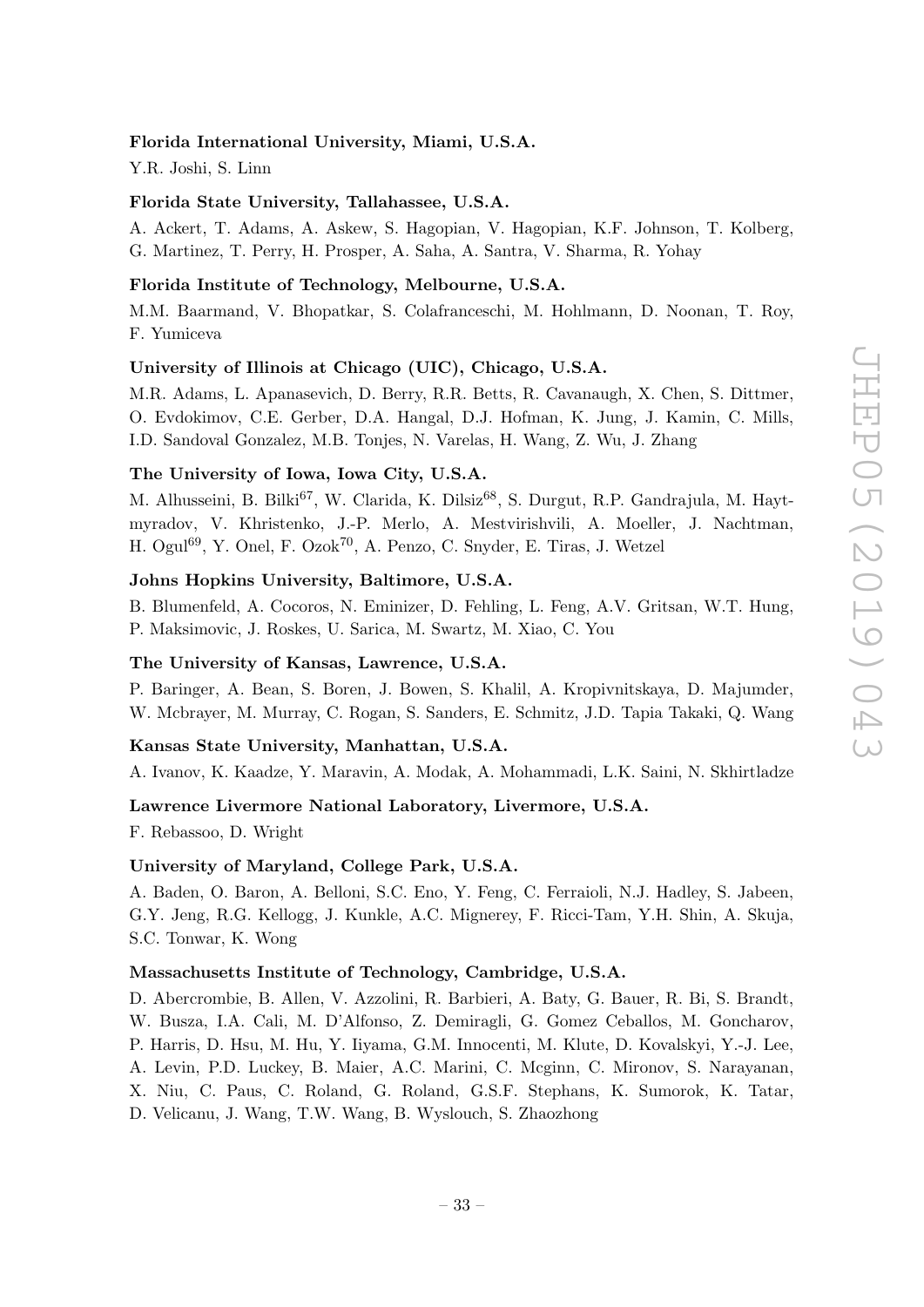**Florida International University, Miami, U.S.A.**

Y.R. Joshi, S. Linn

**Florida State University, Tallahassee, U.S.A.**

A. Ackert, T. Adams, A. Askew, S. Hagopian, V. Hagopian, K.F. Johnson, T. Kolberg, G. Martinez, T. Perry, H. Prosper, A. Saha, A. Santra, V. Sharma, R. Yohay

**Florida Institute of Technology, Melbourne, U.S.A.**

M.M. Baarmand, V. Bhopatkar, S. Colafranceschi, M. Hohlmann, D. Noonan, T. Roy, F. Yumiceva

**University of Illinois at Chicago (UIC), Chicago, U.S.A.**

M.R. Adams, L. Apanasevich, D. Berry, R.R. Betts, R. Cavanaugh, X. Chen, S. Dittmer, O. Evdokimov, C.E. Gerber, D.A. Hangal, D.J. Hofman, K. Jung, J. Kamin, C. Mills, I.D. Sandoval Gonzalez, M.B. Tonjes, N. Varelas, H. Wang, Z. Wu, J. Zhang

**The University of Iowa, Iowa City, U.S.A.**

M. Alhusseini, B. Bilki[67], W. Clarida, K. Dilsiz[68], S. Durgut, R.P. Gandrajula, M. Haytmyradov, V. Khristenko, J.-P. Merlo, A. Mestvirishvili, A. Moeller, J. Nachtman, H. Ogul[69], Y. Onel, F. Ozok[70], A. Penzo, C. Snyder, E. Tiras, J. Wetzel

**Johns Hopkins University, Baltimore, U.S.A.**

B. Blumenfeld, A. Cocoros, N. Eminizer, D. Fehling, L. Feng, A.V. Gritsan, W.T. Hung, P. Maksimovic, J. Roskes, U. Sarica, M. Swartz, M. Xiao, C. You

**The University of Kansas, Lawrence, U.S.A.**

P. Baringer, A. Bean, S. Boren, J. Bowen, S. Khalil, A. Kropivnitskaya, D. Majumder, W. Mcbrayer, M. Murray, C. Rogan, S. Sanders, E. Schmitz, J.D. Tapia Takaki, Q. Wang

**Kansas State University, Manhattan, U.S.A.**

A. Ivanov, K. Kaadze, Y. Maravin, A. Modak, A. Mohammadi, L.K. Saini, N. Skhirtladze

**Lawrence Livermore National Laboratory, Livermore, U.S.A.**

F. Rebassoo, D. Wright

**University of Maryland, College Park, U.S.A.**

A. Baden, O. Baron, A. Belloni, S.C. Eno, Y. Feng, C. Ferraioli, N.J. Hadley, S. Jabeen, G.Y. Jeng, R.G. Kellogg, J. Kunkle, A.C. Mignerey, F. Ricci-Tam, Y.H. Shin, A. Skuja, S.C. Tonwar, K. Wong

**Massachusetts Institute of Technology, Cambridge, U.S.A.**

D. Abercrombie, B. Allen, V. Azzolini, R. Barbieri, A. Baty, G. Bauer, R. Bi, S. Brandt, W. Busza, I.A. Cali, M. D'Alfonso, Z. Demiragli, G. Gomez Ceballos, M. Goncharov, P. Harris, D. Hsu, M. Hu, Y. Iiyama, G.M. Innocenti, M. Klute, D. Kovalskyi, Y.-J. Lee, A. Levin, P.D. Luckey, B. Maier, A.C. Marini, C. Mcginn, C. Mironov, S. Narayanan, X. Niu, C. Paus, C. Roland, G. Roland, G.S.F. Stephans, K. Sumorok, K. Tatar, D. Velicanu, J. Wang, T.W. Wang, B. Wyslouch, S. Zhaozhong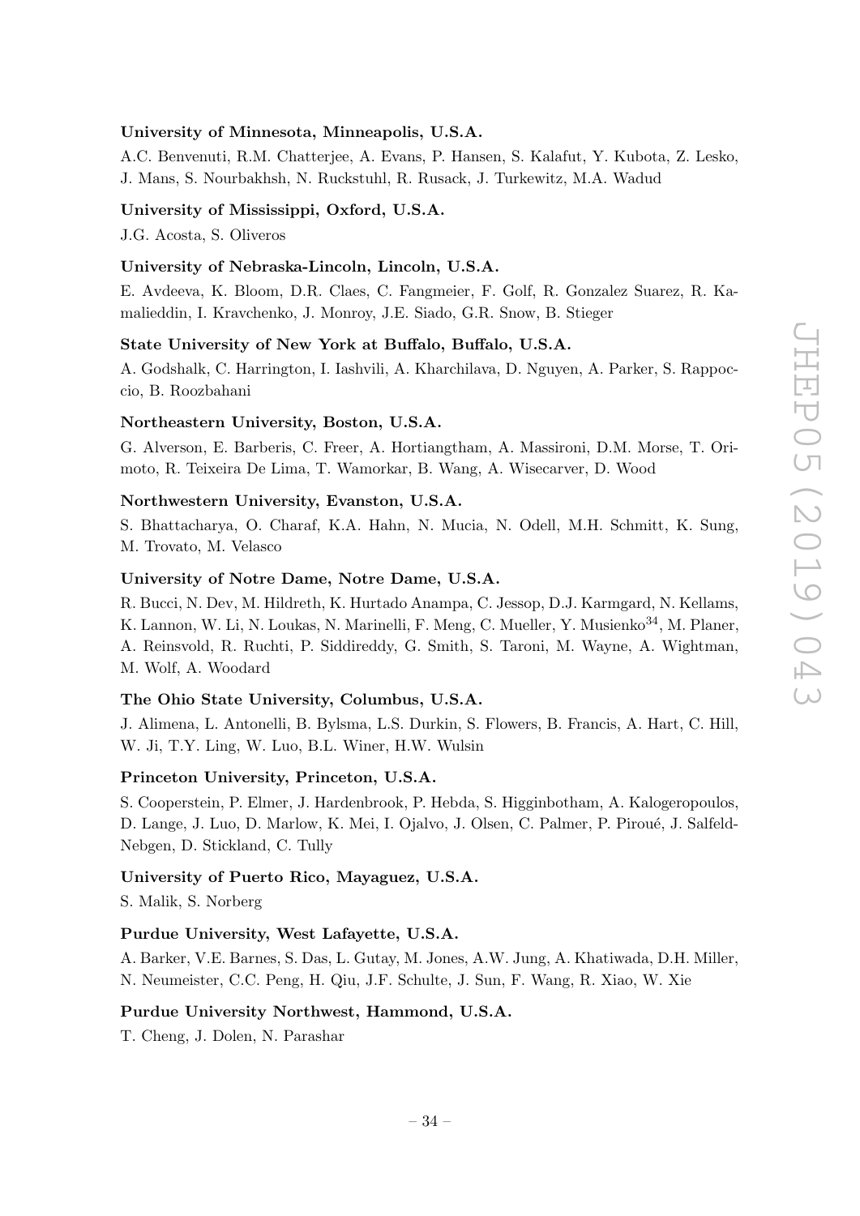**University of Minnesota, Minneapolis, U.S.A.**

A.C. Benvenuti, R.M. Chatterjee, A. Evans, P. Hansen, S. Kalafut, Y. Kubota, Z. Lesko, J. Mans, S. Nourbakhsh, N. Ruckstuhl, R. Rusack, J. Turkewitz, M.A. Wadud

**University of Mississippi, Oxford, U.S.A.**

J.G. Acosta, S. Oliveros

**University of Nebraska-Lincoln, Lincoln, U.S.A.**

E. Avdeeva, K. Bloom, D.R. Claes, C. Fangmeier, F. Golf, R. Gonzalez Suarez, R. Kamalieddin, I. Kravchenko, J. Monroy, J.E. Siado, G.R. Snow, B. Stieger

**State University of New York at Buffalo, Buffalo, U.S.A.**

A. Godshalk, C. Harrington, I. Iashvili, A. Kharchilava, D. Nguyen, A. Parker, S. Rappoccio, B. Roozbahani

**Northeastern University, Boston, U.S.A.**

G. Alverson, E. Barberis, C. Freer, A. Hortiangtham, A. Massironi, D.M. Morse, T. Orimoto, R. Teixeira De Lima, T. Wamorkar, B. Wang, A. Wisecarver, D. Wood

**Northwestern University, Evanston, U.S.A.**

S. Bhattacharya, O. Charaf, K.A. Hahn, N. Mucia, N. Odell, M.H. Schmitt, K. Sung, M. Trovato, M. Velasco

**University of Notre Dame, Notre Dame, U.S.A.**

R. Bucci, N. Dev, M. Hildreth, K. Hurtado Anampa, C. Jessop, D.J. Karmgard, N. Kellams, K. Lannon, W. Li, N. Loukas, N. Marinelli, F. Meng, C. Mueller, Y. Musienko[34], M. Planer, A. Reinsvold, R. Ruchti, P. Siddireddy, G. Smith, S. Taroni, M. Wayne, A. Wightman, M. Wolf, A. Woodard

**The Ohio State University, Columbus, U.S.A.**

J. Alimena, L. Antonelli, B. Bylsma, L.S. Durkin, S. Flowers, B. Francis, A. Hart, C. Hill, W. Ji, T.Y. Ling, W. Luo, B.L. Winer, H.W. Wulsin

**Princeton University, Princeton, U.S.A.**

S. Cooperstein, P. Elmer, J. Hardenbrook, P. Hebda, S. Higginbotham, A. Kalogeropoulos, D. Lange, J. Luo, D. Marlow, K. Mei, I. Ojalvo, J. Olsen, C. Palmer, P. Piroué, J. Salfeld-Nebgen, D. Stickland, C. Tully

**University of Puerto Rico, Mayaguez, U.S.A.**

S. Malik, S. Norberg

**Purdue University, West Lafayette, U.S.A.**

A. Barker, V.E. Barnes, S. Das, L. Gutay, M. Jones, A.W. Jung, A. Khatiwada, D.H. Miller, N. Neumeister, C.C. Peng, H. Qiu, J.F. Schulte, J. Sun, F. Wang, R. Xiao, W. Xie

**Purdue University Northwest, Hammond, U.S.A.**

T. Cheng, J. Dolen, N. Parashar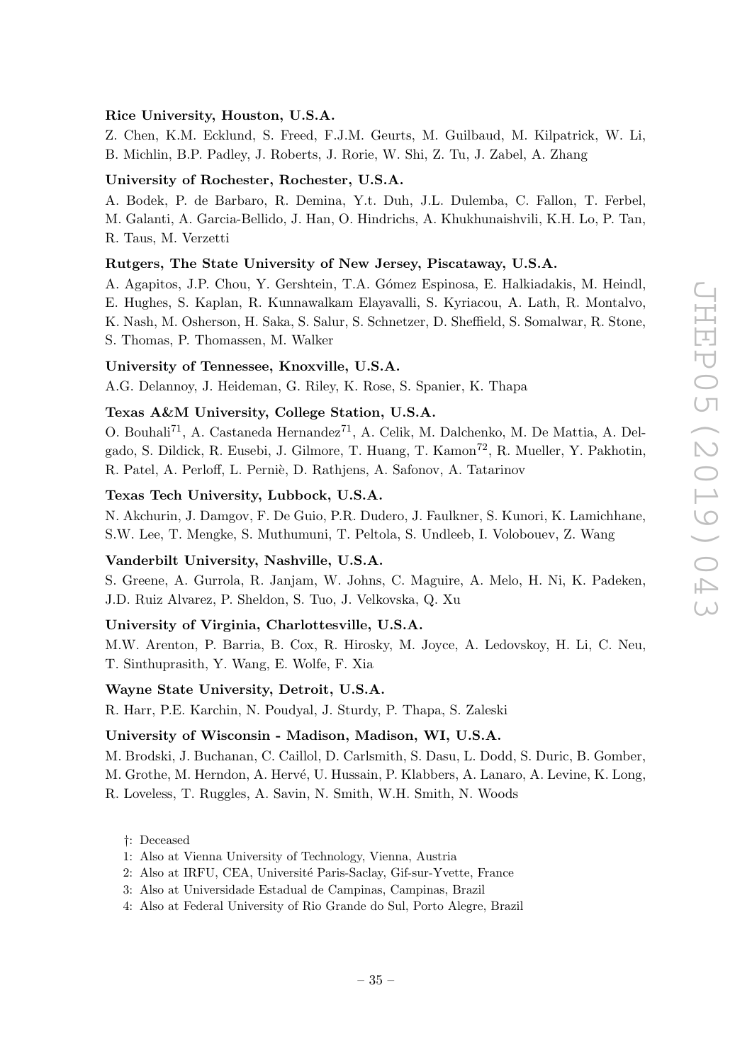**Rice University, Houston, U.S.A.**

Z. Chen, K.M. Ecklund, S. Freed, F.J.M. Geurts, M. Guilbaud, M. Kilpatrick, W. Li, B. Michlin, B.P. Padley, J. Roberts, J. Rorie, W. Shi, Z. Tu, J. Zabel, A. Zhang

**University of Rochester, Rochester, U.S.A.**

A. Bodek, P. de Barbaro, R. Demina, Y.t. Duh, J.L. Dulemba, C. Fallon, T. Ferbel, M. Galanti, A. Garcia-Bellido, J. Han, O. Hindrichs, A. Khukhunaishvili, K.H. Lo, P. Tan, R. Taus, M. Verzetti

**Rutgers, The State University of New Jersey, Piscataway, U.S.A.**

A. Agapitos, J.P. Chou, Y. Gershtein, T.A. Gómez Espinosa, E. Halkiadakis, M. Heindl, E. Hughes, S. Kaplan, R. Kunnawalkam Elayavalli, S. Kyriacou, A. Lath, R. Montalvo, K. Nash, M. Osherson, H. Saka, S. Salur, S. Schnetzer, D. Sheffield, S. Somalwar, R. Stone, S. Thomas, P. Thomassen, M. Walker

**University of Tennessee, Knoxville, U.S.A.**

A.G. Delannoy, J. Heideman, G. Riley, K. Rose, S. Spanier, K. Thapa

**Texas A&M University, College Station, U.S.A.**

O. Bouhali[71], A. Castaneda Hernandez[71], A. Celik, M. Dalchenko, M. De Mattia, A. Delgado, S. Dildick, R. Eusebi, J. Gilmore, T. Huang, T. Kamon[72], R. Mueller, Y. Pakhotin, R. Patel, A. Perloff, L. Perniè, D. Rathjens, A. Safonov, A. Tatarinov

**Texas Tech University, Lubbock, U.S.A.**

N. Akchurin, J. Damgov, F. De Guio, P.R. Dudero, J. Faulkner, S. Kunori, K. Lamichhane, S.W. Lee, T. Mengke, S. Muthumuni, T. Peltola, S. Undleeb, I. Volobouev, Z. Wang

**Vanderbilt University, Nashville, U.S.A.**

S. Greene, A. Gurrola, R. Janjam, W. Johns, C. Maguire, A. Melo, H. Ni, K. Padeken, J.D. Ruiz Alvarez, P. Sheldon, S. Tuo, J. Velkovska, Q. Xu

**University of Virginia, Charlottesville, U.S.A.**

M.W. Arenton, P. Barria, B. Cox, R. Hirosky, M. Joyce, A. Ledovskoy, H. Li, C. Neu, T. Sinthuprasith, Y. Wang, E. Wolfe, F. Xia

**Wayne State University, Detroit, U.S.A.**

R. Harr, P.E. Karchin, N. Poudyal, J. Sturdy, P. Thapa, S. Zaleski

**University of Wisconsin - Madison, Madison, WI, U.S.A.**

M. Brodski, J. Buchanan, C. Caillol, D. Carlsmith, S. Dasu, L. Dodd, S. Duric, B. Gomber, M. Grothe, M. Herndon, A. Hervé, U. Hussain, P. Klabbers, A. Lanaro, A. Levine, K. Long, R. Loveless, T. Ruggles, A. Savin, N. Smith, W.H. Smith, N. Woods

†: Deceased
1: Also at Vienna University of Technology, Vienna, Austria
2: Also at IRFU, CEA, Université Paris-Saclay, Gif-sur-Yvette, France
3: Also at Universidade Estadual de Campinas, Campinas, Brazil
4: Also at Federal University of Rio Grande do Sul, Porto Alegre, Brazil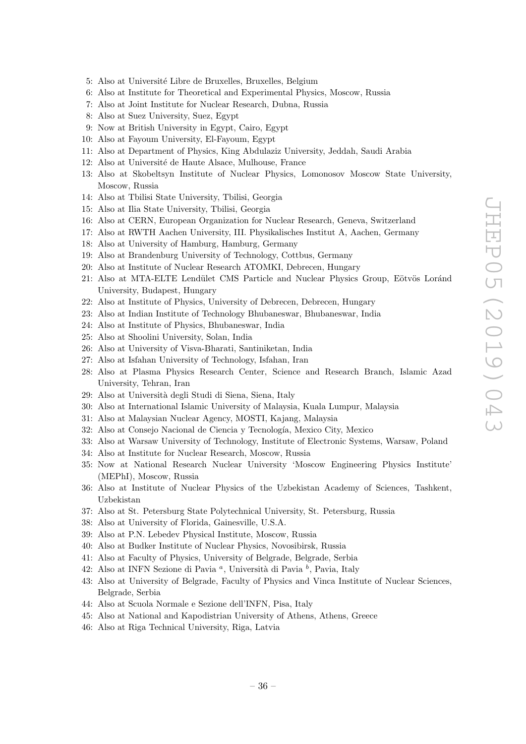5: Also at Université Libre de Bruxelles, Bruxelles, Belgium

6: Also at Institute for Theoretical and Experimental Physics, Moscow, Russia

7: Also at Joint Institute for Nuclear Research, Dubna, Russia

8: Also at Suez University, Suez, Egypt

9: Now at British University in Egypt, Cairo, Egypt

10: Also at Fayoum University, El-Fayoum, Egypt

11: Also at Department of Physics, King Abdulaziz University, Jeddah, Saudi Arabia

12: Also at Université de Haute Alsace, Mulhouse, France

13: Also at Skobeltsyn Institute of Nuclear Physics, Lomonosov Moscow State University, Moscow, Russia

14: Also at Tbilisi State University, Tbilisi, Georgia

15: Also at Ilia State University, Tbilisi, Georgia

16: Also at CERN, European Organization for Nuclear Research, Geneva, Switzerland

17: Also at RWTH Aachen University, III. Physikalisches Institut A, Aachen, Germany

18: Also at University of Hamburg, Hamburg, Germany

19: Also at Brandenburg University of Technology, Cottbus, Germany

20: Also at Institute of Nuclear Research ATOMKI, Debrecen, Hungary

21: Also at MTA-ELTE Lendület CMS Particle and Nuclear Physics Group, Eötvös Loránd University, Budapest, Hungary

22: Also at Institute of Physics, University of Debrecen, Debrecen, Hungary

23: Also at Indian Institute of Technology Bhubaneswar, Bhubaneswar, India

24: Also at Institute of Physics, Bhubaneswar, India

25: Also at Shoolini University, Solan, India

26: Also at University of Visva-Bharati, Santiniketan, India

27: Also at Isfahan University of Technology, Isfahan, Iran

28: Also at Plasma Physics Research Center, Science and Research Branch, Islamic Azad University, Tehran, Iran

29: Also at Università degli Studi di Siena, Siena, Italy

30: Also at International Islamic University of Malaysia, Kuala Lumpur, Malaysia

31: Also at Malaysian Nuclear Agency, MOSTI, Kajang, Malaysia

32: Also at Consejo Nacional de Ciencia y Tecnología, Mexico City, Mexico

33: Also at Warsaw University of Technology, Institute of Electronic Systems, Warsaw, Poland

34: Also at Institute for Nuclear Research, Moscow, Russia

35: Now at National Research Nuclear University 'Moscow Engineering Physics Institute' (MEPhI), Moscow, Russia

36: Also at Institute of Nuclear Physics of the Uzbekistan Academy of Sciences, Tashkent, Uzbekistan

37: Also at St. Petersburg State Polytechnical University, St. Petersburg, Russia

38: Also at University of Florida, Gainesville, U.S.A.

39: Also at P.N. Lebedev Physical Institute, Moscow, Russia

40: Also at Budker Institute of Nuclear Physics, Novosibirsk, Russia

41: Also at Faculty of Physics, University of Belgrade, Belgrade, Serbia

42: Also at INFN Sezione di Pavia [a], Università di Pavia [b], Pavia, Italy

43: Also at University of Belgrade, Faculty of Physics and Vinca Institute of Nuclear Sciences, Belgrade, Serbia

44: Also at Scuola Normale e Sezione dell'INFN, Pisa, Italy

45: Also at National and Kapodistrian University of Athens, Athens, Greece

46: Also at Riga Technical University, Riga, Latvia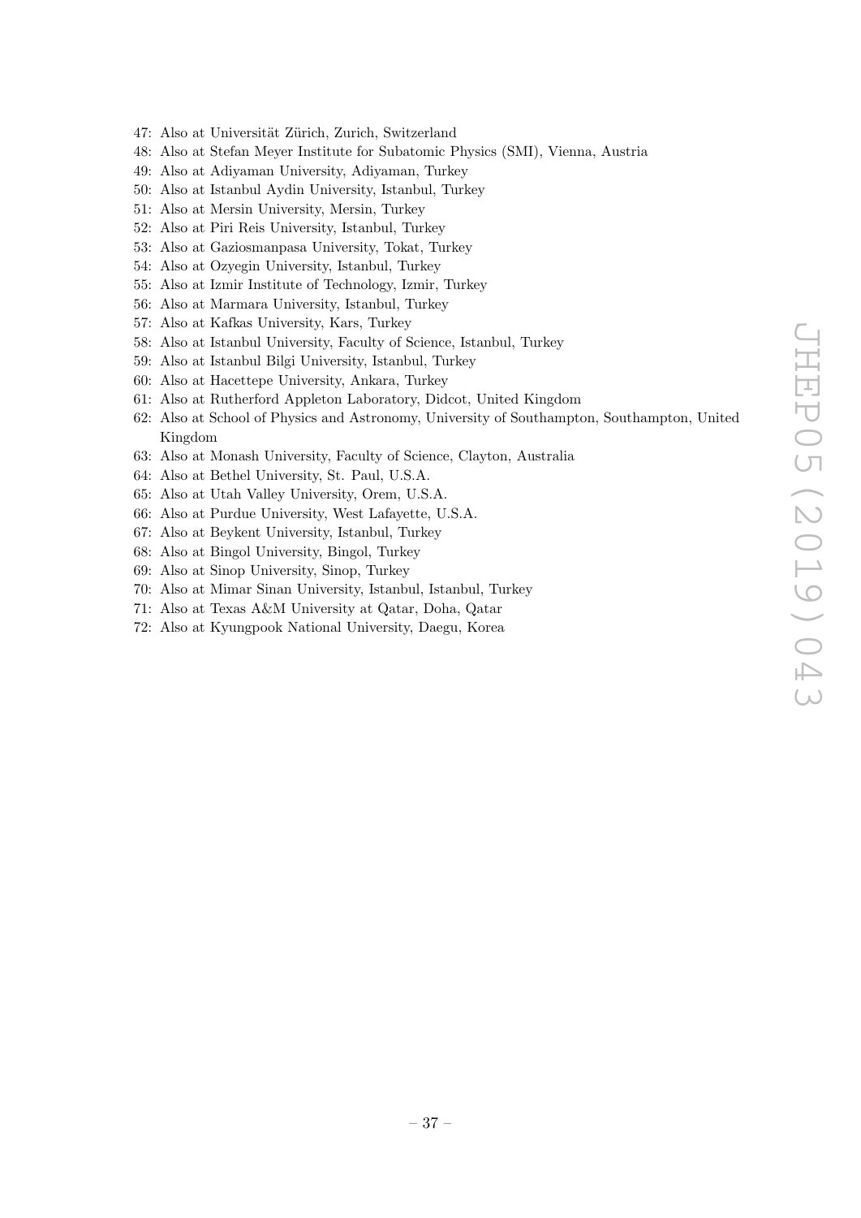47: Also at Universität Zürich, Zurich, Switzerland
48: Also at Stefan Meyer Institute for Subatomic Physics (SMI), Vienna, Austria
49: Also at Adiyaman University, Adiyaman, Turkey
50: Also at Istanbul Aydin University, Istanbul, Turkey
51: Also at Mersin University, Mersin, Turkey
52: Also at Piri Reis University, Istanbul, Turkey
53: Also at Gaziosmanpasa University, Tokat, Turkey
54: Also at Ozyegin University, Istanbul, Turkey
55: Also at Izmir Institute of Technology, Izmir, Turkey
56: Also at Marmara University, Istanbul, Turkey
57: Also at Kafkas University, Kars, Turkey
58: Also at Istanbul University, Faculty of Science, Istanbul, Turkey
59: Also at Istanbul Bilgi University, Istanbul, Turkey
60: Also at Hacettepe University, Ankara, Turkey
61: Also at Rutherford Appleton Laboratory, Didcot, United Kingdom
62: Also at School of Physics and Astronomy, University of Southampton, Southampton, United Kingdom
63: Also at Monash University, Faculty of Science, Clayton, Australia
64: Also at Bethel University, St. Paul, U.S.A.
65: Also at Utah Valley University, Orem, U.S.A.
66: Also at Purdue University, West Lafayette, U.S.A.
67: Also at Beykent University, Istanbul, Turkey
68: Also at Bingol University, Bingol, Turkey
69: Also at Sinop University, Sinop, Turkey
70: Also at Mimar Sinan University, Istanbul, Istanbul, Turkey
71: Also at Texas A&M University at Qatar, Doha, Qatar
72: Also at Kyungpook National University, Daegu, Korea